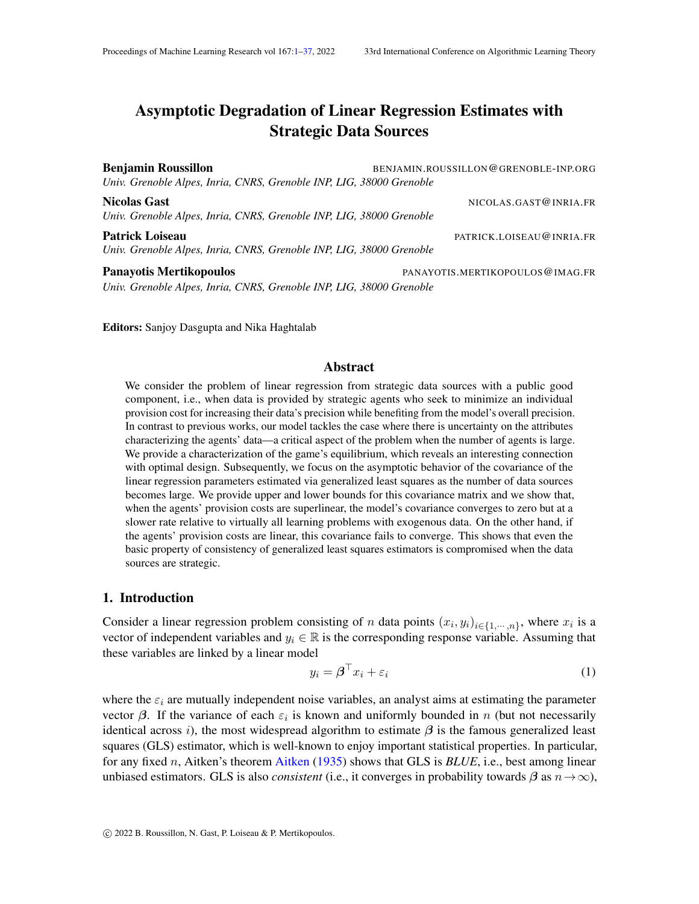# Asymptotic Degradation of Linear Regression Estimates with Strategic Data Sources

**Benjamin Roussillon** BENJAMIN.ROUSSILLON@GRENOBLE-INP.ORG
*Univ. Grenoble Alpes, Inria, CNRS, Grenoble INP, LIG, 38000 Grenoble*

**Nicolas Gast** NICOLAS.GAST@INRIA.FR
*Univ. Grenoble Alpes, Inria, CNRS, Grenoble INP, LIG, 38000 Grenoble*

**Patrick Loiseau** PATRICK.LOISEAU@INRIA.FR
*Univ. Grenoble Alpes, Inria, CNRS, Grenoble INP, LIG, 38000 Grenoble*

**Panayotis Mertikopoulos** PANAYOTIS.MERTIKOPOULOS@IMAG.FR
*Univ. Grenoble Alpes, Inria, CNRS, Grenoble INP, LIG, 38000 Grenoble*

**Editors:** Sanjoy Dasgupta and Nika Haghtalab

## Abstract

We consider the problem of linear regression from strategic data sources with a public good component, i.e., when data is provided by strategic agents who seek to minimize an individual provision cost for increasing their data's precision while benefiting from the model's overall precision. In contrast to previous works, our model tackles the case where there is uncertainty on the attributes characterizing the agents' data—a critical aspect of the problem when the number of agents is large. We provide a characterization of the game's equilibrium, which reveals an interesting connection with optimal design. Subsequently, we focus on the asymptotic behavior of the covariance of the linear regression parameters estimated via generalized least squares as the number of data sources becomes large. We provide upper and lower bounds for this covariance matrix and we show that, when the agents' provision costs are superlinear, the model's covariance converges to zero but at a slower rate relative to virtually all learning problems with exogenous data. On the other hand, if the agents' provision costs are linear, this covariance fails to converge. This shows that even the basic property of consistency of generalized least squares estimators is compromised when the data sources are strategic.

## 1. Introduction

Consider a linear regression problem consisting of $n$ data points $(x_i, y_i)_{i\in\{1,\cdots,n\}}$, where $x_i$ is a vector of independent variables and $y_i \in \mathbb{R}$ is the corresponding response variable. Assuming that these variables are linked by a linear model

$$y_i = \boldsymbol{\beta}^\top x_i + \varepsilon_i \tag{1}$$

where the $\varepsilon_i$ are mutually independent noise variables, an analyst aims at estimating the parameter vector $\boldsymbol{\beta}$. If the variance of each $\varepsilon_i$ is known and uniformly bounded in $n$ (but not necessarily identical across $i$), the most widespread algorithm to estimate $\boldsymbol{\beta}$ is the famous generalized least squares (GLS) estimator, which is well-known to enjoy important statistical properties. In particular, for any fixed $n$, Aitken's theorem Aitken (1935) shows that GLS is *BLUE*, i.e., best among linear unbiased estimators. GLS is also *consistent* (i.e., it converges in probability towards $\boldsymbol{\beta}$ as $n \to \infty$),

© 2022 B. Roussillon, N. Gast, P. Loiseau & P. Mertikopoulos.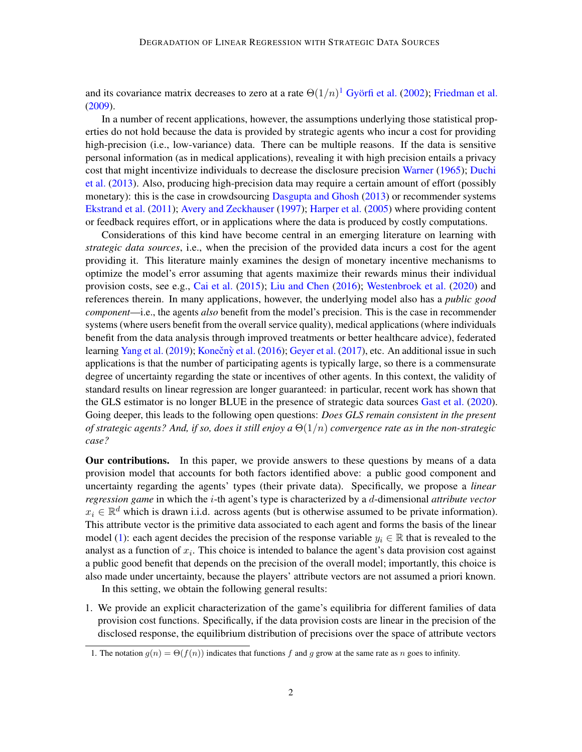and its covariance matrix decreases to zero at a rate $\Theta(1/n)$[1] Györfi et al. (2002); Friedman et al. (2009).

In a number of recent applications, however, the assumptions underlying those statistical properties do not hold because the data is provided by strategic agents who incur a cost for providing high-precision (i.e., low-variance) data. There can be multiple reasons. If the data is sensitive personal information (as in medical applications), revealing it with high precision entails a privacy cost that might incentivize individuals to decrease the disclosure precision Warner (1965); Duchi et al. (2013). Also, producing high-precision data may require a certain amount of effort (possibly monetary): this is the case in crowdsourcing Dasgupta and Ghosh (2013) or recommender systems Ekstrand et al. (2011); Avery and Zeckhauser (1997); Harper et al. (2005) where providing content or feedback requires effort, or in applications where the data is produced by costly computations.

Considerations of this kind have become central in an emerging literature on learning with *strategic data sources*, i.e., when the precision of the provided data incurs a cost for the agent providing it. This literature mainly examines the design of monetary incentive mechanisms to optimize the model's error assuming that agents maximize their rewards minus their individual provision costs, see e.g., Cai et al. (2015); Liu and Chen (2016); Westenbroek et al. (2020) and references therein. In many applications, however, the underlying model also has a *public good component*—i.e., the agents *also* benefit from the model's precision. This is the case in recommender systems (where users benefit from the overall service quality), medical applications (where individuals benefit from the data analysis through improved treatments or better healthcare advice), federated learning Yang et al. (2019); Konečný et al. (2016); Geyer et al. (2017), etc. An additional issue in such applications is that the number of participating agents is typically large, so there is a commensurate degree of uncertainty regarding the state or incentives of other agents. In this context, the validity of standard results on linear regression are longer guaranteed: in particular, recent work has shown that the GLS estimator is no longer BLUE in the presence of strategic data sources Gast et al. (2020). Going deeper, this leads to the following open questions: *Does GLS remain consistent in the present of strategic agents? And, if so, does it still enjoy a $\Theta(1/n)$ convergence rate as in the non-strategic case?*

**Our contributions.** In this paper, we provide answers to these questions by means of a data provision model that accounts for both factors identified above: a public good component and uncertainty regarding the agents' types (their private data). Specifically, we propose a *linear regression game* in which the $i$-th agent's type is characterized by a $d$-dimensional *attribute vector* $x_i \in \mathbb{R}^d$ which is drawn i.i.d. across agents (but is otherwise assumed to be private information). This attribute vector is the primitive data associated to each agent and forms the basis of the linear model (1): each agent decides the precision of the response variable $y_i \in \mathbb{R}$ that is revealed to the analyst as a function of $x_i$. This choice is intended to balance the agent's data provision cost against a public good benefit that depends on the precision of the overall model; importantly, this choice is also made under uncertainty, because the players' attribute vectors are not assumed a priori known.

In this setting, we obtain the following general results:

1. We provide an explicit characterization of the game's equilibria for different families of data provision cost functions. Specifically, if the data provision costs are linear in the precision of the disclosed response, the equilibrium distribution of precisions over the space of attribute vectors

[1] The notation $g(n) = \Theta(f(n))$ indicates that functions $f$ and $g$ grow at the same rate as $n$ goes to infinity.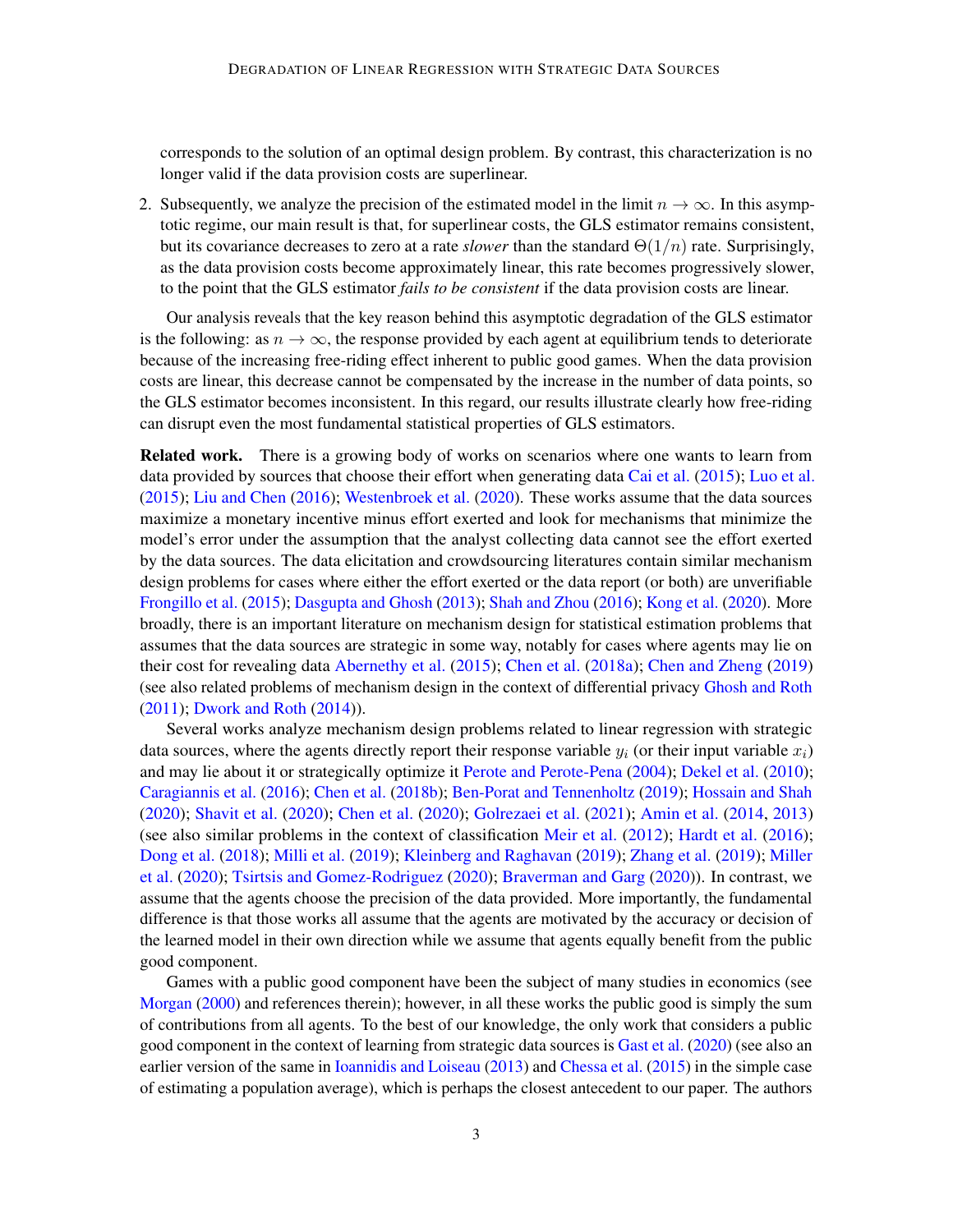corresponds to the solution of an optimal design problem. By contrast, this characterization is no longer valid if the data provision costs are superlinear.

2. Subsequently, we analyze the precision of the estimated model in the limit $n \to \infty$. In this asymptotic regime, our main result is that, for superlinear costs, the GLS estimator remains consistent, but its covariance decreases to zero at a rate *slower* than the standard $\Theta(1/n)$ rate. Surprisingly, as the data provision costs become approximately linear, this rate becomes progressively slower, to the point that the GLS estimator *fails to be consistent* if the data provision costs are linear.

Our analysis reveals that the key reason behind this asymptotic degradation of the GLS estimator is the following: as $n \to \infty$, the response provided by each agent at equilibrium tends to deteriorate because of the increasing free-riding effect inherent to public good games. When the data provision costs are linear, this decrease cannot be compensated by the increase in the number of data points, so the GLS estimator becomes inconsistent. In this regard, our results illustrate clearly how free-riding can disrupt even the most fundamental statistical properties of GLS estimators.

**Related work.** There is a growing body of works on scenarios where one wants to learn from data provided by sources that choose their effort when generating data Cai et al. (2015); Luo et al. (2015); Liu and Chen (2016); Westenbroek et al. (2020). These works assume that the data sources maximize a monetary incentive minus effort exerted and look for mechanisms that minimize the model's error under the assumption that the analyst collecting data cannot see the effort exerted by the data sources. The data elicitation and crowdsourcing literatures contain similar mechanism design problems for cases where either the effort exerted or the data report (or both) are unverifiable Frongillo et al. (2015); Dasgupta and Ghosh (2013); Shah and Zhou (2016); Kong et al. (2020). More broadly, there is an important literature on mechanism design for statistical estimation problems that assumes that the data sources are strategic in some way, notably for cases where agents may lie on their cost for revealing data Abernethy et al. (2015); Chen et al. (2018a); Chen and Zheng (2019) (see also related problems of mechanism design in the context of differential privacy Ghosh and Roth (2011); Dwork and Roth (2014)).

Several works analyze mechanism design problems related to linear regression with strategic data sources, where the agents directly report their response variable $y_i$ (or their input variable $x_i$) and may lie about it or strategically optimize it Perote and Perote-Pena (2004); Dekel et al. (2010); Caragiannis et al. (2016); Chen et al. (2018b); Ben-Porat and Tennenholtz (2019); Hossain and Shah (2020); Shavit et al. (2020); Chen et al. (2020); Golrezaei et al. (2021); Amin et al. (2014, 2013) (see also similar problems in the context of classification Meir et al. (2012); Hardt et al. (2016); Dong et al. (2018); Milli et al. (2019); Kleinberg and Raghavan (2019); Zhang et al. (2019); Miller et al. (2020); Tsirtsis and Gomez-Rodriguez (2020); Braverman and Garg (2020)). In contrast, we assume that the agents choose the precision of the data provided. More importantly, the fundamental difference is that those works all assume that the agents are motivated by the accuracy or decision of the learned model in their own direction while we assume that agents equally benefit from the public good component.

Games with a public good component have been the subject of many studies in economics (see Morgan (2000) and references therein); however, in all these works the public good is simply the sum of contributions from all agents. To the best of our knowledge, the only work that considers a public good component in the context of learning from strategic data sources is Gast et al. (2020) (see also an earlier version of the same in Ioannidis and Loiseau (2013) and Chessa et al. (2015) in the simple case of estimating a population average), which is perhaps the closest antecedent to our paper. The authors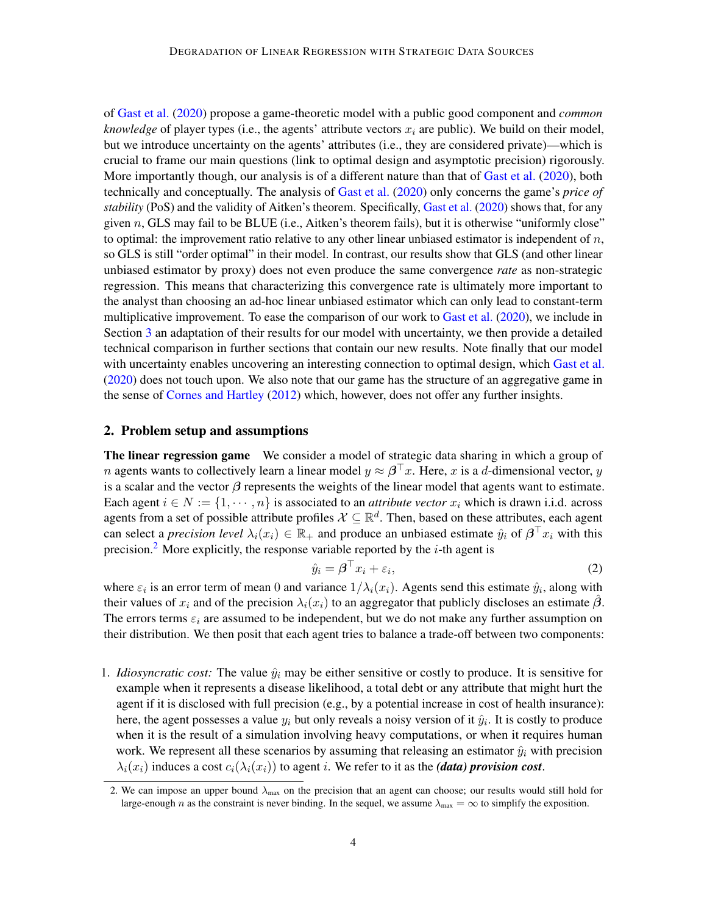of Gast et al. (2020) propose a game-theoretic model with a public good component and *common knowledge* of player types (i.e., the agents' attribute vectors $x_i$ are public). We build on their model, but we introduce uncertainty on the agents' attributes (i.e., they are considered private)—which is crucial to frame our main questions (link to optimal design and asymptotic precision) rigorously. More importantly though, our analysis is of a different nature than that of Gast et al. (2020), both technically and conceptually. The analysis of Gast et al. (2020) only concerns the game's *price of stability* (PoS) and the validity of Aitken's theorem. Specifically, Gast et al. (2020) shows that, for any given $n$, GLS may fail to be BLUE (i.e., Aitken's theorem fails), but it is otherwise "uniformly close" to optimal: the improvement ratio relative to any other linear unbiased estimator is independent of $n$, so GLS is still "order optimal" in their model. In contrast, our results show that GLS (and other linear unbiased estimator by proxy) does not even produce the same convergence *rate* as non-strategic regression. This means that characterizing this convergence rate is ultimately more important to the analyst than choosing an ad-hoc linear unbiased estimator which can only lead to constant-term multiplicative improvement. To ease the comparison of our work to Gast et al. (2020), we include in Section 3 an adaptation of their results for our model with uncertainty, we then provide a detailed technical comparison in further sections that contain our new results. Note finally that our model with uncertainty enables uncovering an interesting connection to optimal design, which Gast et al. (2020) does not touch upon. We also note that our game has the structure of an aggregative game in the sense of Cornes and Hartley (2012) which, however, does not offer any further insights.

## 2. Problem setup and assumptions

**The linear regression game** We consider a model of strategic data sharing in which a group of $n$ agents wants to collectively learn a linear model $y \approx \boldsymbol{\beta}^\top x$. Here, $x$ is a $d$-dimensional vector, $y$ is a scalar and the vector $\boldsymbol{\beta}$ represents the weights of the linear model that agents want to estimate. Each agent $i \in N := \{1, \cdots, n\}$ is associated to an *attribute vector* $x_i$ which is drawn i.i.d. across agents from a set of possible attribute profiles $\mathcal{X} \subseteq \mathbb{R}^d$. Then, based on these attributes, each agent can select a *precision level* $\lambda_i(x_i) \in \mathbb{R}_+$ and produce an unbiased estimate $\hat{y}_i$ of $\boldsymbol{\beta}^\top x_i$ with this precision.[2] More explicitly, the response variable reported by the $i$-th agent is

$$\hat{y}_i = \boldsymbol{\beta}^\top x_i + \varepsilon_i, \tag{2}$$

where $\varepsilon_i$ is an error term of mean 0 and variance $1/\lambda_i(x_i)$. Agents send this estimate $\hat{y}_i$, along with their values of $x_i$ and of the precision $\lambda_i(x_i)$ to an aggregator that publicly discloses an estimate $\hat{\boldsymbol{\beta}}$. The errors terms $\varepsilon_i$ are assumed to be independent, but we do not make any further assumption on their distribution. We then posit that each agent tries to balance a trade-off between two components:

1. *Idiosyncratic cost:* The value $\hat{y}_i$ may be either sensitive or costly to produce. It is sensitive for example when it represents a disease likelihood, a total debt or any attribute that might hurt the agent if it is disclosed with full precision (e.g., by a potential increase in cost of health insurance): here, the agent possesses a value $y_i$ but only reveals a noisy version of it $\hat{y}_i$. It is costly to produce when it is the result of a simulation involving heavy computations, or when it requires human work. We represent all these scenarios by assuming that releasing an estimator $\hat{y}_i$ with precision $\lambda_i(x_i)$ induces a cost $c_i(\lambda_i(x_i))$ to agent $i$. We refer to it as the ***(data) provision cost***.

[2] We can impose an upper bound $\lambda_{\max}$ on the precision that an agent can choose; our results would still hold for large-enough $n$ as the constraint is never binding. In the sequel, we assume $\lambda_{\max} = \infty$ to simplify the exposition.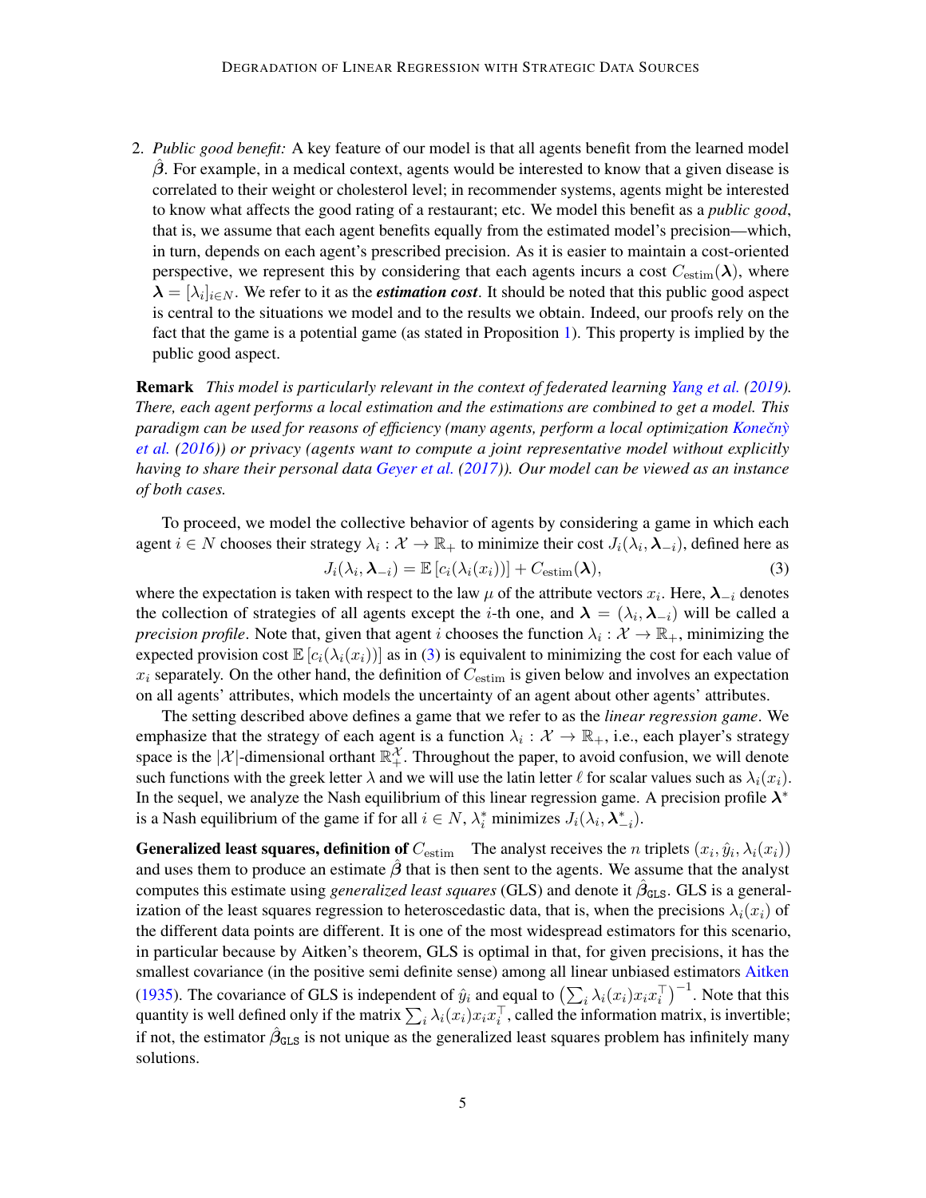2. *Public good benefit:* A key feature of our model is that all agents benefit from the learned model $\hat{\boldsymbol{\beta}}$. For example, in a medical context, agents would be interested to know that a given disease is correlated to their weight or cholesterol level; in recommender systems, agents might be interested to know what affects the good rating of a restaurant; etc. We model this benefit as a *public good*, that is, we assume that each agent benefits equally from the estimated model's precision—which, in turn, depends on each agent's prescribed precision. As it is easier to maintain a cost-oriented perspective, we represent this by considering that each agents incurs a cost $C_{\text{estim}}(\boldsymbol{\lambda})$, where $\boldsymbol{\lambda} = [\lambda_i]_{i \in N}$. We refer to it as the ***estimation cost***. It should be noted that this public good aspect is central to the situations we model and to the results we obtain. Indeed, our proofs rely on the fact that the game is a potential game (as stated in Proposition 1). This property is implied by the public good aspect.

**Remark** *This model is particularly relevant in the context of federated learning Yang et al. (2019). There, each agent performs a local estimation and the estimations are combined to get a model. This paradigm can be used for reasons of efficiency (many agents, perform a local optimization Konečný et al. (2016)) or privacy (agents want to compute a joint representative model without explicitly having to share their personal data Geyer et al. (2017)). Our model can be viewed as an instance of both cases.*

To proceed, we model the collective behavior of agents by considering a game in which each agent $i \in N$ chooses their strategy $\lambda_i : \mathcal{X} \to \mathbb{R}_+$ to minimize their cost $J_i(\lambda_i, \boldsymbol{\lambda}_{-i})$, defined here as

$$J_i(\lambda_i, \boldsymbol{\lambda}_{-i}) = \mathbb{E}\left[c_i(\lambda_i(x_i))\right] + C_{\text{estim}}(\boldsymbol{\lambda}), \tag{3}$$

where the expectation is taken with respect to the law $\mu$ of the attribute vectors $x_i$. Here, $\boldsymbol{\lambda}_{-i}$ denotes the collection of strategies of all agents except the $i$-th one, and $\boldsymbol{\lambda} = (\lambda_i, \boldsymbol{\lambda}_{-i})$ will be called a *precision profile*. Note that, given that agent $i$ chooses the function $\lambda_i : \mathcal{X} \to \mathbb{R}_+$, minimizing the expected provision cost $\mathbb{E}\left[c_i(\lambda_i(x_i))\right]$ as in (3) is equivalent to minimizing the cost for each value of $x_i$ separately. On the other hand, the definition of $C_{\text{estim}}$ is given below and involves an expectation on all agents' attributes, which models the uncertainty of an agent about other agents' attributes.

The setting described above defines a game that we refer to as the *linear regression game*. We emphasize that the strategy of each agent is a function $\lambda_i : \mathcal{X} \to \mathbb{R}_+$, i.e., each player's strategy space is the $|\mathcal{X}|$-dimensional orthant $\mathbb{R}_+^{\mathcal{X}}$. Throughout the paper, to avoid confusion, we will denote such functions with the greek letter $\lambda$ and we will use the latin letter $\ell$ for scalar values such as $\lambda_i(x_i)$. In the sequel, we analyze the Nash equilibrium of this linear regression game. A precision profile $\boldsymbol{\lambda}^*$ is a Nash equilibrium of the game if for all $i \in N$, $\lambda_i^*$ minimizes $J_i(\lambda_i, \boldsymbol{\lambda}_{-i}^*)$.

**Generalized least squares, definition of $C_{\text{estim}}$** The analyst receives the $n$ triplets $(x_i, \hat{y}_i, \lambda_i(x_i))$ and uses them to produce an estimate $\hat{\boldsymbol{\beta}}$ that is then sent to the agents. We assume that the analyst computes this estimate using *generalized least squares* (GLS) and denote it $\hat{\boldsymbol{\beta}}_{\texttt{GLS}}$. GLS is a generalization of the least squares regression to heteroscedastic data, that is, when the precisions $\lambda_i(x_i)$ of the different data points are different. It is one of the most widespread estimators for this scenario, in particular because by Aitken's theorem, GLS is optimal in that, for given precisions, it has the smallest covariance (in the positive semi definite sense) among all linear unbiased estimators Aitken (1935). The covariance of GLS is independent of $\hat{y}_i$ and equal to $\left(\sum_i \lambda_i(x_i) x_i x_i^\top\right)^{-1}$. Note that this quantity is well defined only if the matrix $\sum_i \lambda_i(x_i) x_i x_i^\top$, called the information matrix, is invertible; if not, the estimator $\hat{\boldsymbol{\beta}}_{\texttt{GLS}}$ is not unique as the generalized least squares problem has infinitely many solutions.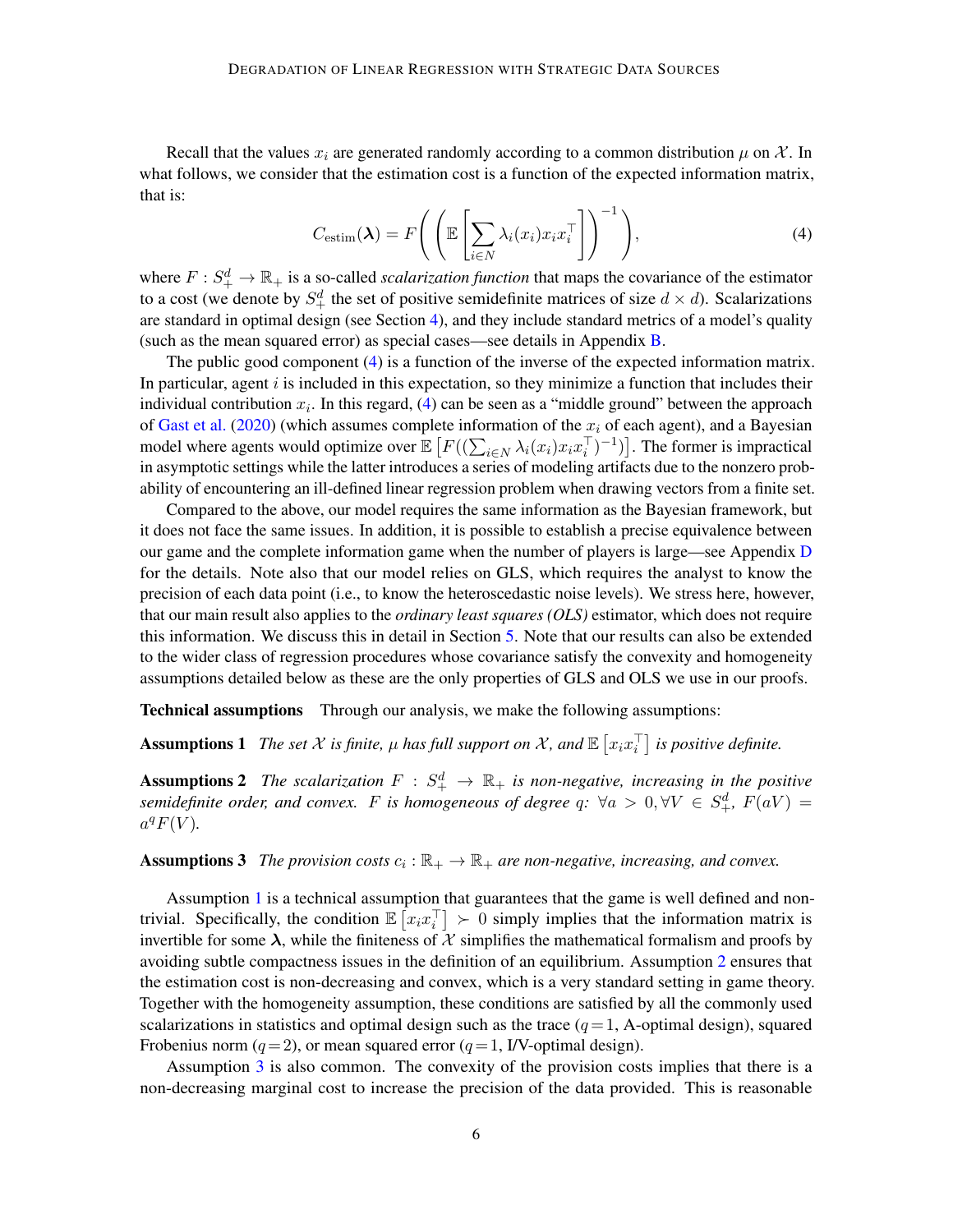Recall that the values $x_i$ are generated randomly according to a common distribution $\mu$ on $\mathcal{X}$. In what follows, we consider that the estimation cost is a function of the expected information matrix, that is:

$$C_{\text{estim}}(\boldsymbol{\lambda}) = F\left( \left( \mathbb{E}\left[ \sum_{i \in N} \lambda_i(x_i) x_i x_i^\top \right] \right)^{-1} \right), \tag{4}$$

where $F : S_+^d \to \mathbb{R}_+$ is a so-called *scalarization function* that maps the covariance of the estimator to a cost (we denote by $S_+^d$ the set of positive semidefinite matrices of size $d \times d$). Scalarizations are standard in optimal design (see Section 4), and they include standard metrics of a model's quality (such as the mean squared error) as special cases—see details in Appendix B.

The public good component (4) is a function of the inverse of the expected information matrix. In particular, agent $i$ is included in this expectation, so they minimize a function that includes their individual contribution $x_i$. In this regard, (4) can be seen as a "middle ground" between the approach of Gast et al. (2020) (which assumes complete information of the $x_i$ of each agent), and a Bayesian model where agents would optimize over $\mathbb{E}\left[F((\sum_{i \in N} \lambda_i(x_i) x_i x_i^\top)^{-1})\right]$. The former is impractical in asymptotic settings while the latter introduces a series of modeling artifacts due to the nonzero probability of encountering an ill-defined linear regression problem when drawing vectors from a finite set.

Compared to the above, our model requires the same information as the Bayesian framework, but it does not face the same issues. In addition, it is possible to establish a precise equivalence between our game and the complete information game when the number of players is large—see Appendix D for the details. Note also that our model relies on GLS, which requires the analyst to know the precision of each data point (i.e., to know the heteroscedastic noise levels). We stress here, however, that our main result also applies to the *ordinary least squares (OLS)* estimator, which does not require this information. We discuss this in detail in Section 5. Note that our results can also be extended to the wider class of regression procedures whose covariance satisfy the convexity and homogeneity assumptions detailed below as these are the only properties of GLS and OLS we use in our proofs.

**Technical assumptions** Through our analysis, we make the following assumptions:

**Assumptions 1** *The set $\mathcal{X}$ is finite, $\mu$ has full support on $\mathcal{X}$, and $\mathbb{E}\left[x_i x_i^\top\right]$ is positive definite.*

**Assumptions 2** *The scalarization $F : S_+^d \to \mathbb{R}_+$ is non-negative, increasing in the positive semidefinite order, and convex. $F$ is homogeneous of degree $q$: $\forall a > 0, \forall V \in S_+^d$, $F(aV) = a^q F(V)$.*

**Assumptions 3** *The provision costs $c_i : \mathbb{R}_+ \to \mathbb{R}_+$ are non-negative, increasing, and convex.*

Assumption 1 is a technical assumption that guarantees that the game is well defined and non-trivial. Specifically, the condition $\mathbb{E}\left[x_i x_i^\top\right] \succ 0$ simply implies that the information matrix is invertible for some $\boldsymbol{\lambda}$, while the finiteness of $\mathcal{X}$ simplifies the mathematical formalism and proofs by avoiding subtle compactness issues in the definition of an equilibrium. Assumption 2 ensures that the estimation cost is non-decreasing and convex, which is a very standard setting in game theory. Together with the homogeneity assumption, these conditions are satisfied by all the commonly used scalarizations in statistics and optimal design such as the trace ($q = 1$, A-optimal design), squared Frobenius norm ($q = 2$), or mean squared error ($q = 1$, I/V-optimal design).

Assumption 3 is also common. The convexity of the provision costs implies that there is a non-decreasing marginal cost to increase the precision of the data provided. This is reasonable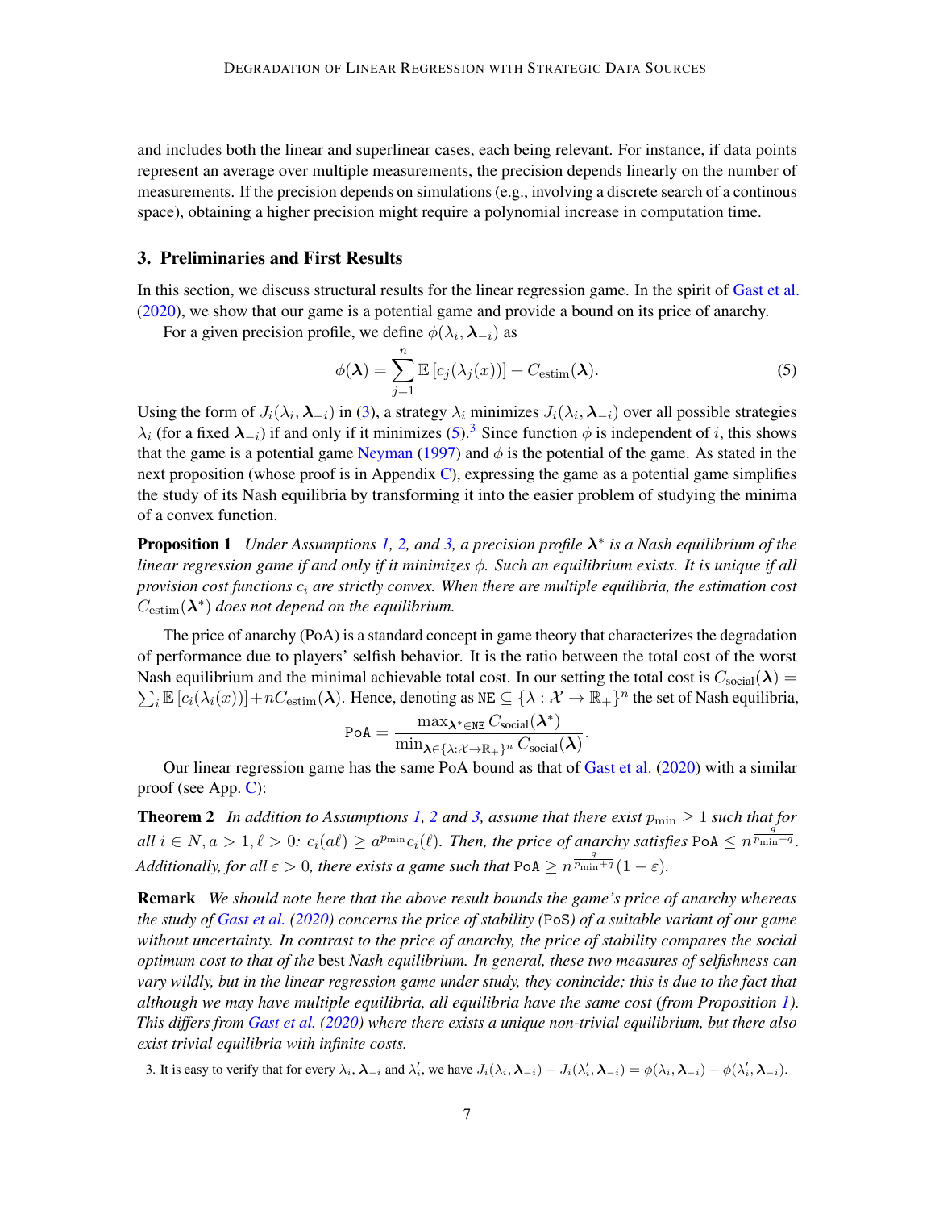and includes both the linear and superlinear cases, each being relevant. For instance, if data points represent an average over multiple measurements, the precision depends linearly on the number of measurements. If the precision depends on simulations (e.g., involving a discrete search of a continous space), obtaining a higher precision might require a polynomial increase in computation time.

## 3. Preliminaries and First Results

In this section, we discuss structural results for the linear regression game. In the spirit of Gast et al. (2020), we show that our game is a potential game and provide a bound on its price of anarchy.

For a given precision profile, we define $\phi(\lambda_i, \boldsymbol{\lambda}_{-i})$ as

$$\phi(\boldsymbol{\lambda}) = \sum_{j=1}^{n} \mathbb{E}\left[c_j(\lambda_j(x))\right] + C_{\text{estim}}(\boldsymbol{\lambda}). \tag{5}$$

Using the form of $J_i(\lambda_i, \boldsymbol{\lambda}_{-i})$ in (3), a strategy $\lambda_i$ minimizes $J_i(\lambda_i, \boldsymbol{\lambda}_{-i})$ over all possible strategies $\lambda_i$ (for a fixed $\boldsymbol{\lambda}_{-i}$) if and only if it minimizes (5).[3] Since function $\phi$ is independent of $i$, this shows that the game is a potential game Neyman (1997) and $\phi$ is the potential of the game. As stated in the next proposition (whose proof is in Appendix C), expressing the game as a potential game simplifies the study of its Nash equilibria by transforming it into the easier problem of studying the minima of a convex function.

**Proposition 1** *Under Assumptions 1, 2, and 3, a precision profile $\boldsymbol{\lambda}^*$ is a Nash equilibrium of the linear regression game if and only if it minimizes $\phi$. Such an equilibrium exists. It is unique if all provision cost functions $c_i$ are strictly convex. When there are multiple equilibria, the estimation cost $C_{\text{estim}}(\boldsymbol{\lambda}^*)$ does not depend on the equilibrium.*

The price of anarchy (PoA) is a standard concept in game theory that characterizes the degradation of performance due to players' selfish behavior. It is the ratio between the total cost of the worst Nash equilibrium and the minimal achievable total cost. In our setting the total cost is $C_{\text{social}}(\boldsymbol{\lambda}) = \sum_i \mathbb{E}\left[c_i(\lambda_i(x))\right] + nC_{\text{estim}}(\boldsymbol{\lambda})$. Hence, denoting as $\texttt{NE} \subseteq \{\lambda : \mathcal{X} \to \mathbb{R}_+\}^n$ the set of Nash equilibria,

$$\texttt{PoA} = \frac{\max_{\boldsymbol{\lambda}^* \in \texttt{NE}} C_{\text{social}}(\boldsymbol{\lambda}^*)}{\min_{\boldsymbol{\lambda} \in \{\lambda : \mathcal{X} \to \mathbb{R}_+\}^n} C_{\text{social}}(\boldsymbol{\lambda})}.$$

Our linear regression game has the same PoA bound as that of Gast et al. (2020) with a similar proof (see App. C):

**Theorem 2** *In addition to Assumptions 1, 2 and 3, assume that there exist $p_{\min} \geq 1$ such that for all $i \in N, a > 1, \ell > 0$: $c_i(a\ell) \geq a^{p_{\min}} c_i(\ell)$. Then, the price of anarchy satisfies $\texttt{PoA} \leq n^{\frac{q}{p_{\min}+q}}$. Additionally, for all $\varepsilon > 0$, there exists a game such that $\texttt{PoA} \geq n^{\frac{q}{p_{\min}+q}}(1-\varepsilon)$.*

**Remark** *We should note here that the above result bounds the game's price of anarchy whereas the study of Gast et al. (2020) concerns the price of stability* (PoS) *of a suitable variant of our game without uncertainty. In contrast to the price of anarchy, the price of stability compares the social optimum cost to that of the* best *Nash equilibrium. In general, these two measures of selfishness can vary wildly, but in the linear regression game under study, they conincide; this is due to the fact that although we may have multiple equilibria, all equilibria have the same cost (from Proposition 1). This differs from Gast et al. (2020) where there exists a unique non-trivial equilibrium, but there also exist trivial equilibria with infinite costs.*

---

3. It is easy to verify that for every $\lambda_i$, $\boldsymbol{\lambda}_{-i}$ and $\lambda_i'$, we have $J_i(\lambda_i, \boldsymbol{\lambda}_{-i}) - J_i(\lambda_i', \boldsymbol{\lambda}_{-i}) = \phi(\lambda_i, \boldsymbol{\lambda}_{-i}) - \phi(\lambda_i', \boldsymbol{\lambda}_{-i})$.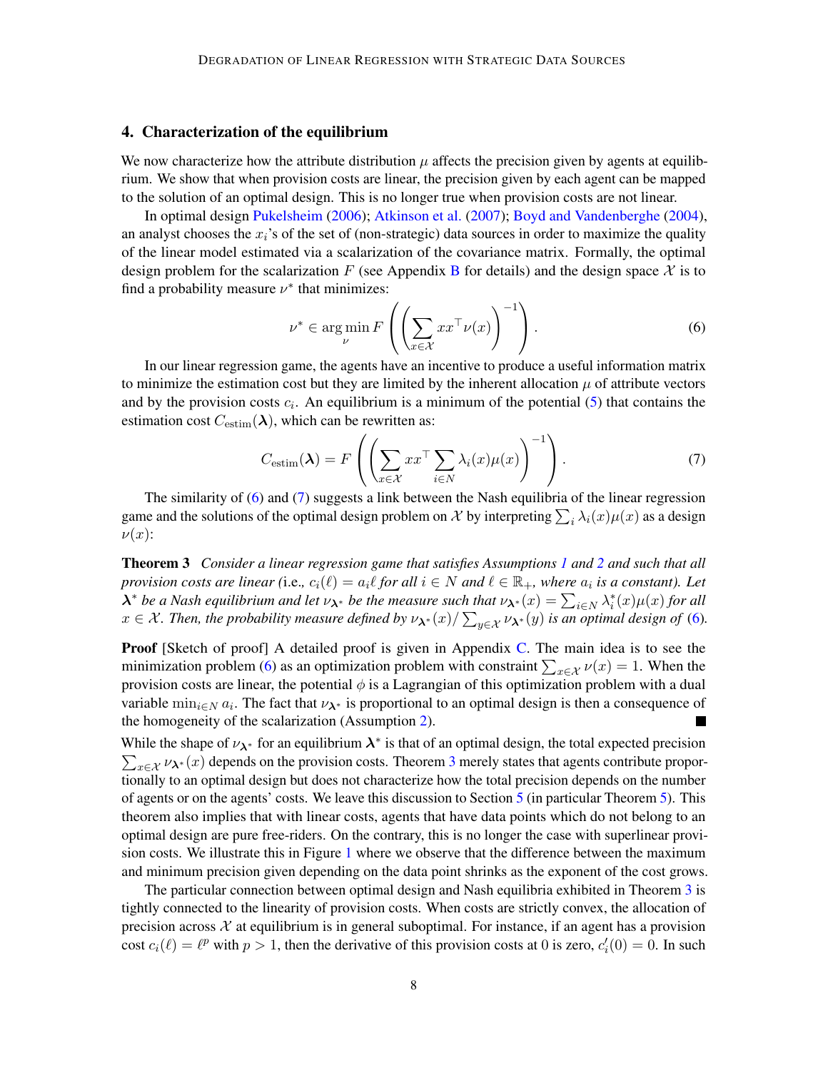## 4. Characterization of the equilibrium

We now characterize how the attribute distribution $\mu$ affects the precision given by agents at equilibrium. We show that when provision costs are linear, the precision given by each agent can be mapped to the solution of an optimal design. This is no longer true when provision costs are not linear.

In optimal design Pukelsheim (2006); Atkinson et al. (2007); Boyd and Vandenberghe (2004), an analyst chooses the $x_i$'s of the set of (non-strategic) data sources in order to maximize the quality of the linear model estimated via a scalarization of the covariance matrix. Formally, the optimal design problem for the scalarization $F$ (see Appendix B for details) and the design space $\mathcal{X}$ is to find a probability measure $\nu^*$ that minimizes:

$$\nu^* \in \arg\min_{\nu} F\left(\left(\sum_{x \in \mathcal{X}} x x^\top \nu(x)\right)^{-1}\right). \tag{6}$$

In our linear regression game, the agents have an incentive to produce a useful information matrix to minimize the estimation cost but they are limited by the inherent allocation $\mu$ of attribute vectors and by the provision costs $c_i$. An equilibrium is a minimum of the potential (5) that contains the estimation cost $C_{\text{estim}}(\boldsymbol{\lambda})$, which can be rewritten as:

$$C_{\text{estim}}(\boldsymbol{\lambda}) = F\left(\left(\sum_{x \in \mathcal{X}} x x^\top \sum_{i \in N} \lambda_i(x)\mu(x)\right)^{-1}\right). \tag{7}$$

The similarity of (6) and (7) suggests a link between the Nash equilibria of the linear regression game and the solutions of the optimal design problem on $\mathcal{X}$ by interpreting $\sum_i \lambda_i(x)\mu(x)$ as a design $\nu(x)$:

**Theorem 3** *Consider a linear regression game that satisfies Assumptions 1 and 2 and such that all provision costs are linear (*i.e., $c_i(\ell) = a_i \ell$ *for all* $i \in N$ *and* $\ell \in \mathbb{R}_+$*, where* $a_i$ *is a constant). Let* $\boldsymbol{\lambda}^*$ *be a Nash equilibrium and let* $\nu_{\boldsymbol{\lambda}^*}$ *be the measure such that* $\nu_{\boldsymbol{\lambda}^*}(x) = \sum_{i \in N} \lambda_i^*(x)\mu(x)$ *for all* $x \in \mathcal{X}$*. Then, the probability measure defined by* $\nu_{\boldsymbol{\lambda}^*}(x)/\sum_{y \in \mathcal{X}} \nu_{\boldsymbol{\lambda}^*}(y)$ *is an optimal design of (6).*

**Proof** [Sketch of proof] A detailed proof is given in Appendix C. The main idea is to see the minimization problem (6) as an optimization problem with constraint $\sum_{x \in \mathcal{X}} \nu(x) = 1$. When the provision costs are linear, the potential $\phi$ is a Lagrangian of this optimization problem with a dual variable $\min_{i \in N} a_i$. The fact that $\nu_{\boldsymbol{\lambda}^*}$ is proportional to an optimal design is then a consequence of the homogeneity of the scalarization (Assumption 2). ∎

While the shape of $\nu_{\boldsymbol{\lambda}^*}$ for an equilibrium $\boldsymbol{\lambda}^*$ is that of an optimal design, the total expected precision $\sum_{x \in \mathcal{X}} \nu_{\boldsymbol{\lambda}^*}(x)$ depends on the provision costs. Theorem 3 merely states that agents contribute proportionally to an optimal design but does not characterize how the total precision depends on the number of agents or on the agents' costs. We leave this discussion to Section 5 (in particular Theorem 5). This theorem also implies that with linear costs, agents that have data points which do not belong to an optimal design are pure free-riders. On the contrary, this is no longer the case with superlinear provision costs. We illustrate this in Figure 1 where we observe that the difference between the maximum and minimum precision given depending on the data point shrinks as the exponent of the cost grows.

The particular connection between optimal design and Nash equilibria exhibited in Theorem 3 is tightly connected to the linearity of provision costs. When costs are strictly convex, the allocation of precision across $\mathcal{X}$ at equilibrium is in general suboptimal. For instance, if an agent has a provision cost $c_i(\ell) = \ell^p$ with $p > 1$, then the derivative of this provision costs at 0 is zero, $c_i'(0) = 0$. In such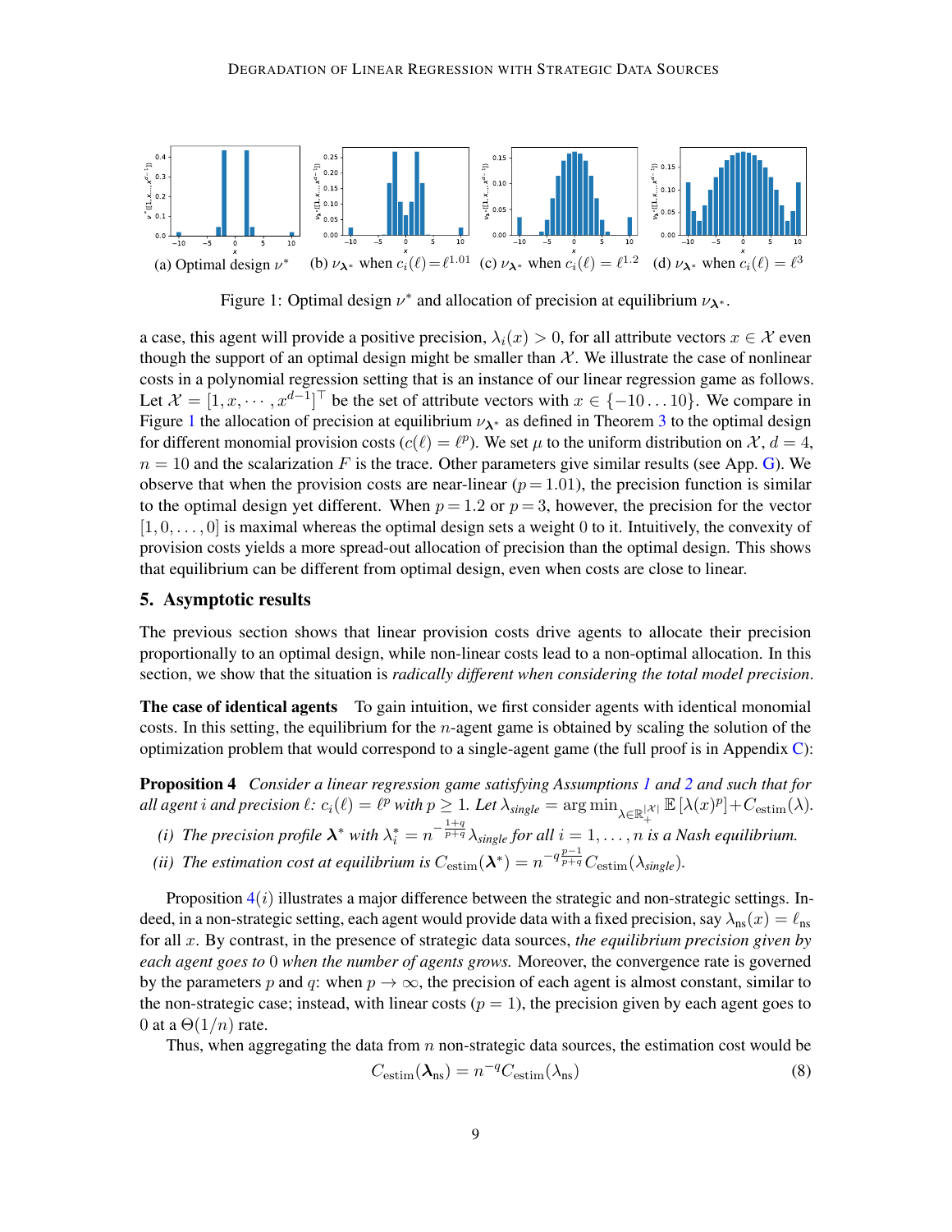(a) Optimal design $\nu^*$ (b) $\nu_{\boldsymbol{\lambda}^*}$ when $c_i(\ell) = \ell^{1.01}$ (c) $\nu_{\boldsymbol{\lambda}^*}$ when $c_i(\ell) = \ell^{1.2}$ (d) $\nu_{\boldsymbol{\lambda}^*}$ when $c_i(\ell) = \ell^3$

Figure 1: Optimal design $\nu^*$ and allocation of precision at equilibrium $\nu_{\boldsymbol{\lambda}^*}$.

a case, this agent will provide a positive precision, $\lambda_i(x) > 0$, for all attribute vectors $x \in \mathcal{X}$ even though the support of an optimal design might be smaller than $\mathcal{X}$. We illustrate the case of nonlinear costs in a polynomial regression setting that is an instance of our linear regression game as follows. Let $\mathcal{X} = [1, x, \cdots, x^{d-1}]^\top$ be the set of attribute vectors with $x \in \{-10 \dots 10\}$. We compare in Figure 1 the allocation of precision at equilibrium $\nu_{\boldsymbol{\lambda}^*}$ as defined in Theorem 3 to the optimal design for different monomial provision costs ($c(\ell) = \ell^p$). We set $\mu$ to the uniform distribution on $\mathcal{X}$, $d = 4$, $n = 10$ and the scalarization $F$ is the trace. Other parameters give similar results (see App. G). We observe that when the provision costs are near-linear ($p = 1.01$), the precision function is similar to the optimal design yet different. When $p = 1.2$ or $p = 3$, however, the precision for the vector $[1, 0, \dots, 0]$ is maximal whereas the optimal design sets a weight 0 to it. Intuitively, the convexity of provision costs yields a more spread-out allocation of precision than the optimal design. This shows that equilibrium can be different from optimal design, even when costs are close to linear.

## 5. Asymptotic results

The previous section shows that linear provision costs drive agents to allocate their precision proportionally to an optimal design, while non-linear costs lead to a non-optimal allocation. In this section, we show that the situation is *radically different when considering the total model precision*.

**The case of identical agents** To gain intuition, we first consider agents with identical monomial costs. In this setting, the equilibrium for the $n$-agent game is obtained by scaling the solution of the optimization problem that would correspond to a single-agent game (the full proof is in Appendix C):

**Proposition 4** *Consider a linear regression game satisfying Assumptions 1 and 2 and such that for all agent $i$ and precision $\ell$: $c_i(\ell) = \ell^p$ with $p \geq 1$. Let $\lambda_{single} = \arg\min_{\lambda \in \mathbb{R}_+^{|\mathcal{X}|}} \mathbb{E}\left[\lambda(x)^p\right] + C_{\text{estim}}(\lambda)$.*

*(i) The precision profile $\boldsymbol{\lambda}^*$ with $\lambda_i^* = n^{-\frac{1+q}{p+q}} \lambda_{single}$ for all $i = 1, \dots, n$ is a Nash equilibrium.*

*(ii) The estimation cost at equilibrium is $C_{\text{estim}}(\boldsymbol{\lambda}^*) = n^{-q\frac{p-1}{p+q}} C_{\text{estim}}(\lambda_{single})$.*

Proposition 4$(i)$ illustrates a major difference between the strategic and non-strategic settings. Indeed, in a non-strategic setting, each agent would provide data with a fixed precision, say $\lambda_{\text{ns}}(x) = \ell_{\text{ns}}$ for all $x$. By contrast, in the presence of strategic data sources, *the equilibrium precision given by each agent goes to* 0 *when the number of agents grows.* Moreover, the convergence rate is governed by the parameters $p$ and $q$: when $p \to \infty$, the precision of each agent is almost constant, similar to the non-strategic case; instead, with linear costs ($p = 1$), the precision given by each agent goes to 0 at a $\Theta(1/n)$ rate.

Thus, when aggregating the data from $n$ non-strategic data sources, the estimation cost would be

$$C_{\text{estim}}(\boldsymbol{\lambda}_{\text{ns}}) = n^{-q} C_{\text{estim}}(\lambda_{\text{ns}}) \tag{8}$$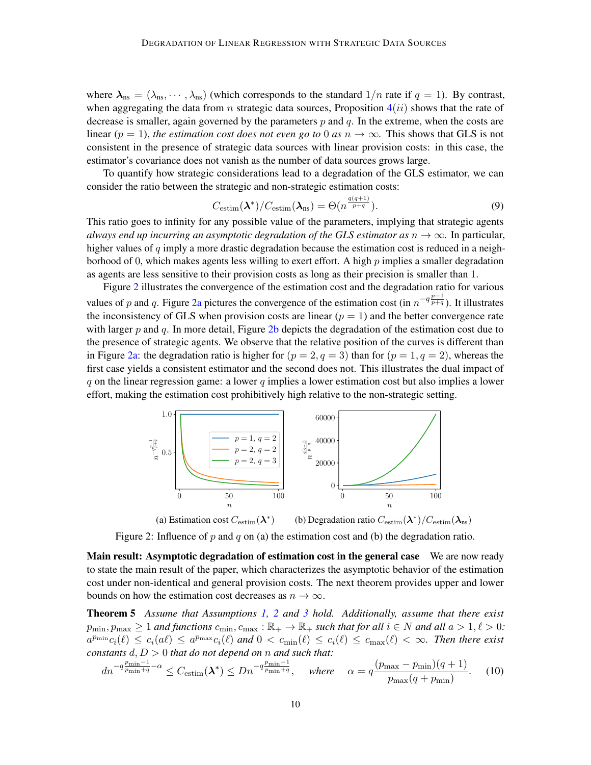where $\boldsymbol{\lambda}_{\text{ns}} = (\lambda_{\text{ns}}, \cdots, \lambda_{\text{ns}})$ (which corresponds to the standard $1/n$ rate if $q = 1$). By contrast, when aggregating the data from $n$ strategic data sources, Proposition 4($ii$) shows that the rate of decrease is smaller, again governed by the parameters $p$ and $q$. In the extreme, when the costs are linear ($p = 1$), *the estimation cost does not even go to* 0 *as* $n \to \infty$. This shows that GLS is not consistent in the presence of strategic data sources with linear provision costs: in this case, the estimator's covariance does not vanish as the number of data sources grows large.

To quantify how strategic considerations lead to a degradation of the GLS estimator, we can consider the ratio between the strategic and non-strategic estimation costs:

$$C_{\text{estim}}(\boldsymbol{\lambda}^*)/C_{\text{estim}}(\boldsymbol{\lambda}_{\text{ns}}) = \Theta(n^{\frac{q(q+1)}{p+q}}). \tag{9}$$

This ratio goes to infinity for any possible value of the parameters, implying that strategic agents *always end up incurring an asymptotic degradation of the GLS estimator as* $n \to \infty$. In particular, higher values of $q$ imply a more drastic degradation because the estimation cost is reduced in a neighborhood of 0, which makes agents less willing to exert effort. A high $p$ implies a smaller degradation as agents are less sensitive to their provision costs as long as their precision is smaller than 1.

Figure 2 illustrates the convergence of the estimation cost and the degradation ratio for various values of $p$ and $q$. Figure 2a pictures the convergence of the estimation cost (in $n^{-q\frac{p-1}{p+q}}$). It illustrates the inconsistency of GLS when provision costs are linear ($p = 1$) and the better convergence rate with larger $p$ and $q$. In more detail, Figure 2b depicts the degradation of the estimation cost due to the presence of strategic agents. We observe that the relative position of the curves is different than in Figure 2a: the degradation ratio is higher for ($p = 2, q = 3$) than for ($p = 1, q = 2$), whereas the first case yields a consistent estimator and the second does not. This illustrates the dual impact of $q$ on the linear regression game: a lower $q$ implies a lower estimation cost but also implies a lower effort, making the estimation cost prohibitively high relative to the non-strategic setting.

(a) Estimation cost $C_{\text{estim}}(\boldsymbol{\lambda}^*)$ (b) Degradation ratio $C_{\text{estim}}(\boldsymbol{\lambda}^*)/C_{\text{estim}}(\boldsymbol{\lambda}_{\text{ns}})$

Figure 2: Influence of $p$ and $q$ on (a) the estimation cost and (b) the degradation ratio.

**Main result: Asymptotic degradation of estimation cost in the general case** We are now ready to state the main result of the paper, which characterizes the asymptotic behavior of the estimation cost under non-identical and general provision costs. The next theorem provides upper and lower bounds on how the estimation cost decreases as $n \to \infty$.

**Theorem 5** *Assume that Assumptions 1, 2 and 3 hold. Additionally, assume that there exist* $p_{\min}, p_{\max} \geq 1$ *and functions* $c_{\min}, c_{\max} : \mathbb{R}_+ \to \mathbb{R}_+$ *such that for all* $i \in N$ *and all* $a > 1, \ell > 0$*:* $a^{p_{\min}} c_i(\ell) \leq c_i(a\ell) \leq a^{p_{\max}} c_i(\ell)$ *and* $0 < c_{\min}(\ell) \leq c_i(\ell) \leq c_{\max}(\ell) < \infty$*. Then there exist constants* $d, D > 0$ *that do not depend on* $n$ *and such that:*

$$dn^{-q\frac{p_{\min}-1}{p_{\min}+q}-\alpha} \leq C_{\text{estim}}(\boldsymbol{\lambda}^*) \leq Dn^{-q\frac{p_{\min}-1}{p_{\min}+q}}, \quad \textit{where} \quad \alpha = q\frac{(p_{\max} - p_{\min})(q+1)}{p_{\max}(q + p_{\min})}. \tag{10}$$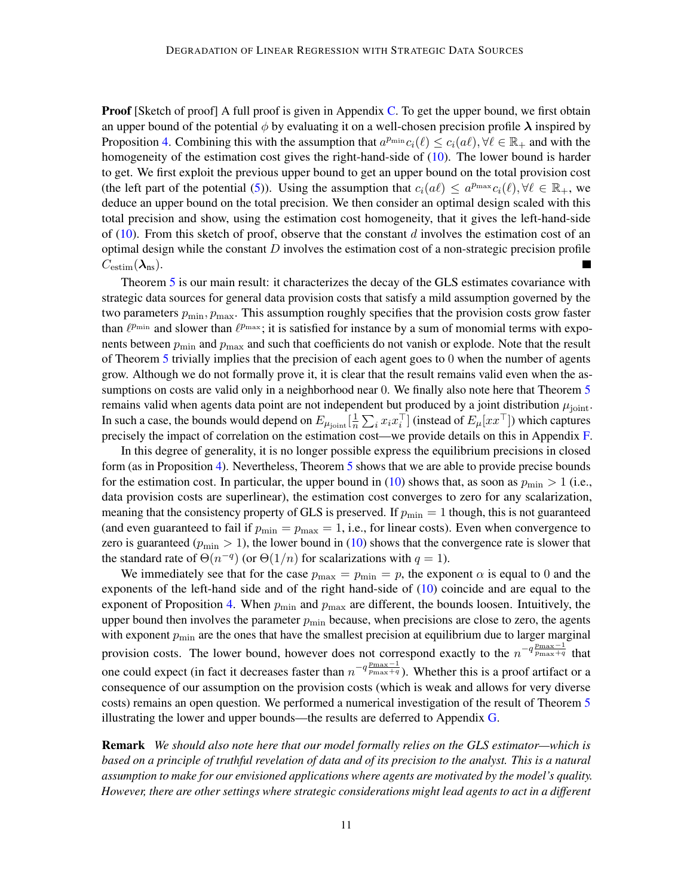**Proof** [Sketch of proof] A full proof is given in Appendix C. To get the upper bound, we first obtain an upper bound of the potential $\phi$ by evaluating it on a well-chosen precision profile $\boldsymbol{\lambda}$ inspired by Proposition 4. Combining this with the assumption that $a^{p_{\min}} c_i(\ell) \leq c_i(a\ell), \forall \ell \in \mathbb{R}_+$ and with the homogeneity of the estimation cost gives the right-hand-side of (10). The lower bound is harder to get. We first exploit the previous upper bound to get an upper bound on the total provision cost (the left part of the potential (5)). Using the assumption that $c_i(a\ell) \leq a^{p_{\max}} c_i(\ell), \forall \ell \in \mathbb{R}_+$, we deduce an upper bound on the total precision. We then consider an optimal design scaled with this total precision and show, using the estimation cost homogeneity, that it gives the left-hand-side of (10). From this sketch of proof, observe that the constant $d$ involves the estimation cost of an optimal design while the constant $D$ involves the estimation cost of a non-strategic precision profile $C_{\text{estim}}(\boldsymbol{\lambda}_{\text{ns}})$. ∎

Theorem 5 is our main result: it characterizes the decay of the GLS estimates covariance with strategic data sources for general data provision costs that satisfy a mild assumption governed by the two parameters $p_{\min}, p_{\max}$. This assumption roughly specifies that the provision costs grow faster than $\ell^{p_{\min}}$ and slower than $\ell^{p_{\max}}$; it is satisfied for instance by a sum of monomial terms with exponents between $p_{\min}$ and $p_{\max}$ and such that coefficients do not vanish or explode. Note that the result of Theorem 5 trivially implies that the precision of each agent goes to 0 when the number of agents grow. Although we do not formally prove it, it is clear that the result remains valid even when the assumptions on costs are valid only in a neighborhood near 0. We finally also note here that Theorem 5 remains valid when agents data point are not independent but produced by a joint distribution $\mu_{\text{joint}}$. In such a case, the bounds would depend on $E_{\mu_{\text{joint}}}[\frac{1}{n}\sum_i x_i x_i^\top]$ (instead of $E_\mu[xx^\top]$) which captures precisely the impact of correlation on the estimation cost—we provide details on this in Appendix F.

In this degree of generality, it is no longer possible express the equilibrium precisions in closed form (as in Proposition 4). Nevertheless, Theorem 5 shows that we are able to provide precise bounds for the estimation cost. In particular, the upper bound in (10) shows that, as soon as $p_{\min} > 1$ (i.e., data provision costs are superlinear), the estimation cost converges to zero for any scalarization, meaning that the consistency property of GLS is preserved. If $p_{\min} = 1$ though, this is not guaranteed (and even guaranteed to fail if $p_{\min} = p_{\max} = 1$, i.e., for linear costs). Even when convergence to zero is guaranteed ($p_{\min} > 1$), the lower bound in (10) shows that the convergence rate is slower that the standard rate of $\Theta(n^{-q})$ (or $\Theta(1/n)$ for scalarizations with $q = 1$).

We immediately see that for the case $p_{\max} = p_{\min} = p$, the exponent $\alpha$ is equal to 0 and the exponents of the left-hand side and of the right hand-side of (10) coincide and are equal to the exponent of Proposition 4. When $p_{\min}$ and $p_{\max}$ are different, the bounds loosen. Intuitively, the upper bound then involves the parameter $p_{\min}$ because, when precisions are close to zero, the agents with exponent $p_{\min}$ are the ones that have the smallest precision at equilibrium due to larger marginal provision costs. The lower bound, however does not correspond exactly to the $n^{-q\frac{p_{\max}-1}{p_{\max}+q}}$ that one could expect (in fact it decreases faster than $n^{-q\frac{p_{\max}-1}{p_{\max}+q}}$). Whether this is a proof artifact or a consequence of our assumption on the provision costs (which is weak and allows for very diverse costs) remains an open question. We performed a numerical investigation of the result of Theorem 5 illustrating the lower and upper bounds—the results are deferred to Appendix G.

**Remark** *We should also note here that our model formally relies on the GLS estimator—which is based on a principle of truthful revelation of data and of its precision to the analyst. This is a natural assumption to make for our envisioned applications where agents are motivated by the model's quality. However, there are other settings where strategic considerations might lead agents to act in a different*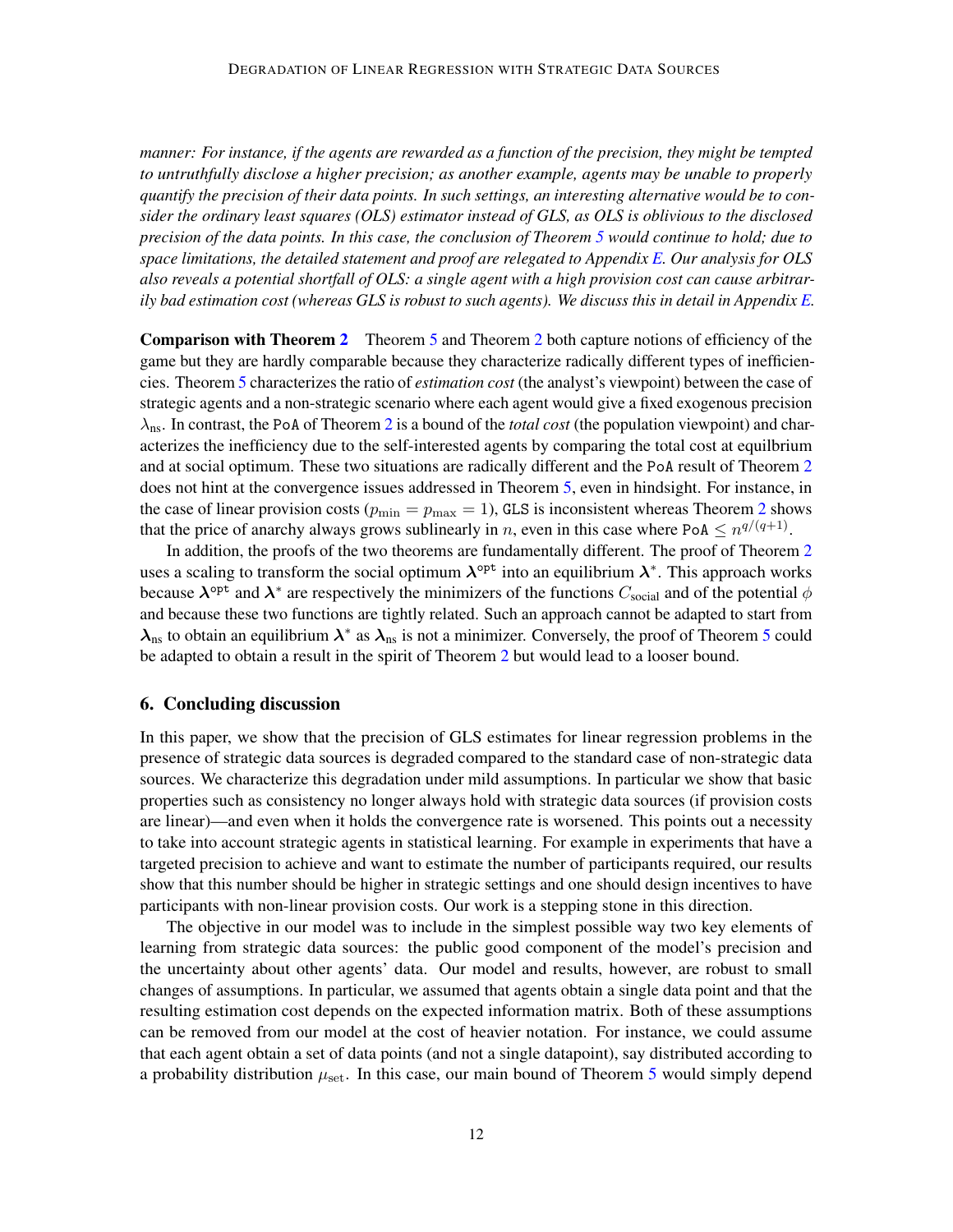*manner: For instance, if the agents are rewarded as a function of the precision, they might be tempted to untruthfully disclose a higher precision; as another example, agents may be unable to properly quantify the precision of their data points. In such settings, an interesting alternative would be to consider the ordinary least squares (OLS) estimator instead of GLS, as OLS is oblivious to the disclosed precision of the data points. In this case, the conclusion of Theorem 5 would continue to hold; due to space limitations, the detailed statement and proof are relegated to Appendix E. Our analysis for OLS also reveals a potential shortfall of OLS: a single agent with a high provision cost can cause arbitrarily bad estimation cost (whereas GLS is robust to such agents). We discuss this in detail in Appendix E.*

**Comparison with Theorem 2** Theorem 5 and Theorem 2 both capture notions of efficiency of the game but they are hardly comparable because they characterize radically different types of inefficiencies. Theorem 5 characterizes the ratio of *estimation cost* (the analyst's viewpoint) between the case of strategic agents and a non-strategic scenario where each agent would give a fixed exogenous precision $\lambda_{\text{ns}}$. In contrast, the PoA of Theorem 2 is a bound of the *total cost* (the population viewpoint) and characterizes the inefficiency due to the self-interested agents by comparing the total cost at equlibrium and at social optimum. These two situations are radically different and the PoA result of Theorem 2 does not hint at the convergence issues addressed in Theorem 5, even in hindsight. For instance, in the case of linear provision costs ($p_{\min} = p_{\max} = 1$), GLS is inconsistent whereas Theorem 2 shows that the price of anarchy always grows sublinearly in $n$, even in this case where $\texttt{PoA} \leq n^{q/(q+1)}$.

In addition, the proofs of the two theorems are fundamentally different. The proof of Theorem 2 uses a scaling to transform the social optimum $\boldsymbol{\lambda}^{\texttt{opt}}$ into an equilibrium $\boldsymbol{\lambda}^{*}$. This approach works because $\boldsymbol{\lambda}^{\texttt{opt}}$ and $\boldsymbol{\lambda}^{*}$ are respectively the minimizers of the functions $C_{\text{social}}$ and of the potential $\phi$ and because these two functions are tightly related. Such an approach cannot be adapted to start from $\boldsymbol{\lambda}_{\text{ns}}$ to obtain an equilibrium $\boldsymbol{\lambda}^{*}$ as $\boldsymbol{\lambda}_{\text{ns}}$ is not a minimizer. Conversely, the proof of Theorem 5 could be adapted to obtain a result in the spirit of Theorem 2 but would lead to a looser bound.

## 6. Concluding discussion

In this paper, we show that the precision of GLS estimates for linear regression problems in the presence of strategic data sources is degraded compared to the standard case of non-strategic data sources. We characterize this degradation under mild assumptions. In particular we show that basic properties such as consistency no longer always hold with strategic data sources (if provision costs are linear)—and even when it holds the convergence rate is worsened. This points out a necessity to take into account strategic agents in statistical learning. For example in experiments that have a targeted precision to achieve and want to estimate the number of participants required, our results show that this number should be higher in strategic settings and one should design incentives to have participants with non-linear provision costs. Our work is a stepping stone in this direction.

The objective in our model was to include in the simplest possible way two key elements of learning from strategic data sources: the public good component of the model's precision and the uncertainty about other agents' data. Our model and results, however, are robust to small changes of assumptions. In particular, we assumed that agents obtain a single data point and that the resulting estimation cost depends on the expected information matrix. Both of these assumptions can be removed from our model at the cost of heavier notation. For instance, we could assume that each agent obtain a set of data points (and not a single datapoint), say distributed according to a probability distribution $\mu_{\text{set}}$. In this case, our main bound of Theorem 5 would simply depend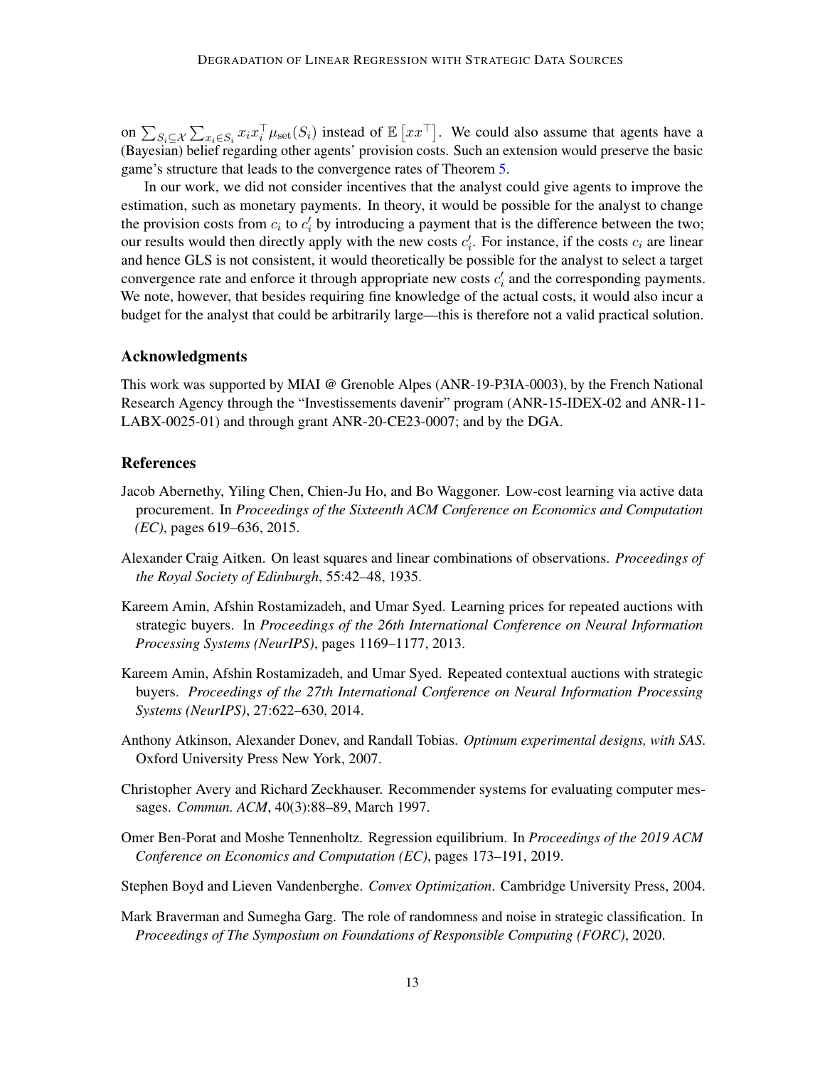on $\sum_{S_i \subseteq \mathcal{X}} \sum_{x_i \in S_i} x_i x_i^\top \mu_{\text{set}}(S_i)$ instead of $\mathbb{E}\left[xx^\top\right]$. We could also assume that agents have a (Bayesian) belief regarding other agents' provision costs. Such an extension would preserve the basic game's structure that leads to the convergence rates of Theorem 5.

In our work, we did not consider incentives that the analyst could give agents to improve the estimation, such as monetary payments. In theory, it would be possible for the analyst to change the provision costs from $c_i$ to $c_i'$ by introducing a payment that is the difference between the two; our results would then directly apply with the new costs $c_i'$. For instance, if the costs $c_i$ are linear and hence GLS is not consistent, it would theoretically be possible for the analyst to select a target convergence rate and enforce it through appropriate new costs $c_i'$ and the corresponding payments. We note, however, that besides requiring fine knowledge of the actual costs, it would also incur a budget for the analyst that could be arbitrarily large—this is therefore not a valid practical solution.

## Acknowledgments

This work was supported by MIAI @ Grenoble Alpes (ANR-19-P3IA-0003), by the French National Research Agency through the "Investissements davenir" program (ANR-15-IDEX-02 and ANR-11-LABX-0025-01) and through grant ANR-20-CE23-0007; and by the DGA.

## References

Jacob Abernethy, Yiling Chen, Chien-Ju Ho, and Bo Waggoner. Low-cost learning via active data procurement. In *Proceedings of the Sixteenth ACM Conference on Economics and Computation (EC)*, pages 619–636, 2015.

Alexander Craig Aitken. On least squares and linear combinations of observations. *Proceedings of the Royal Society of Edinburgh*, 55:42–48, 1935.

Kareem Amin, Afshin Rostamizadeh, and Umar Syed. Learning prices for repeated auctions with strategic buyers. In *Proceedings of the 26th International Conference on Neural Information Processing Systems (NeurIPS)*, pages 1169–1177, 2013.

Kareem Amin, Afshin Rostamizadeh, and Umar Syed. Repeated contextual auctions with strategic buyers. *Proceedings of the 27th International Conference on Neural Information Processing Systems (NeurIPS)*, 27:622–630, 2014.

Anthony Atkinson, Alexander Donev, and Randall Tobias. *Optimum experimental designs, with SAS*. Oxford University Press New York, 2007.

Christopher Avery and Richard Zeckhauser. Recommender systems for evaluating computer messages. *Commun. ACM*, 40(3):88–89, March 1997.

Omer Ben-Porat and Moshe Tennenholtz. Regression equilibrium. In *Proceedings of the 2019 ACM Conference on Economics and Computation (EC)*, pages 173–191, 2019.

Stephen Boyd and Lieven Vandenberghe. *Convex Optimization*. Cambridge University Press, 2004.

Mark Braverman and Sumegha Garg. The role of randomness and noise in strategic classification. In *Proceedings of The Symposium on Foundations of Responsible Computing (FORC)*, 2020.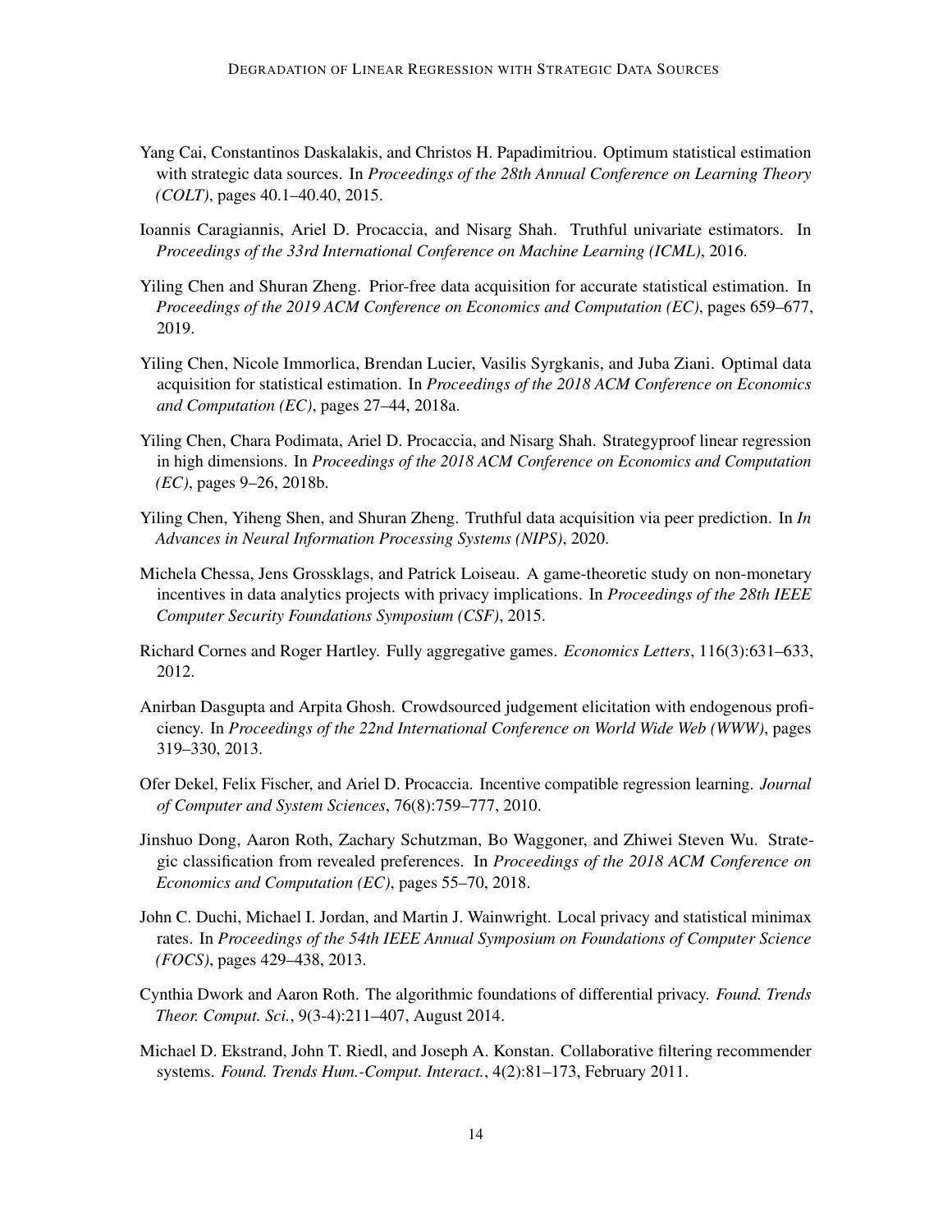Yang Cai, Constantinos Daskalakis, and Christos H. Papadimitriou. Optimum statistical estimation with strategic data sources. In *Proceedings of the 28th Annual Conference on Learning Theory (COLT)*, pages 40.1–40.40, 2015.

Ioannis Caragiannis, Ariel D. Procaccia, and Nisarg Shah. Truthful univariate estimators. In *Proceedings of the 33rd International Conference on Machine Learning (ICML)*, 2016.

Yiling Chen and Shuran Zheng. Prior-free data acquisition for accurate statistical estimation. In *Proceedings of the 2019 ACM Conference on Economics and Computation (EC)*, pages 659–677, 2019.

Yiling Chen, Nicole Immorlica, Brendan Lucier, Vasilis Syrgkanis, and Juba Ziani. Optimal data acquisition for statistical estimation. In *Proceedings of the 2018 ACM Conference on Economics and Computation (EC)*, pages 27–44, 2018a.

Yiling Chen, Chara Podimata, Ariel D. Procaccia, and Nisarg Shah. Strategyproof linear regression in high dimensions. In *Proceedings of the 2018 ACM Conference on Economics and Computation (EC)*, pages 9–26, 2018b.

Yiling Chen, Yiheng Shen, and Shuran Zheng. Truthful data acquisition via peer prediction. In *In Advances in Neural Information Processing Systems (NIPS)*, 2020.

Michela Chessa, Jens Grossklags, and Patrick Loiseau. A game-theoretic study on non-monetary incentives in data analytics projects with privacy implications. In *Proceedings of the 28th IEEE Computer Security Foundations Symposium (CSF)*, 2015.

Richard Cornes and Roger Hartley. Fully aggregative games. *Economics Letters*, 116(3):631–633, 2012.

Anirban Dasgupta and Arpita Ghosh. Crowdsourced judgement elicitation with endogenous proficiency. In *Proceedings of the 22nd International Conference on World Wide Web (WWW)*, pages 319–330, 2013.

Ofer Dekel, Felix Fischer, and Ariel D. Procaccia. Incentive compatible regression learning. *Journal of Computer and System Sciences*, 76(8):759–777, 2010.

Jinshuo Dong, Aaron Roth, Zachary Schutzman, Bo Waggoner, and Zhiwei Steven Wu. Strategic classification from revealed preferences. In *Proceedings of the 2018 ACM Conference on Economics and Computation (EC)*, pages 55–70, 2018.

John C. Duchi, Michael I. Jordan, and Martin J. Wainwright. Local privacy and statistical minimax rates. In *Proceedings of the 54th IEEE Annual Symposium on Foundations of Computer Science (FOCS)*, pages 429–438, 2013.

Cynthia Dwork and Aaron Roth. The algorithmic foundations of differential privacy. *Found. Trends Theor. Comput. Sci.*, 9(3-4):211–407, August 2014.

Michael D. Ekstrand, John T. Riedl, and Joseph A. Konstan. Collaborative filtering recommender systems. *Found. Trends Hum.-Comput. Interact.*, 4(2):81–173, February 2011.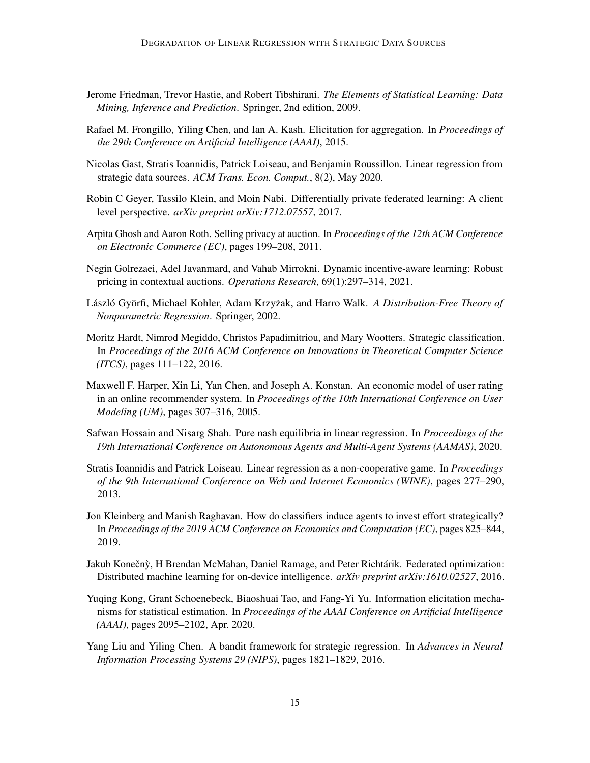Jerome Friedman, Trevor Hastie, and Robert Tibshirani. *The Elements of Statistical Learning: Data Mining, Inference and Prediction*. Springer, 2nd edition, 2009.

Rafael M. Frongillo, Yiling Chen, and Ian A. Kash. Elicitation for aggregation. In *Proceedings of the 29th Conference on Artificial Intelligence (AAAI)*, 2015.

Nicolas Gast, Stratis Ioannidis, Patrick Loiseau, and Benjamin Roussillon. Linear regression from strategic data sources. *ACM Trans. Econ. Comput.*, 8(2), May 2020.

Robin C Geyer, Tassilo Klein, and Moin Nabi. Differentially private federated learning: A client level perspective. *arXiv preprint arXiv:1712.07557*, 2017.

Arpita Ghosh and Aaron Roth. Selling privacy at auction. In *Proceedings of the 12th ACM Conference on Electronic Commerce (EC)*, pages 199–208, 2011.

Negin Golrezaei, Adel Javanmard, and Vahab Mirrokni. Dynamic incentive-aware learning: Robust pricing in contextual auctions. *Operations Research*, 69(1):297–314, 2021.

László Györfi, Michael Kohler, Adam Krzyżak, and Harro Walk. *A Distribution-Free Theory of Nonparametric Regression*. Springer, 2002.

Moritz Hardt, Nimrod Megiddo, Christos Papadimitriou, and Mary Wootters. Strategic classification. In *Proceedings of the 2016 ACM Conference on Innovations in Theoretical Computer Science (ITCS)*, pages 111–122, 2016.

Maxwell F. Harper, Xin Li, Yan Chen, and Joseph A. Konstan. An economic model of user rating in an online recommender system. In *Proceedings of the 10th International Conference on User Modeling (UM)*, pages 307–316, 2005.

Safwan Hossain and Nisarg Shah. Pure nash equilibria in linear regression. In *Proceedings of the 19th International Conference on Autonomous Agents and Multi-Agent Systems (AAMAS)*, 2020.

Stratis Ioannidis and Patrick Loiseau. Linear regression as a non-cooperative game. In *Proceedings of the 9th International Conference on Web and Internet Economics (WINE)*, pages 277–290, 2013.

Jon Kleinberg and Manish Raghavan. How do classifiers induce agents to invest effort strategically? In *Proceedings of the 2019 ACM Conference on Economics and Computation (EC)*, pages 825–844, 2019.

Jakub Konečnỳ, H Brendan McMahan, Daniel Ramage, and Peter Richtárik. Federated optimization: Distributed machine learning for on-device intelligence. *arXiv preprint arXiv:1610.02527*, 2016.

Yuqing Kong, Grant Schoenebeck, Biaoshuai Tao, and Fang-Yi Yu. Information elicitation mechanisms for statistical estimation. In *Proceedings of the AAAI Conference on Artificial Intelligence (AAAI)*, pages 2095–2102, Apr. 2020.

Yang Liu and Yiling Chen. A bandit framework for strategic regression. In *Advances in Neural Information Processing Systems 29 (NIPS)*, pages 1821–1829, 2016.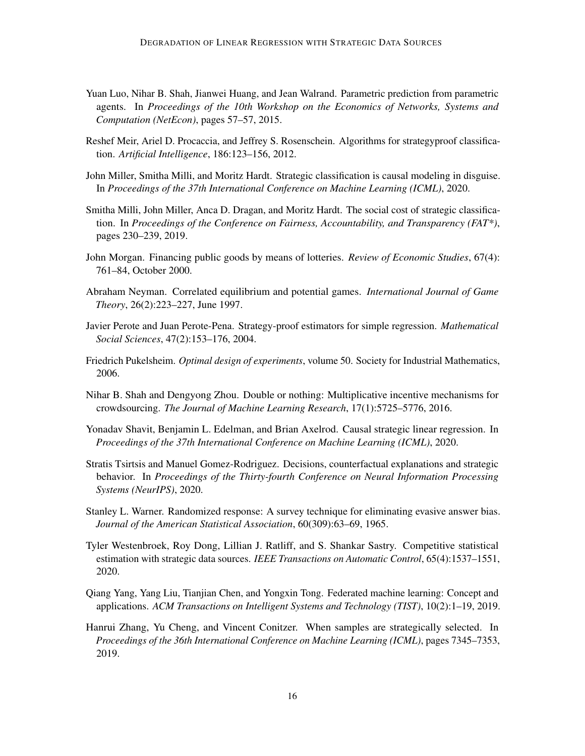Yuan Luo, Nihar B. Shah, Jianwei Huang, and Jean Walrand. Parametric prediction from parametric agents. In *Proceedings of the 10th Workshop on the Economics of Networks, Systems and Computation (NetEcon)*, pages 57–57, 2015.

Reshef Meir, Ariel D. Procaccia, and Jeffrey S. Rosenschein. Algorithms for strategyproof classification. *Artificial Intelligence*, 186:123–156, 2012.

John Miller, Smitha Milli, and Moritz Hardt. Strategic classification is causal modeling in disguise. In *Proceedings of the 37th International Conference on Machine Learning (ICML)*, 2020.

Smitha Milli, John Miller, Anca D. Dragan, and Moritz Hardt. The social cost of strategic classification. In *Proceedings of the Conference on Fairness, Accountability, and Transparency (FAT*)*, pages 230–239, 2019.

John Morgan. Financing public goods by means of lotteries. *Review of Economic Studies*, 67(4): 761–84, October 2000.

Abraham Neyman. Correlated equilibrium and potential games. *International Journal of Game Theory*, 26(2):223–227, June 1997.

Javier Perote and Juan Perote-Pena. Strategy-proof estimators for simple regression. *Mathematical Social Sciences*, 47(2):153–176, 2004.

Friedrich Pukelsheim. *Optimal design of experiments*, volume 50. Society for Industrial Mathematics, 2006.

Nihar B. Shah and Dengyong Zhou. Double or nothing: Multiplicative incentive mechanisms for crowdsourcing. *The Journal of Machine Learning Research*, 17(1):5725–5776, 2016.

Yonadav Shavit, Benjamin L. Edelman, and Brian Axelrod. Causal strategic linear regression. In *Proceedings of the 37th International Conference on Machine Learning (ICML)*, 2020.

Stratis Tsirtsis and Manuel Gomez-Rodriguez. Decisions, counterfactual explanations and strategic behavior. In *Proceedings of the Thirty-fourth Conference on Neural Information Processing Systems (NeurIPS)*, 2020.

Stanley L. Warner. Randomized response: A survey technique for eliminating evasive answer bias. *Journal of the American Statistical Association*, 60(309):63–69, 1965.

Tyler Westenbroek, Roy Dong, Lillian J. Ratliff, and S. Shankar Sastry. Competitive statistical estimation with strategic data sources. *IEEE Transactions on Automatic Control*, 65(4):1537–1551, 2020.

Qiang Yang, Yang Liu, Tianjian Chen, and Yongxin Tong. Federated machine learning: Concept and applications. *ACM Transactions on Intelligent Systems and Technology (TIST)*, 10(2):1–19, 2019.

Hanrui Zhang, Yu Cheng, and Vincent Conitzer. When samples are strategically selected. In *Proceedings of the 36th International Conference on Machine Learning (ICML)*, pages 7345–7353, 2019.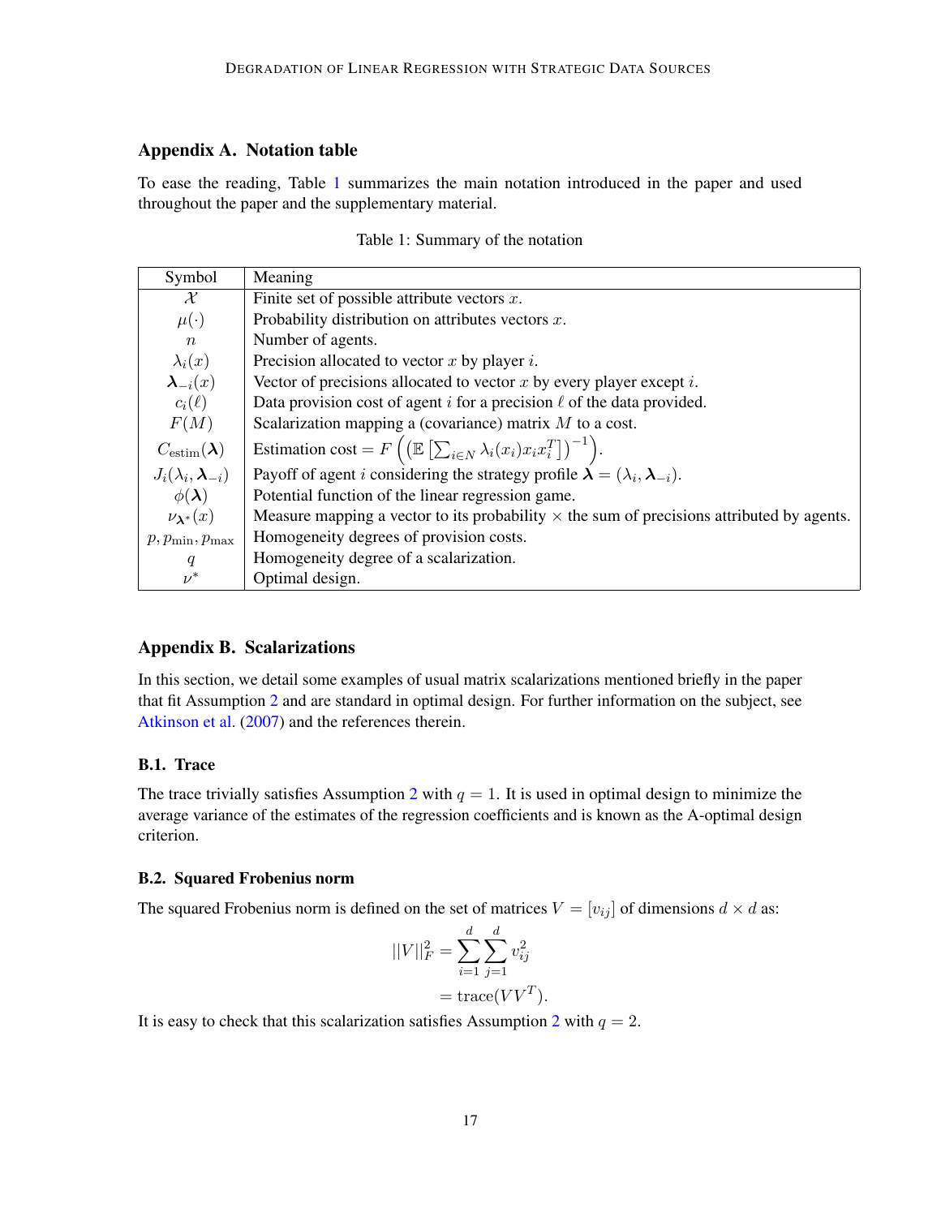## Appendix A. Notation table

To ease the reading, Table 1 summarizes the main notation introduced in the paper and used throughout the paper and the supplementary material.

Table 1: Summary of the notation

| Symbol | Meaning |
|---|---|
| $\mathcal{X}$ | Finite set of possible attribute vectors $x$. |
| $\mu(\cdot)$ | Probability distribution on attributes vectors $x$. |
| $n$ | Number of agents. |
| $\lambda_i(x)$ | Precision allocated to vector $x$ by player $i$. |
| $\boldsymbol{\lambda}_{-i}(x)$ | Vector of precisions allocated to vector $x$ by every player except $i$. |
| $c_i(\ell)$ | Data provision cost of agent $i$ for a precision $\ell$ of the data provided. |
| $F(M)$ | Scalarization mapping a (covariance) matrix $M$ to a cost. |
| $C_{\text{estim}}(\boldsymbol{\lambda})$ | Estimation cost $= F\left(\left(\mathbb{E}\left[\sum_{i\in N}\lambda_i(x_i)x_ix_i^T\right]\right)^{-1}\right)$. |
| $J_i(\lambda_i, \boldsymbol{\lambda}_{-i})$ | Payoff of agent $i$ considering the strategy profile $\boldsymbol{\lambda} = (\lambda_i, \boldsymbol{\lambda}_{-i})$. |
| $\phi(\boldsymbol{\lambda})$ | Potential function of the linear regression game. |
| $\nu_{\boldsymbol{\lambda}^*}(x)$ | Measure mapping a vector to its probability $\times$ the sum of precisions attributed by agents. |
| $p, p_{\min}, p_{\max}$ | Homogeneity degrees of provision costs. |
| $q$ | Homogeneity degree of a scalarization. |
| $\nu^*$ | Optimal design. |

## Appendix B. Scalarizations

In this section, we detail some examples of usual matrix scalarizations mentioned briefly in the paper that fit Assumption 2 and are standard in optimal design. For further information on the subject, see Atkinson et al. (2007) and the references therein.

### B.1. Trace

The trace trivially satisfies Assumption 2 with $q = 1$. It is used in optimal design to minimize the average variance of the estimates of the regression coefficients and is known as the A-optimal design criterion.

### B.2. Squared Frobenius norm

The squared Frobenius norm is defined on the set of matrices $V = [v_{ij}]$ of dimensions $d \times d$ as:

$$
\begin{aligned}
||V||_F^2 &= \sum_{i=1}^{d}\sum_{j=1}^{d} v_{ij}^2 \\
&= \text{trace}(VV^T).
\end{aligned}
$$

It is easy to check that this scalarization satisfies Assumption 2 with $q = 2$.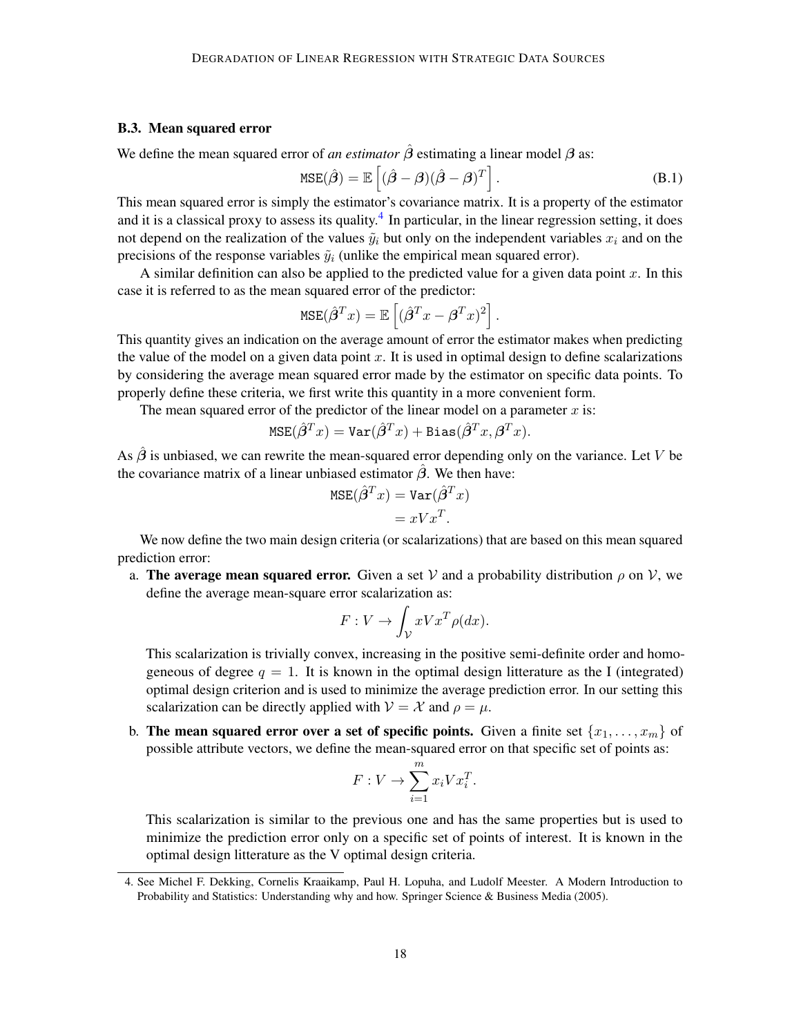### B.3. Mean squared error

We define the mean squared error of *an estimator* $\hat{\boldsymbol{\beta}}$ estimating a linear model $\boldsymbol{\beta}$ as:

$$\mathtt{MSE}(\hat{\boldsymbol{\beta}}) = \mathbb{E}\left[(\hat{\boldsymbol{\beta}} - \boldsymbol{\beta})(\hat{\boldsymbol{\beta}} - \boldsymbol{\beta})^T\right]. \tag{B.1}$$

This mean squared error is simply the estimator's covariance matrix. It is a property of the estimator and it is a classical proxy to assess its quality.[4] In particular, in the linear regression setting, it does not depend on the realization of the values $\tilde{y}_i$ but only on the independent variables $x_i$ and on the precisions of the response variables $\tilde{y}_i$ (unlike the empirical mean squared error).

A similar definition can also be applied to the predicted value for a given data point $x$. In this case it is referred to as the mean squared error of the predictor:

$$\mathtt{MSE}(\hat{\boldsymbol{\beta}}^T x) = \mathbb{E}\left[(\hat{\boldsymbol{\beta}}^T x - \boldsymbol{\beta}^T x)^2\right].$$

This quantity gives an indication on the average amount of error the estimator makes when predicting the value of the model on a given data point $x$. It is used in optimal design to define scalarizations by considering the average mean squared error made by the estimator on specific data points. To properly define these criteria, we first write this quantity in a more convenient form.

The mean squared error of the predictor of the linear model on a parameter $x$ is:

$$\mathtt{MSE}(\hat{\boldsymbol{\beta}}^T x) = \mathtt{Var}(\hat{\boldsymbol{\beta}}^T x) + \mathtt{Bias}(\hat{\boldsymbol{\beta}}^T x, \boldsymbol{\beta}^T x).$$

As $\hat{\boldsymbol{\beta}}$ is unbiased, we can rewrite the mean-squared error depending only on the variance. Let $V$ be the covariance matrix of a linear unbiased estimator $\hat{\boldsymbol{\beta}}$. We then have:

$$\begin{aligned}
\mathtt{MSE}(\hat{\boldsymbol{\beta}}^T x) &= \mathtt{Var}(\hat{\boldsymbol{\beta}}^T x) \\
&= xVx^T.
\end{aligned}$$

We now define the two main design criteria (or scalarizations) that are based on this mean squared prediction error:

a. **The average mean squared error.** Given a set $\mathcal{V}$ and a probability distribution $\rho$ on $\mathcal{V}$, we define the average mean-square error scalarization as:

$$F : V \to \int_{\mathcal{V}} xVx^T \rho(dx).$$

This scalarization is trivially convex, increasing in the positive semi-definite order and homogeneous of degree $q = 1$. It is known in the optimal design litterature as the I (integrated) optimal design criterion and is used to minimize the average prediction error. In our setting this scalarization can be directly applied with $\mathcal{V} = \mathcal{X}$ and $\rho = \mu$.

b. **The mean squared error over a set of specific points.** Given a finite set $\{x_1, \ldots, x_m\}$ of possible attribute vectors, we define the mean-squared error on that specific set of points as:

$$F : V \to \sum_{i=1}^{m} x_i V x_i^T.$$

This scalarization is similar to the previous one and has the same properties but is used to minimize the prediction error only on a specific set of points of interest. It is known in the optimal design litterature as the V optimal design criteria.

4. See Michel F. Dekking, Cornelis Kraaikamp, Paul H. Lopuha, and Ludolf Meester. A Modern Introduction to Probability and Statistics: Understanding why and how. Springer Science & Business Media (2005).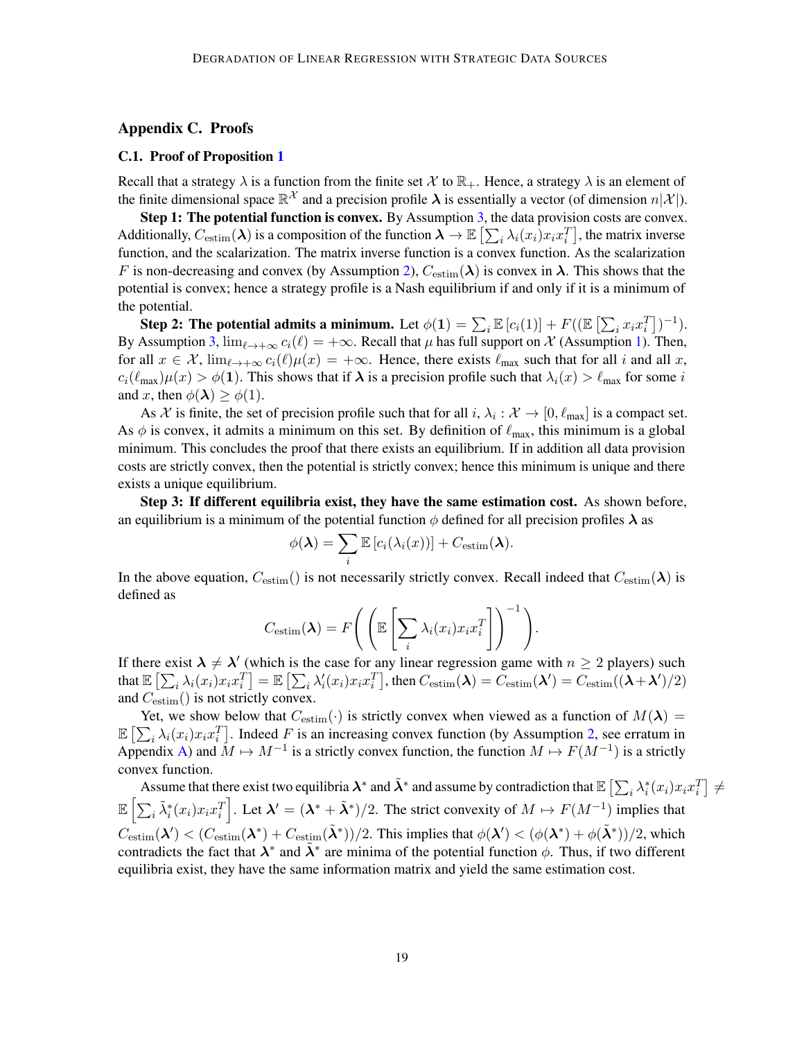## Appendix C. Proofs

### C.1. Proof of Proposition 1

Recall that a strategy $\lambda$ is a function from the finite set $\mathcal{X}$ to $\mathbb{R}_+$. Hence, a strategy $\lambda$ is an element of the finite dimensional space $\mathbb{R}^{\mathcal{X}}$ and a precision profile $\boldsymbol{\lambda}$ is essentially a vector (of dimension $n|\mathcal{X}|$).

**Step 1: The potential function is convex.** By Assumption 3, the data provision costs are convex. Additionally, $C_{\text{estim}}(\boldsymbol{\lambda})$ is a composition of the function $\boldsymbol{\lambda} \to \mathbb{E}\left[\sum_i \lambda_i(x_i)x_i x_i^T\right]$, the matrix inverse function, and the scalarization. The matrix inverse function is a convex function. As the scalarization $F$ is non-decreasing and convex (by Assumption 2), $C_{\text{estim}}(\boldsymbol{\lambda})$ is convex in $\boldsymbol{\lambda}$. This shows that the potential is convex; hence a strategy profile is a Nash equilibrium if and only if it is a minimum of the potential.

**Step 2: The potential admits a minimum.** Let $\phi(\mathbf{1}) = \sum_i \mathbb{E}\left[c_i(1)\right] + F((\mathbb{E}\left[\sum_i x_i x_i^T\right])^{-1})$. By Assumption 3, $\lim_{\ell \to +\infty} c_i(\ell) = +\infty$. Recall that $\mu$ has full support on $\mathcal{X}$ (Assumption 1). Then, for all $x \in \mathcal{X}$, $\lim_{\ell \to +\infty} c_i(\ell)\mu(x) = +\infty$. Hence, there exists $\ell_{\max}$ such that for all $i$ and all $x$, $c_i(\ell_{\max})\mu(x) > \phi(\mathbf{1})$. This shows that if $\boldsymbol{\lambda}$ is a precision profile such that $\lambda_i(x) > \ell_{\max}$ for some $i$ and $x$, then $\phi(\boldsymbol{\lambda}) \geq \phi(1)$.

As $\mathcal{X}$ is finite, the set of precision profile such that for all $i$, $\lambda_i : \mathcal{X} \to [0, \ell_{\max}]$ is a compact set. As $\phi$ is convex, it admits a minimum on this set. By definition of $\ell_{\max}$, this minimum is a global minimum. This concludes the proof that there exists an equilibrium. If in addition all data provision costs are strictly convex, then the potential is strictly convex; hence this minimum is unique and there exists a unique equilibrium.

**Step 3: If different equilibria exist, they have the same estimation cost.** As shown before, an equilibrium is a minimum of the potential function $\phi$ defined for all precision profiles $\boldsymbol{\lambda}$ as

$$\phi(\boldsymbol{\lambda}) = \sum_i \mathbb{E}\left[c_i(\lambda_i(x))\right] + C_{\text{estim}}(\boldsymbol{\lambda}).$$

In the above equation, $C_{\text{estim}}()$ is not necessarily strictly convex. Recall indeed that $C_{\text{estim}}(\boldsymbol{\lambda})$ is defined as

$$C_{\text{estim}}(\boldsymbol{\lambda}) = F\left(\left(\mathbb{E}\left[\sum_i \lambda_i(x_i)x_i x_i^T\right]\right)^{-1}\right).$$

If there exist $\boldsymbol{\lambda} \neq \boldsymbol{\lambda}'$ (which is the case for any linear regression game with $n \geq 2$ players) such that $\mathbb{E}\left[\sum_i \lambda_i(x_i)x_i x_i^T\right] = \mathbb{E}\left[\sum_i \lambda'_i(x_i)x_i x_i^T\right]$, then $C_{\text{estim}}(\boldsymbol{\lambda}) = C_{\text{estim}}(\boldsymbol{\lambda}') = C_{\text{estim}}((\boldsymbol{\lambda}+\boldsymbol{\lambda}')/2)$ and $C_{\text{estim}}()$ is not strictly convex.

Yet, we show below that $C_{\text{estim}}(\cdot)$ is strictly convex when viewed as a function of $M(\boldsymbol{\lambda}) = \mathbb{E}\left[\sum_i \lambda_i(x_i)x_i x_i^T\right]$. Indeed $F$ is an increasing convex function (by Assumption 2, see erratum in Appendix A) and $M \mapsto M^{-1}$ is a strictly convex function, the function $M \mapsto F(M^{-1})$ is a strictly convex function.

Assume that there exist two equilibria $\boldsymbol{\lambda}^*$ and $\tilde{\boldsymbol{\lambda}}^*$ and assume by contradiction that $\mathbb{E}\left[\sum_i \lambda_i^*(x_i)x_i x_i^T\right] \neq \mathbb{E}\left[\sum_i \tilde{\lambda}_i^*(x_i)x_i x_i^T\right]$. Let $\boldsymbol{\lambda}' = (\boldsymbol{\lambda}^* + \tilde{\boldsymbol{\lambda}}^*)/2$. The strict convexity of $M \mapsto F(M^{-1})$ implies that $C_{\text{estim}}(\boldsymbol{\lambda}') < (C_{\text{estim}}(\boldsymbol{\lambda}^*) + C_{\text{estim}}(\tilde{\boldsymbol{\lambda}}^*))/2$. This implies that $\phi(\boldsymbol{\lambda}') < (\phi(\boldsymbol{\lambda}^*) + \phi(\tilde{\boldsymbol{\lambda}}^*))/2$, which contradicts the fact that $\boldsymbol{\lambda}^*$ and $\tilde{\boldsymbol{\lambda}}^*$ are minima of the potential function $\phi$. Thus, if two different equilibria exist, they have the same information matrix and yield the same estimation cost.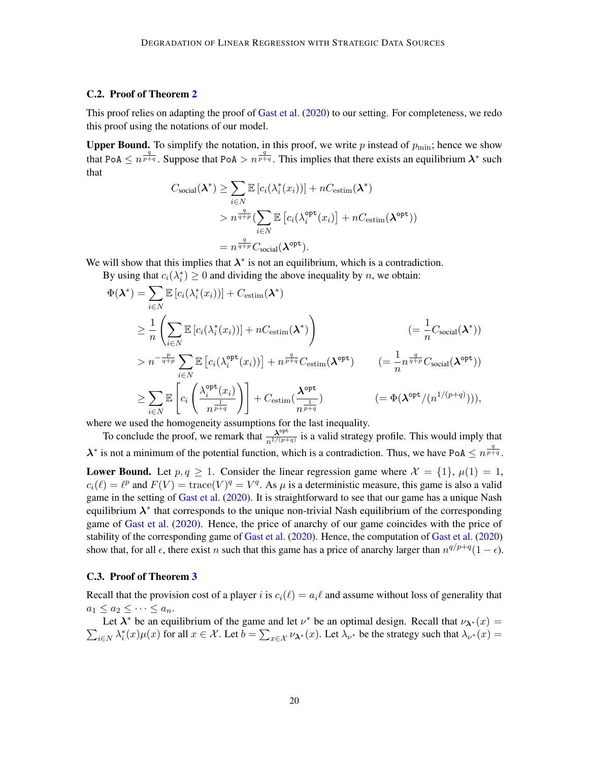### C.2. Proof of Theorem 2

This proof relies on adapting the proof of Gast et al. (2020) to our setting. For completeness, we redo this proof using the notations of our model.

**Upper Bound.** To simplify the notation, in this proof, we write $p$ instead of $p_{\min}$; hence we show that $\texttt{PoA} \leq n^{\frac{q}{p+q}}$. Suppose that $\texttt{PoA} > n^{\frac{q}{p+q}}$. This implies that there exists an equilibrium $\boldsymbol{\lambda}^*$ such that

$$
\begin{aligned}
C_{\text{social}}(\boldsymbol{\lambda}^*) &\geq \sum_{i \in N} \mathbb{E}\left[c_i(\lambda_i^*(x_i))\right] + nC_{\text{estim}}(\boldsymbol{\lambda}^*) \\
&> n^{\frac{q}{q+p}} \Big(\sum_{i \in N} \mathbb{E}\left[c_i(\lambda_i^{\texttt{opt}}(x_i)\right] + nC_{\text{estim}}(\boldsymbol{\lambda}^{\texttt{opt}})\Big) \\
&= n^{\frac{q}{q+p}} C_{\text{social}}(\boldsymbol{\lambda}^{\texttt{opt}}).
\end{aligned}
$$

We will show that this implies that $\boldsymbol{\lambda}^*$ is not an equilibrium, which is a contradiction.

By using that $c_i(\lambda_i^*) \geq 0$ and dividing the above inequality by $n$, we obtain:

$$
\begin{aligned}
\Phi(\boldsymbol{\lambda}^*) &= \sum_{i \in N} \mathbb{E}\left[c_i(\lambda_i^*(x_i))\right] + C_{\text{estim}}(\boldsymbol{\lambda}^*) \\
&\geq \frac{1}{n}\left(\sum_{i \in N} \mathbb{E}\left[c_i(\lambda_i^*(x_i))\right] + nC_{\text{estim}}(\boldsymbol{\lambda}^*)\right) && \left(= \frac{1}{n}C_{\text{social}}(\boldsymbol{\lambda}^*)\right) \\
&> n^{-\frac{p}{q+p}} \sum_{i \in N} \mathbb{E}\left[c_i(\lambda_i^{\texttt{opt}}(x_i))\right] + n^{\frac{q}{p+q}} C_{\text{estim}}(\boldsymbol{\lambda}^{\texttt{opt}}) && \left(= \frac{1}{n} n^{\frac{q}{q+p}} C_{\text{social}}(\boldsymbol{\lambda}^{\texttt{opt}})\right) \\
&\geq \sum_{i \in N} \mathbb{E}\left[c_i\left(\frac{\lambda_i^{\texttt{opt}}(x_i)}{n^{\frac{1}{p+q}}}\right)\right] + C_{\text{estim}}\Big(\frac{\boldsymbol{\lambda}^{\texttt{opt}}}{n^{\frac{1}{p+q}}}\Big) && (= \Phi(\boldsymbol{\lambda}^{\texttt{opt}}/(n^{1/(p+q)}))),
\end{aligned}
$$

where we used the homogeneity assumptions for the last inequality.

To conclude the proof, we remark that $\frac{\boldsymbol{\lambda}^{\texttt{opt}}}{n^{1/(p+q)}}$ is a valid strategy profile. This would imply that $\boldsymbol{\lambda}^*$ is not a minimum of the potential function, which is a contradiction. Thus, we have $\texttt{PoA} \leq n^{\frac{q}{p+q}}$.

**Lower Bound.** Let $p, q \geq 1$. Consider the linear regression game where $\mathcal{X} = \{1\}$, $\mu(1) = 1$, $c_i(\ell) = \ell^p$ and $F(V) = \text{trace}(V)^q = V^q$. As $\mu$ is a deterministic measure, this game is also a valid game in the setting of Gast et al. (2020). It is straightforward to see that our game has a unique Nash equilibrium $\boldsymbol{\lambda}^*$ that corresponds to the unique non-trivial Nash equilibrium of the corresponding game of Gast et al. (2020). Hence, the price of anarchy of our game coincides with the price of stability of the corresponding game of Gast et al. (2020). Hence, the computation of Gast et al. (2020) show that, for all $\epsilon$, there exist $n$ such that this game has a price of anarchy larger than $n^{q/p+q}(1-\epsilon)$.

### C.3. Proof of Theorem 3

Recall that the provision cost of a player $i$ is $c_i(\ell) = a_i\ell$ and assume without loss of generality that $a_1 \leq a_2 \leq \cdots \leq a_n$.

Let $\boldsymbol{\lambda}^*$ be an equilibrium of the game and let $\nu^*$ be an optimal design. Recall that $\nu_{\boldsymbol{\lambda}^*}(x) = \sum_{i \in N} \lambda_i^*(x)\mu(x)$ for all $x \in \mathcal{X}$. Let $b = \sum_{x \in \mathcal{X}} \nu_{\boldsymbol{\lambda}^*}(x)$. Let $\lambda_{\nu^*}$ be the strategy such that $\lambda_{\nu^*}(x) =$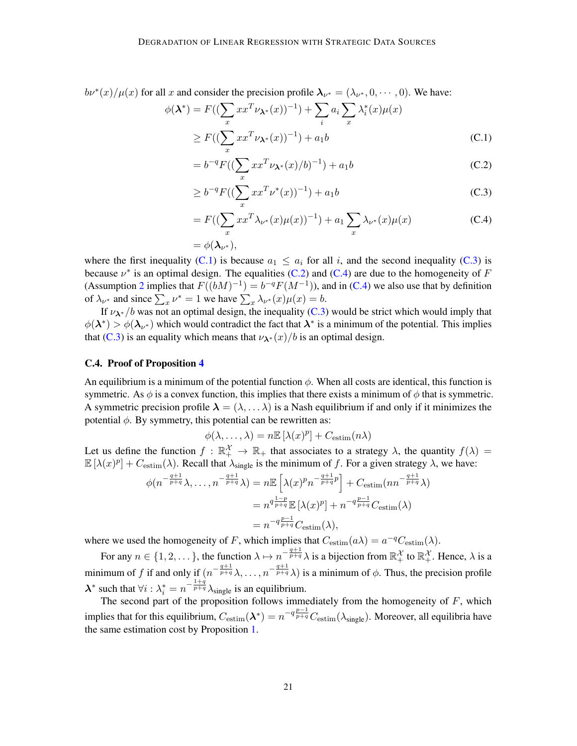$b\nu^*(x)/\mu(x)$ for all $x$ and consider the precision profile $\boldsymbol{\lambda}_{\nu^*} = (\lambda_{\nu^*}, 0, \cdots, 0)$. We have:

$$
\begin{aligned}
\phi(\boldsymbol{\lambda}^*) &= F((\sum_x xx^T \nu_{\boldsymbol{\lambda}^*}(x))^{-1}) + \sum_i a_i \sum_x \lambda_i^*(x)\mu(x) \\
&\geq F((\sum_x xx^T \nu_{\boldsymbol{\lambda}^*}(x))^{-1}) + a_1 b && \text{(C.1)} \\
&= b^{-q} F((\sum_x xx^T \nu_{\boldsymbol{\lambda}^*}(x)/b)^{-1}) + a_1 b && \text{(C.2)} \\
&\geq b^{-q} F((\sum_x xx^T \nu^*(x))^{-1}) + a_1 b && \text{(C.3)} \\
&= F((\sum_x xx^T \lambda_{\nu^*}(x)\mu(x))^{-1}) + a_1 \sum_x \lambda_{\nu^*}(x)\mu(x) && \text{(C.4)} \\
&= \phi(\boldsymbol{\lambda}_{\nu^*}),
\end{aligned}
$$

where the first inequality (C.1) is because $a_1 \leq a_i$ for all $i$, and the second inequality (C.3) is because $\nu^*$ is an optimal design. The equalities (C.2) and (C.4) are due to the homogeneity of $F$ (Assumption 2 implies that $F((bM)^{-1}) = b^{-q}F(M^{-1})$), and in (C.4) we also use that by definition of $\lambda_{\nu^*}$ and since $\sum_x \nu^* = 1$ we have $\sum_x \lambda_{\nu^*}(x)\mu(x) = b$.

If $\nu_{\boldsymbol{\lambda}^*}/b$ was not an optimal design, the inequality (C.3) would be strict which would imply that $\phi(\boldsymbol{\lambda}^*) > \phi(\boldsymbol{\lambda}_{\nu^*})$ which would contradict the fact that $\boldsymbol{\lambda}^*$ is a minimum of the potential. This implies that (C.3) is an equality which means that $\nu_{\boldsymbol{\lambda}^*}(x)/b$ is an optimal design.

### C.4. Proof of Proposition 4

An equilibrium is a minimum of the potential function $\phi$. When all costs are identical, this function is symmetric. As $\phi$ is a convex function, this implies that there exists a minimum of $\phi$ that is symmetric. A symmetric precision profile $\boldsymbol{\lambda} = (\lambda, \dots \lambda)$ is a Nash equilibrium if and only if it minimizes the potential $\phi$. By symmetry, this potential can be rewritten as:

$$\phi(\lambda, \dots, \lambda) = n\mathbb{E}\left[\lambda(x)^p\right] + C_{\text{estim}}(n\lambda)$$

Let us define the function $f : \mathbb{R}_+^{\mathcal{X}} \to \mathbb{R}_+$ that associates to a strategy $\lambda$, the quantity $f(\lambda) = \mathbb{E}\left[\lambda(x)^p\right] + C_{\text{estim}}(\lambda)$. Recall that $\lambda_{\text{single}}$ is the minimum of $f$. For a given strategy $\lambda$, we have:

$$
\begin{aligned}
\phi(n^{-\frac{q+1}{p+q}}\lambda, \dots, n^{-\frac{q+1}{p+q}}\lambda) &= n\mathbb{E}\left[\lambda(x)^p n^{-\frac{q+1}{p+q}p}\right] + C_{\text{estim}}(nn^{-\frac{q+1}{p+q}}\lambda) \\
&= n^{q\frac{1-p}{p+q}}\mathbb{E}\left[\lambda(x)^p\right] + n^{-q\frac{p-1}{p+q}}C_{\text{estim}}(\lambda) \\
&= n^{-q\frac{p-1}{p+q}}C_{\text{estim}}(\lambda),
\end{aligned}
$$

where we used the homogeneity of $F$, which implies that $C_{\text{estim}}(a\lambda) = a^{-q}C_{\text{estim}}(\lambda)$.

For any $n \in \{1, 2, \dots\}$, the function $\lambda \mapsto n^{-\frac{q+1}{p+q}}\lambda$ is a bijection from $\mathbb{R}_+^{\mathcal{X}}$ to $\mathbb{R}_+^{\mathcal{X}}$. Hence, $\lambda$ is a minimum of $f$ if and only if $(n^{-\frac{q+1}{p+q}}\lambda, \dots, n^{-\frac{q+1}{p+q}}\lambda)$ is a minimum of $\phi$. Thus, the precision profile $\boldsymbol{\lambda}^*$ such that $\forall i : \lambda_i^* = n^{-\frac{1+q}{p+q}}\lambda_{\text{single}}$ is an equilibrium.

The second part of the proposition follows immediately from the homogeneity of $F$, which implies that for this equilibrium, $C_{\text{estim}}(\boldsymbol{\lambda}^*) = n^{-q\frac{p-1}{p+q}}C_{\text{estim}}(\lambda_{\text{single}})$. Moreover, all equilibria have the same estimation cost by Proposition 1.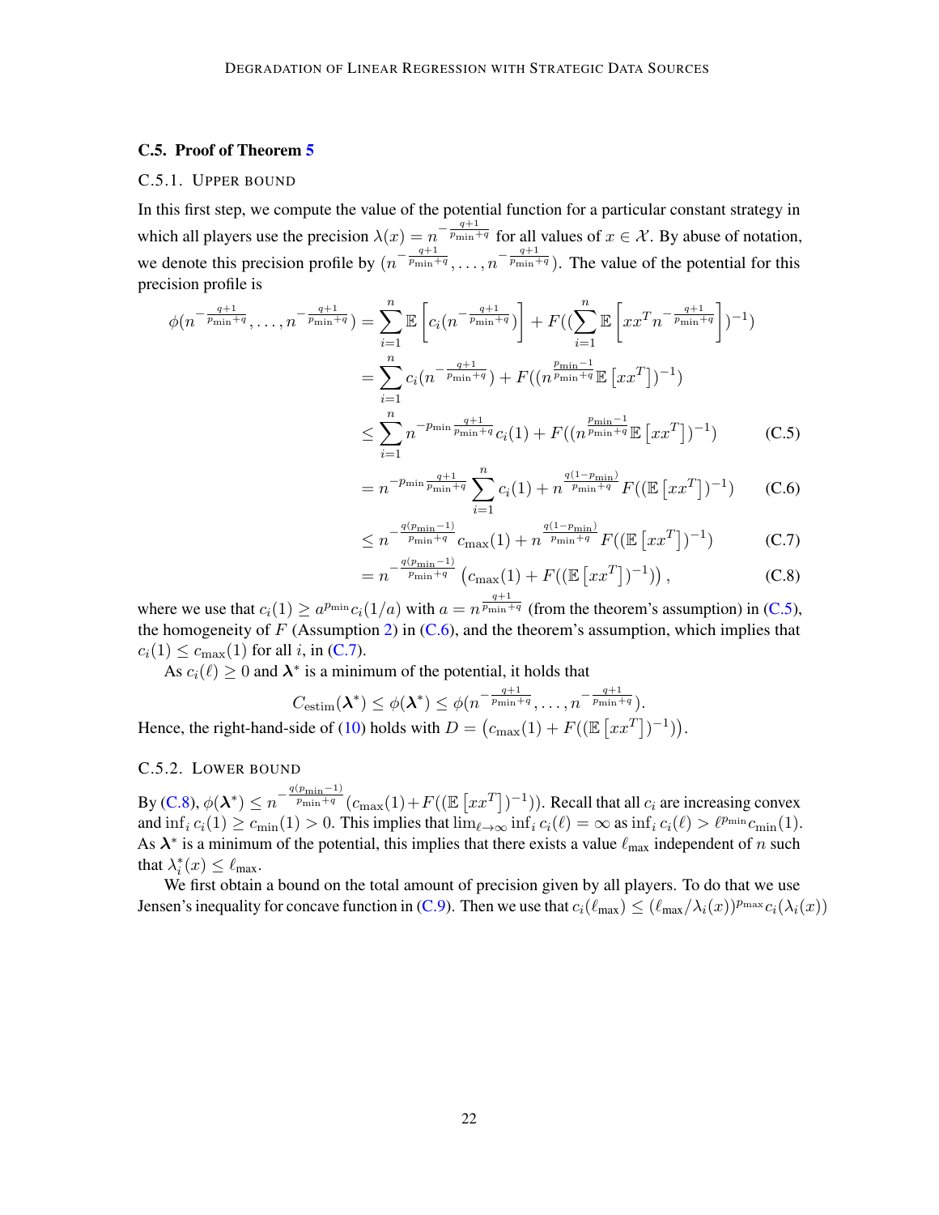### C.5. Proof of Theorem 5

#### C.5.1. Upper bound

In this first step, we compute the value of the potential function for a particular constant strategy in which all players use the precision $\lambda(x) = n^{-\frac{q+1}{p_{\min}+q}}$ for all values of $x \in \mathcal{X}$. By abuse of notation, we denote this precision profile by $(n^{-\frac{q+1}{p_{\min}+q}}, \ldots, n^{-\frac{q+1}{p_{\min}+q}})$. The value of the potential for this precision profile is

$$
\begin{aligned}
\phi(n^{-\frac{q+1}{p_{\min}+q}}, \ldots, n^{-\frac{q+1}{p_{\min}+q}}) &= \sum_{i=1}^{n} \mathbb{E}\left[c_i(n^{-\frac{q+1}{p_{\min}+q}})\right] + F((\sum_{i=1}^{n} \mathbb{E}\left[xx^T n^{-\frac{q+1}{p_{\min}+q}}\right])^{-1}) \\
&= \sum_{i=1}^{n} c_i(n^{-\frac{q+1}{p_{\min}+q}}) + F((n^{\frac{p_{\min}-1}{p_{\min}+q}} \mathbb{E}\left[xx^T\right])^{-1}) \\
&\leq \sum_{i=1}^{n} n^{-p_{\min}\frac{q+1}{p_{\min}+q}} c_i(1) + F((n^{\frac{p_{\min}-1}{p_{\min}+q}} \mathbb{E}\left[xx^T\right])^{-1}) &\text{(C.5)} \\
&= n^{-p_{\min}\frac{q+1}{p_{\min}+q}} \sum_{i=1}^{n} c_i(1) + n^{\frac{q(1-p_{\min})}{p_{\min}+q}} F((\mathbb{E}\left[xx^T\right])^{-1}) &\text{(C.6)} \\
&\leq n^{-\frac{q(p_{\min}-1)}{p_{\min}+q}} c_{\max}(1) + n^{\frac{q(1-p_{\min})}{p_{\min}+q}} F((\mathbb{E}\left[xx^T\right])^{-1}) &\text{(C.7)} \\
&= n^{-\frac{q(p_{\min}-1)}{p_{\min}+q}} \left(c_{\max}(1) + F((\mathbb{E}\left[xx^T\right])^{-1})\right), &\text{(C.8)}
\end{aligned}
$$

where we use that $c_i(1) \geq a^{p_{\min}} c_i(1/a)$ with $a = n^{\frac{q+1}{p_{\min}+q}}$ (from the theorem's assumption) in (C.5), the homogeneity of $F$ (Assumption 2) in (C.6), and the theorem's assumption, which implies that $c_i(1) \leq c_{\max}(1)$ for all $i$, in (C.7).

As $c_i(\ell) \geq 0$ and $\boldsymbol{\lambda}^*$ is a minimum of the potential, it holds that

$$
C_{\text{estim}}(\boldsymbol{\lambda}^*) \leq \phi(\boldsymbol{\lambda}^*) \leq \phi(n^{-\frac{q+1}{p_{\min}+q}}, \ldots, n^{-\frac{q+1}{p_{\min}+q}}).
$$

Hence, the right-hand-side of (10) holds with $D = \left(c_{\max}(1) + F((\mathbb{E}\left[xx^T\right])^{-1})\right)$.

#### C.5.2. Lower bound

By (C.8), $\phi(\boldsymbol{\lambda}^*) \leq n^{-\frac{q(p_{\min}-1)}{p_{\min}+q}}(c_{\max}(1)+F((\mathbb{E}\left[xx^T\right])^{-1}))$. Recall that all $c_i$ are increasing convex and $\inf_i c_i(1) \geq c_{\min}(1) > 0$. This implies that $\lim_{\ell\to\infty} \inf_i c_i(\ell) = \infty$ as $\inf_i c_i(\ell) > \ell^{p_{\min}} c_{\min}(1)$. As $\boldsymbol{\lambda}^*$ is a minimum of the potential, this implies that there exists a value $\ell_{\max}$ independent of $n$ such that $\lambda_i^*(x) \leq \ell_{\max}$.

We first obtain a bound on the total amount of precision given by all players. To do that we use Jensen's inequality for concave function in (C.9). Then we use that $c_i(\ell_{\max}) \leq (\ell_{\max}/\lambda_i(x))^{p_{\max}} c_i(\lambda_i(x))$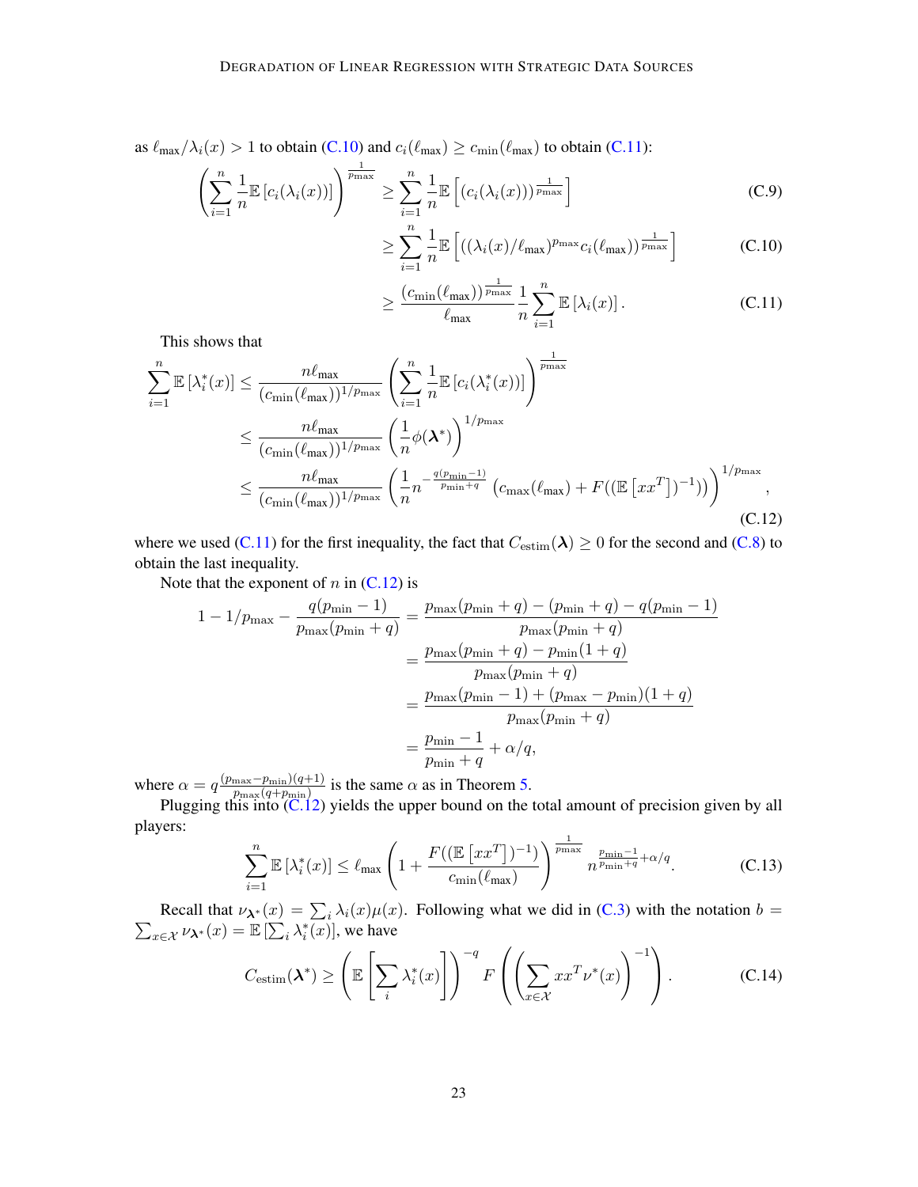as $\ell_{\max}/\lambda_i(x) > 1$ to obtain (C.10) and $c_i(\ell_{\max}) \geq c_{\min}(\ell_{\max})$ to obtain (C.11):

$$
\left(\sum_{i=1}^{n} \frac{1}{n}\mathbb{E}\left[c_i(\lambda_i(x))\right]\right)^{\frac{1}{p_{\max}}} \geq \sum_{i=1}^{n} \frac{1}{n}\mathbb{E}\left[\left(c_i(\lambda_i(x))\right)^{\frac{1}{p_{\max}}}\right] \tag{C.9}
$$

$$
\geq \sum_{i=1}^{n} \frac{1}{n}\mathbb{E}\left[\left((\lambda_i(x)/\ell_{\max})^{p_{\max}} c_i(\ell_{\max})\right)^{\frac{1}{p_{\max}}}\right] \tag{C.10}
$$

$$
\geq \frac{(c_{\min}(\ell_{\max}))^{\frac{1}{p_{\max}}}}{\ell_{\max}} \frac{1}{n}\sum_{i=1}^{n} \mathbb{E}\left[\lambda_i(x)\right]. \tag{C.11}
$$

This shows that

$$
\begin{aligned}
\sum_{i=1}^{n} \mathbb{E}\left[\lambda_i^*(x)\right] &\leq \frac{n\ell_{\max}}{(c_{\min}(\ell_{\max}))^{1/p_{\max}}} \left(\sum_{i=1}^{n} \frac{1}{n}\mathbb{E}\left[c_i(\lambda_i^*(x))\right]\right)^{\frac{1}{p_{\max}}} \\
&\leq \frac{n\ell_{\max}}{(c_{\min}(\ell_{\max}))^{1/p_{\max}}} \left(\frac{1}{n}\phi(\boldsymbol{\lambda}^*)\right)^{1/p_{\max}} \\
&\leq \frac{n\ell_{\max}}{(c_{\min}(\ell_{\max}))^{1/p_{\max}}} \left(\frac{1}{n} n^{-\frac{q(p_{\min}-1)}{p_{\min}+q}} \left(c_{\max}(\ell_{\max}) + F((\mathbb{E}\left[xx^T\right])^{-1})\right)\right)^{1/p_{\max}},
\end{aligned} \tag{C.12}
$$

where we used (C.11) for the first inequality, the fact that $C_{\text{estim}}(\boldsymbol{\lambda}) \geq 0$ for the second and (C.8) to obtain the last inequality.

Note that the exponent of $n$ in (C.12) is

$$
\begin{aligned}
1 - 1/p_{\max} - \frac{q(p_{\min}-1)}{p_{\max}(p_{\min}+q)} &= \frac{p_{\max}(p_{\min}+q) - (p_{\min}+q) - q(p_{\min}-1)}{p_{\max}(p_{\min}+q)} \\
&= \frac{p_{\max}(p_{\min}+q) - p_{\min}(1+q)}{p_{\max}(p_{\min}+q)} \\
&= \frac{p_{\max}(p_{\min}-1) + (p_{\max}-p_{\min})(1+q)}{p_{\max}(p_{\min}+q)} \\
&= \frac{p_{\min}-1}{p_{\min}+q} + \alpha/q,
\end{aligned}
$$

where $\alpha = q\frac{(p_{\max}-p_{\min})(q+1)}{p_{\max}(q+p_{\min})}$ is the same $\alpha$ as in Theorem 5.

Plugging this into (C.12) yields the upper bound on the total amount of precision given by all players:

$$
\sum_{i=1}^{n} \mathbb{E}\left[\lambda_i^*(x)\right] \leq \ell_{\max}\left(1 + \frac{F((\mathbb{E}\left[xx^T\right])^{-1})}{c_{\min}(\ell_{\max})}\right)^{\frac{1}{p_{\max}}} n^{\frac{p_{\min}-1}{p_{\min}+q}+\alpha/q}. \tag{C.13}
$$

Recall that $\nu_{\boldsymbol{\lambda}^*}(x) = \sum_i \lambda_i(x)\mu(x)$. Following what we did in (C.3) with the notation $b = \sum_{x\in\mathcal{X}} \nu_{\boldsymbol{\lambda}^*}(x) = \mathbb{E}\left[\sum_i \lambda_i^*(x)\right]$, we have

$$
C_{\text{estim}}(\boldsymbol{\lambda}^*) \geq \left(\mathbb{E}\left[\sum_i \lambda_i^*(x)\right]\right)^{-q} F\left(\left(\sum_{x\in\mathcal{X}} xx^T\nu^*(x)\right)^{-1}\right). \tag{C.14}
$$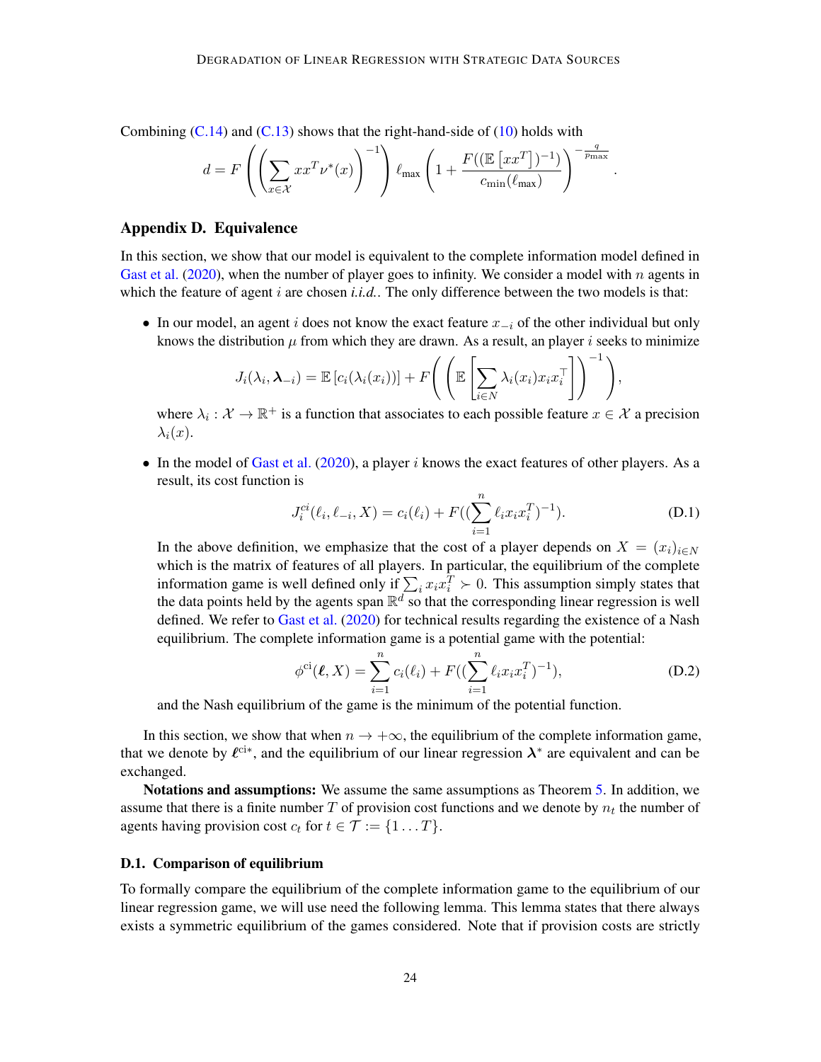Combining (C.14) and (C.13) shows that the right-hand-side of (10) holds with

$$d = F\left(\left(\sum_{x\in\mathcal{X}} xx^T\nu^*(x)\right)^{-1}\right)\ell_{\max}\left(1+\frac{F((\mathbb{E}\left[xx^T\right])^{-1})}{c_{\min}(\ell_{\max})}\right)^{-\frac{q}{p_{\max}}}.$$

## Appendix D. Equivalence

In this section, we show that our model is equivalent to the complete information model defined in Gast et al. (2020), when the number of player goes to infinity. We consider a model with $n$ agents in which the feature of agent $i$ are chosen *i.i.d.*. The only difference between the two models is that:

- In our model, an agent $i$ does not know the exact feature $x_{-i}$ of the other individual but only knows the distribution $\mu$ from which they are drawn. As a result, an player $i$ seeks to minimize

$$J_i(\lambda_i, \boldsymbol{\lambda}_{-i}) = \mathbb{E}\left[c_i(\lambda_i(x_i))\right] + F\left(\left(\mathbb{E}\left[\sum_{i\in N}\lambda_i(x_i)x_ix_i^\top\right]\right)^{-1}\right),$$

  where $\lambda_i : \mathcal{X} \to \mathbb{R}^+$ is a function that associates to each possible feature $x \in \mathcal{X}$ a precision $\lambda_i(x)$.

- In the model of Gast et al. (2020), a player $i$ knows the exact features of other players. As a result, its cost function is

$$J_i^{ci}(\ell_i, \ell_{-i}, X) = c_i(\ell_i) + F((\sum_{i=1}^n \ell_i x_i x_i^T)^{-1}). \tag{D.1}$$

  In the above definition, we emphasize that the cost of a player depends on $X = (x_i)_{i\in N}$ which is the matrix of features of all players. In particular, the equilibrium of the complete information game is well defined only if $\sum_i x_i x_i^T \succ 0$. This assumption simply states that the data points held by the agents span $\mathbb{R}^d$ so that the corresponding linear regression is well defined. We refer to Gast et al. (2020) for technical results regarding the existence of a Nash equilibrium. The complete information game is a potential game with the potential:

$$\phi^{\text{ci}}(\boldsymbol{\ell}, X) = \sum_{i=1}^n c_i(\ell_i) + F((\sum_{i=1}^n \ell_i x_i x_i^T)^{-1}), \tag{D.2}$$

  and the Nash equilibrium of the game is the minimum of the potential function.

In this section, we show that when $n \to +\infty$, the equilibrium of the complete information game, that we denote by $\boldsymbol{\ell}^{\text{ci}*}$, and the equilibrium of our linear regression $\boldsymbol{\lambda}^*$ are equivalent and can be exchanged.

**Notations and assumptions:** We assume the same assumptions as Theorem 5. In addition, we assume that there is a finite number $T$ of provision cost functions and we denote by $n_t$ the number of agents having provision cost $c_t$ for $t \in \mathcal{T} := \{1 \dots T\}$.

### D.1. Comparison of equilibrium

To formally compare the equilibrium of the complete information game to the equilibrium of our linear regression game, we will use need the following lemma. This lemma states that there always exists a symmetric equilibrium of the games considered. Note that if provision costs are strictly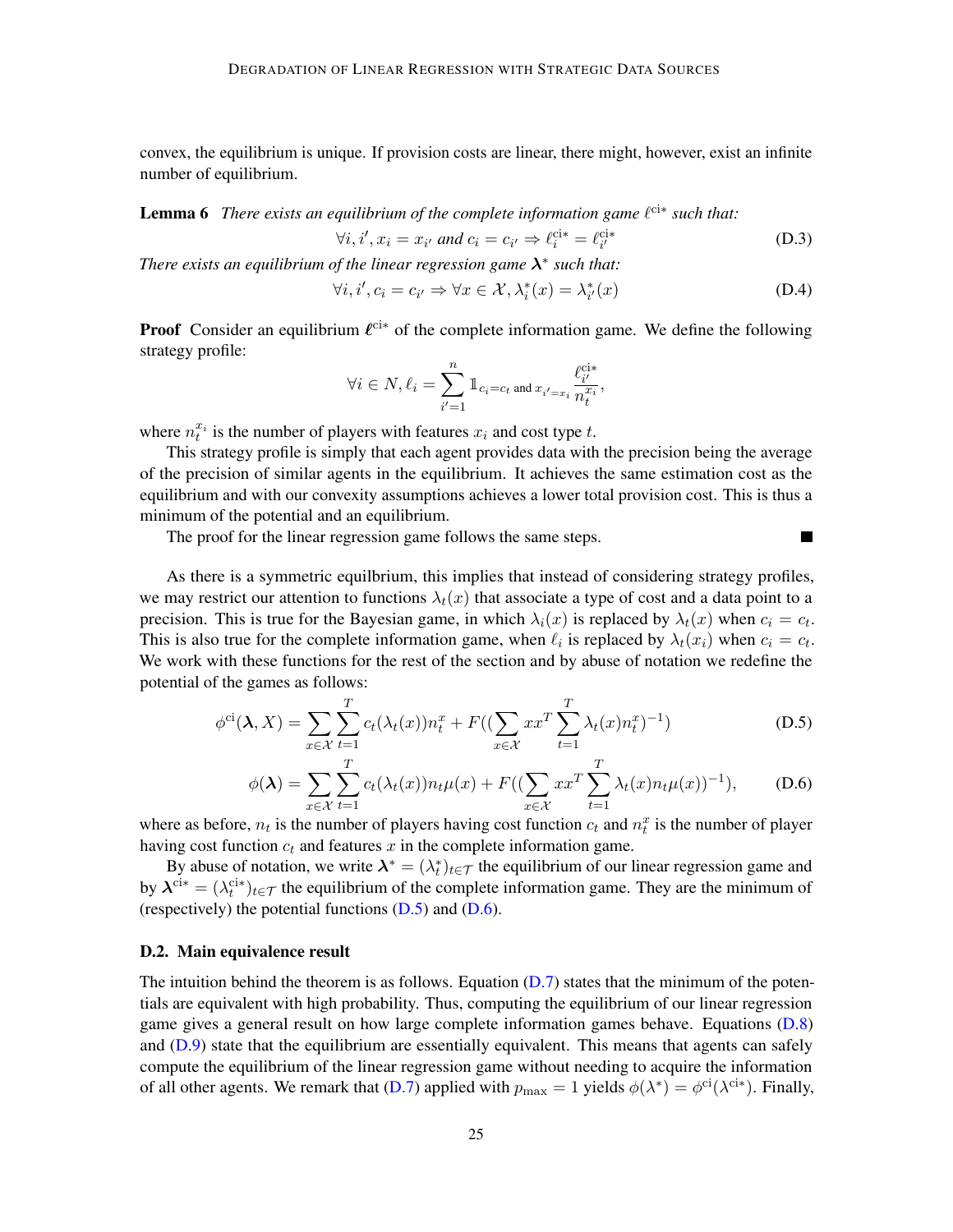convex, the equilibrium is unique. If provision costs are linear, there might, however, exist an infinite number of equilibrium.

**Lemma 6** *There exists an equilibrium of the complete information game $\ell^{\text{ci}*}$ such that:*

$$\forall i, i', x_i = x_{i'} \text{ and } c_i = c_{i'} \Rightarrow \ell_i^{\text{ci}*} = \ell_{i'}^{\text{ci}*} \tag{D.3}$$

*There exists an equilibrium of the linear regression game $\boldsymbol{\lambda}^*$ such that:*

$$\forall i, i', c_i = c_{i'} \Rightarrow \forall x \in \mathcal{X}, \lambda_i^*(x) = \lambda_{i'}^*(x) \tag{D.4}$$

**Proof** Consider an equilibrium $\boldsymbol{\ell}^{\text{ci}*}$ of the complete information game. We define the following strategy profile:

$$\forall i \in N, \ell_i = \sum_{i'=1}^{n} \mathbb{1}_{c_i = c_t \text{ and } x_{i'} = x_i} \frac{\ell_{i'}^{\text{ci}*}}{n_t^{x_i}},$$

where $n_t^{x_i}$ is the number of players with features $x_i$ and cost type $t$.

This strategy profile is simply that each agent provides data with the precision being the average of the precision of similar agents in the equilibrium. It achieves the same estimation cost as the equilibrium and with our convexity assumptions achieves a lower total provision cost. This is thus a minimum of the potential and an equilibrium.

The proof for the linear regression game follows the same steps. ∎

As there is a symmetric equilbrium, this implies that instead of considering strategy profiles, we may restrict our attention to functions $\lambda_t(x)$ that associate a type of cost and a data point to a precision. This is true for the Bayesian game, in which $\lambda_i(x)$ is replaced by $\lambda_t(x)$ when $c_i = c_t$. This is also true for the complete information game, when $\ell_i$ is replaced by $\lambda_t(x_i)$ when $c_i = c_t$. We work with these functions for the rest of the section and by abuse of notation we redefine the potential of the games as follows:

$$\phi^{\text{ci}}(\boldsymbol{\lambda}, X) = \sum_{x \in \mathcal{X}} \sum_{t=1}^{T} c_t(\lambda_t(x)) n_t^x + F\Big(\big(\sum_{x \in \mathcal{X}} x x^T \sum_{t=1}^{T} \lambda_t(x) n_t^x\big)^{-1}\Big) \tag{D.5}$$

$$\phi(\boldsymbol{\lambda}) = \sum_{x \in \mathcal{X}} \sum_{t=1}^{T} c_t(\lambda_t(x)) n_t \mu(x) + F\Big(\big(\sum_{x \in \mathcal{X}} x x^T \sum_{t=1}^{T} \lambda_t(x) n_t \mu(x)\big)^{-1}\Big), \tag{D.6}$$

where as before, $n_t$ is the number of players having cost function $c_t$ and $n_t^x$ is the number of player having cost function $c_t$ and features $x$ in the complete information game.

By abuse of notation, we write $\boldsymbol{\lambda}^* = (\lambda_t^*)_{t \in \mathcal{T}}$ the equilibrium of our linear regression game and by $\boldsymbol{\lambda}^{\text{ci}*} = (\lambda_t^{\text{ci}*})_{t \in \mathcal{T}}$ the equilibrium of the complete information game. They are the minimum of (respectively) the potential functions (D.5) and (D.6).

### D.2. Main equivalence result

The intuition behind the theorem is as follows. Equation (D.7) states that the minimum of the potentials are equivalent with high probability. Thus, computing the equilibrium of our linear regression game gives a general result on how large complete information games behave. Equations (D.8) and (D.9) state that the equilibrium are essentially equivalent. This means that agents can safely compute the equilibrium of the linear regression game without needing to acquire the information of all other agents. We remark that (D.7) applied with $p_{\max} = 1$ yields $\phi(\lambda^*) = \phi^{\text{ci}}(\lambda^{\text{ci}*})$. Finally,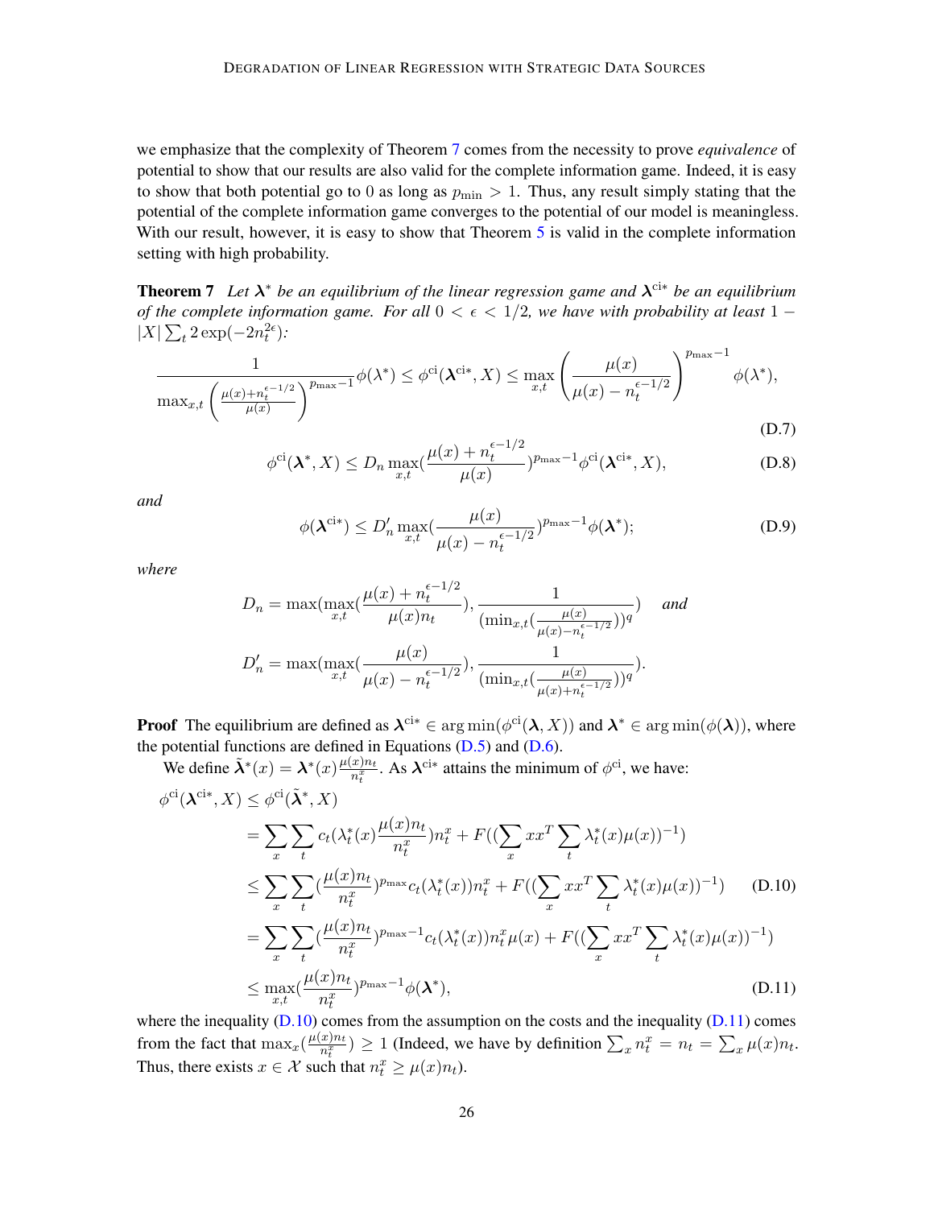we emphasize that the complexity of Theorem 7 comes from the necessity to prove *equivalence* of potential to show that our results are also valid for the complete information game. Indeed, it is easy to show that both potential go to 0 as long as $p_{\min} > 1$. Thus, any result simply stating that the potential of the complete information game converges to the potential of our model is meaningless. With our result, however, it is easy to show that Theorem 5 is valid in the complete information setting with high probability.

**Theorem 7** *Let $\boldsymbol{\lambda}^*$ be an equilibrium of the linear regression game and $\boldsymbol{\lambda}^{\text{ci}*}$ be an equilibrium of the complete information game. For all $0 < \epsilon < 1/2$, we have with probability at least $1 - |X| \sum_t 2\exp(-2n_t^{2\epsilon})$:*

$$\frac{1}{\max_{x,t}\left(\frac{\mu(x)+n_t^{\epsilon-1/2}}{\mu(x)}\right)^{p_{\max}-1}}\phi(\lambda^*) \leq \phi^{\text{ci}}(\boldsymbol{\lambda}^{\text{ci}*}, X) \leq \max_{x,t}\left(\frac{\mu(x)}{\mu(x)-n_t^{\epsilon-1/2}}\right)^{p_{\max}-1}\phi(\lambda^*), \tag{D.7}$$

$$\phi^{\text{ci}}(\boldsymbol{\lambda}^*, X) \leq D_n \max_{x,t}\left(\frac{\mu(x)+n_t^{\epsilon-1/2}}{\mu(x)}\right)^{p_{\max}-1}\phi^{\text{ci}}(\boldsymbol{\lambda}^{\text{ci}*}, X), \tag{D.8}$$

*and*

$$\phi(\boldsymbol{\lambda}^{\text{ci}*}) \leq D'_n \max_{x,t}\left(\frac{\mu(x)}{\mu(x)-n_t^{\epsilon-1/2}}\right)^{p_{\max}-1}\phi(\boldsymbol{\lambda}^*); \tag{D.9}$$

*where*

$$D_n = \max\left(\max_{x,t}\left(\frac{\mu(x)+n_t^{\epsilon-1/2}}{\mu(x)n_t}\right), \frac{1}{(\min_{x,t}(\frac{\mu(x)}{\mu(x)-n_t^{\epsilon-1/2}}))^q}\right) \quad \textit{and}$$

$$D'_n = \max\left(\max_{x,t}\left(\frac{\mu(x)}{\mu(x)-n_t^{\epsilon-1/2}}\right), \frac{1}{(\min_{x,t}(\frac{\mu(x)}{\mu(x)+n_t^{\epsilon-1/2}}))^q}\right).$$

**Proof** The equilibrium are defined as $\boldsymbol{\lambda}^{\text{ci}*} \in \arg\min(\phi^{\text{ci}}(\boldsymbol{\lambda}, X))$ and $\boldsymbol{\lambda}^* \in \arg\min(\phi(\boldsymbol{\lambda}))$, where the potential functions are defined in Equations (D.5) and (D.6).

We define $\tilde{\boldsymbol{\lambda}}^*(x) = \boldsymbol{\lambda}^*(x)\frac{\mu(x)n_t}{n_t^x}$. As $\boldsymbol{\lambda}^{\text{ci}*}$ attains the minimum of $\phi^{\text{ci}}$, we have:

$$\begin{aligned}
\phi^{\text{ci}}(\boldsymbol{\lambda}^{\text{ci}*}, X) &\leq \phi^{\text{ci}}(\tilde{\boldsymbol{\lambda}}^*, X) \\
&= \sum_x \sum_t c_t(\lambda_t^*(x)\frac{\mu(x)n_t}{n_t^x})n_t^x + F((\sum_x xx^T \sum_t \lambda_t^*(x)\mu(x))^{-1}) \\
&\leq \sum_x \sum_t (\frac{\mu(x)n_t}{n_t^x})^{p_{\max}} c_t(\lambda_t^*(x))n_t^x + F((\sum_x xx^T \sum_t \lambda_t^*(x)\mu(x))^{-1}) \qquad \text{(D.10)} \\
&= \sum_x \sum_t (\frac{\mu(x)n_t}{n_t^x})^{p_{\max}-1} c_t(\lambda_t^*(x))n_t^x\mu(x) + F((\sum_x xx^T \sum_t \lambda_t^*(x)\mu(x))^{-1}) \\
&\leq \max_{x,t}(\frac{\mu(x)n_t}{n_t^x})^{p_{\max}-1}\phi(\boldsymbol{\lambda}^*), \qquad \text{(D.11)}
\end{aligned}$$

where the inequality (D.10) comes from the assumption on the costs and the inequality (D.11) comes from the fact that $\max_x(\frac{\mu(x)n_t}{n_t^x}) \geq 1$ (Indeed, we have by definition $\sum_x n_t^x = n_t = \sum_x \mu(x)n_t$. Thus, there exists $x \in \mathcal{X}$ such that $n_t^x \geq \mu(x)n_t$).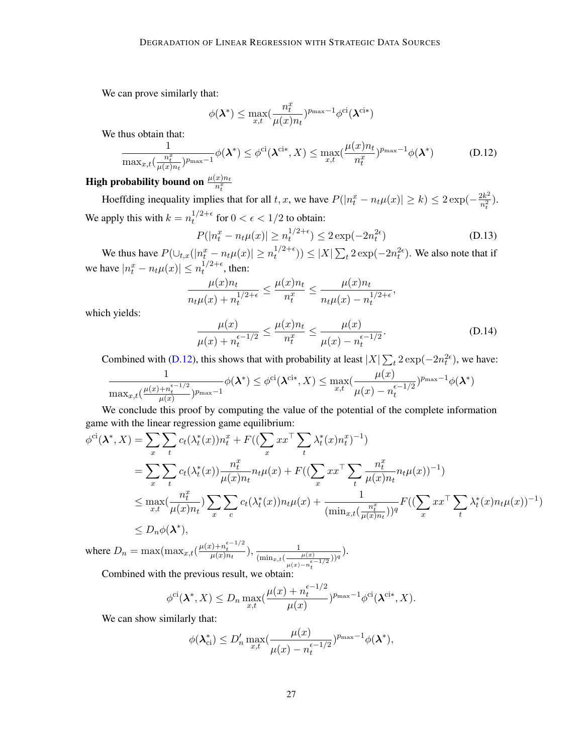We can prove similarly that:

$$\phi(\boldsymbol{\lambda}^*) \leq \max_{x,t}(\frac{n_t^x}{\mu(x)n_t})^{p_{\max}-1}\phi^{\text{ci}}(\boldsymbol{\lambda}^{\text{ci}*})$$

We thus obtain that:

$$\frac{1}{\max_{x,t}(\frac{n_t^x}{\mu(x)n_t})^{p_{\max}-1}}\phi(\boldsymbol{\lambda}^*) \leq \phi^{\text{ci}}(\boldsymbol{\lambda}^{\text{ci}*}, X) \leq \max_{x,t}(\frac{\mu(x)n_t}{n_t^x})^{p_{\max}-1}\phi(\boldsymbol{\lambda}^*) \tag{D.12}$$

**High probability bound on $\frac{\mu(x)n_t}{n_t^x}$**

Hoeffding inequality implies that for all $t, x$, we have $P(|n_t^x - n_t\mu(x)| \geq k) \leq 2\exp(-\frac{2k^2}{n_t^2})$. We apply this with $k = n_t^{1/2+\epsilon}$ for $0 < \epsilon < 1/2$ to obtain:

$$P(|n_t^x - n_t\mu(x)| \geq n_t^{1/2+\epsilon}) \leq 2\exp(-2n_t^{2\epsilon}) \tag{D.13}$$

We thus have $P(\cup_{t,x}(|n_t^x - n_t\mu(x)| \geq n_t^{1/2+\epsilon})) \leq |X|\sum_t 2\exp(-2n_t^{2\epsilon})$. We also note that if we have $|n_t^x - n_t\mu(x)| \leq n_t^{1/2+\epsilon}$, then:

$$\frac{\mu(x)n_t}{n_t\mu(x) + n_t^{1/2+\epsilon}} \leq \frac{\mu(x)n_t}{n_t^x} \leq \frac{\mu(x)n_t}{n_t\mu(x) - n_t^{1/2+\epsilon}},$$

which yields:

$$\frac{\mu(x)}{\mu(x) + n_t^{\epsilon-1/2}} \leq \frac{\mu(x)n_t}{n_t^x} \leq \frac{\mu(x)}{\mu(x) - n_t^{\epsilon-1/2}}. \tag{D.14}$$

Combined with (D.12), this shows that with probability at least $|X|\sum_t 2\exp(-2n_t^{2\epsilon})$, we have:

$$\frac{1}{\max_{x,t}(\frac{\mu(x)+n_t^{\epsilon-1/2}}{\mu(x)})^{p_{\max}-1}}\phi(\boldsymbol{\lambda}^*) \leq \phi^{\text{ci}}(\boldsymbol{\lambda}^{\text{ci}*}, X) \leq \max_{x,t}(\frac{\mu(x)}{\mu(x) - n_t^{\epsilon-1/2}})^{p_{\max}-1}\phi(\boldsymbol{\lambda}^*)$$

We conclude this proof by computing the value of the potential of the complete information game with the linear regression game equilibrium:

$$\begin{aligned}
\phi^{\text{ci}}(\boldsymbol{\lambda}^*, X) &= \sum_x \sum_t c_t(\lambda_t^*(x))n_t^x + F((\sum_x xx^\top \sum_t \lambda_t^*(x)n_t^x)^{-1}) \\
&= \sum_x \sum_t c_t(\lambda_t^*(x))\frac{n_t^x}{\mu(x)n_t}n_t\mu(x) + F((\sum_x xx^\top \sum_t \frac{n_t^x}{\mu(x)n_t}n_t\mu(x))^{-1}) \\
&\leq \max_{x,t}(\frac{n_t^x}{\mu(x)n_t})\sum_x \sum_c c_t(\lambda_t^*(x))n_t\mu(x) + \frac{1}{(\min_{x,t}(\frac{n_t^x}{\mu(x)n_t}))^q}F((\sum_x xx^\top \sum_t \lambda_t^*(x)n_t\mu(x))^{-1}) \\
&\leq D_n\phi(\boldsymbol{\lambda}^*),
\end{aligned}$$

where $D_n = \max(\max_{x,t}(\frac{\mu(x)+n_t^{\epsilon-1/2}}{\mu(x)n_t}), \frac{1}{(\min_{x,t}(\frac{\mu(x)}{\mu(x)-n_t^{\epsilon-1/2}}))^q})$.

Combined with the previous result, we obtain:

$$\phi^{\text{ci}}(\boldsymbol{\lambda}^*, X) \leq D_n \max_{x,t}(\frac{\mu(x) + n_t^{\epsilon-1/2}}{\mu(x)})^{p_{\max}-1}\phi^{\text{ci}}(\boldsymbol{\lambda}^{\text{ci}*}, X).$$

We can show similarly that:

$$\phi(\boldsymbol{\lambda}_{\text{ci}}^*) \leq D_n' \max_{x,t}(\frac{\mu(x)}{\mu(x) - n_t^{\epsilon-1/2}})^{p_{\max}-1}\phi(\boldsymbol{\lambda}^*),$$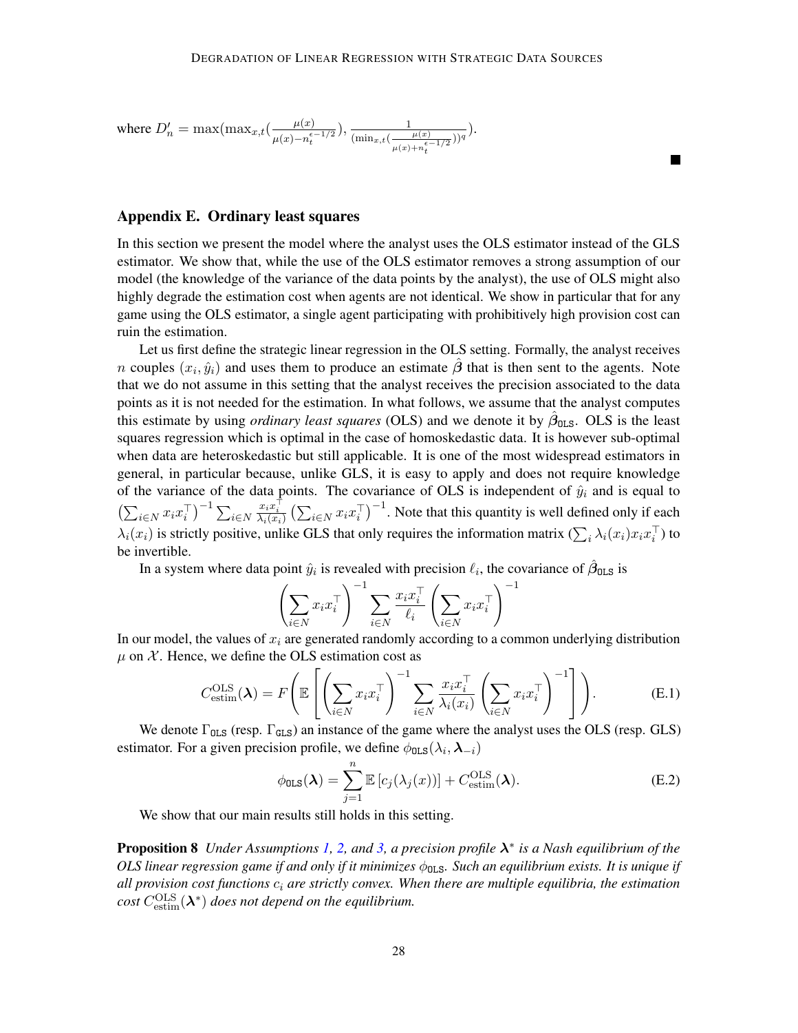where $D'_n = \max(\max_{x,t}(\frac{\mu(x)}{\mu(x)-n_t^{\epsilon-1/2}}), \frac{1}{(\min_{x,t}(\frac{\mu(x)}{\mu(x)+n_t^{\epsilon-1/2}}))^q})$.

■

## Appendix E. Ordinary least squares

In this section we present the model where the analyst uses the OLS estimator instead of the GLS estimator. We show that, while the use of the OLS estimator removes a strong assumption of our model (the knowledge of the variance of the data points by the analyst), the use of OLS might also highly degrade the estimation cost when agents are not identical. We show in particular that for any game using the OLS estimator, a single agent participating with prohibitively high provision cost can ruin the estimation.

Let us first define the strategic linear regression in the OLS setting. Formally, the analyst receives $n$ couples $(x_i, \hat{y}_i)$ and uses them to produce an estimate $\hat{\boldsymbol{\beta}}$ that is then sent to the agents. Note that we do not assume in this setting that the analyst receives the precision associated to the data points as it is not needed for the estimation. In what follows, we assume that the analyst computes this estimate by using *ordinary least squares* (OLS) and we denote it by $\hat{\boldsymbol{\beta}}_{\texttt{OLS}}$. OLS is the least squares regression which is optimal in the case of homoskedastic data. It is however sub-optimal when data are heteroskedastic but still applicable. It is one of the most widespread estimators in general, in particular because, unlike GLS, it is easy to apply and does not require knowledge of the variance of the data points. The covariance of OLS is independent of $\hat{y}_i$ and is equal to $\left(\sum_{i \in N} x_i x_i^\top\right)^{-1} \sum_{i \in N} \frac{x_i x_i^\top}{\lambda_i(x_i)} \left(\sum_{i \in N} x_i x_i^\top\right)^{-1}$. Note that this quantity is well defined only if each $\lambda_i(x_i)$ is strictly positive, unlike GLS that only requires the information matrix ($\sum_i \lambda_i(x_i) x_i x_i^\top$) to be invertible.

In a system where data point $\hat{y}_i$ is revealed with precision $\ell_i$, the covariance of $\hat{\boldsymbol{\beta}}_{\texttt{OLS}}$ is

$$\left(\sum_{i \in N} x_i x_i^\top\right)^{-1} \sum_{i \in N} \frac{x_i x_i^\top}{\ell_i} \left(\sum_{i \in N} x_i x_i^\top\right)^{-1}$$

In our model, the values of $x_i$ are generated randomly according to a common underlying distribution $\mu$ on $\mathcal{X}$. Hence, we define the OLS estimation cost as

$$C_{\text{estim}}^{\text{OLS}}(\boldsymbol{\lambda}) = F\left(\mathbb{E}\left[\left(\sum_{i \in N} x_i x_i^\top\right)^{-1} \sum_{i \in N} \frac{x_i x_i^\top}{\lambda_i(x_i)} \left(\sum_{i \in N} x_i x_i^\top\right)^{-1}\right]\right). \tag{E.1}$$

We denote $\Gamma_{\texttt{OLS}}$ (resp. $\Gamma_{\texttt{GLS}}$) an instance of the game where the analyst uses the OLS (resp. GLS) estimator. For a given precision profile, we define $\phi_{\texttt{OLS}}(\lambda_i, \boldsymbol{\lambda}_{-i})$

$$\phi_{\texttt{OLS}}(\boldsymbol{\lambda}) = \sum_{j=1}^{n} \mathbb{E}\left[c_j(\lambda_j(x))\right] + C_{\text{estim}}^{\text{OLS}}(\boldsymbol{\lambda}). \tag{E.2}$$

We show that our main results still holds in this setting.

**Proposition 8** *Under Assumptions 1, 2, and 3, a precision profile $\boldsymbol{\lambda}^*$ is a Nash equilibrium of the OLS linear regression game if and only if it minimizes $\phi_{\texttt{OLS}}$. Such an equilibrium exists. It is unique if all provision cost functions $c_i$ are strictly convex. When there are multiple equilibria, the estimation cost $C_{\text{estim}}^{\text{OLS}}(\boldsymbol{\lambda}^*)$ does not depend on the equilibrium.*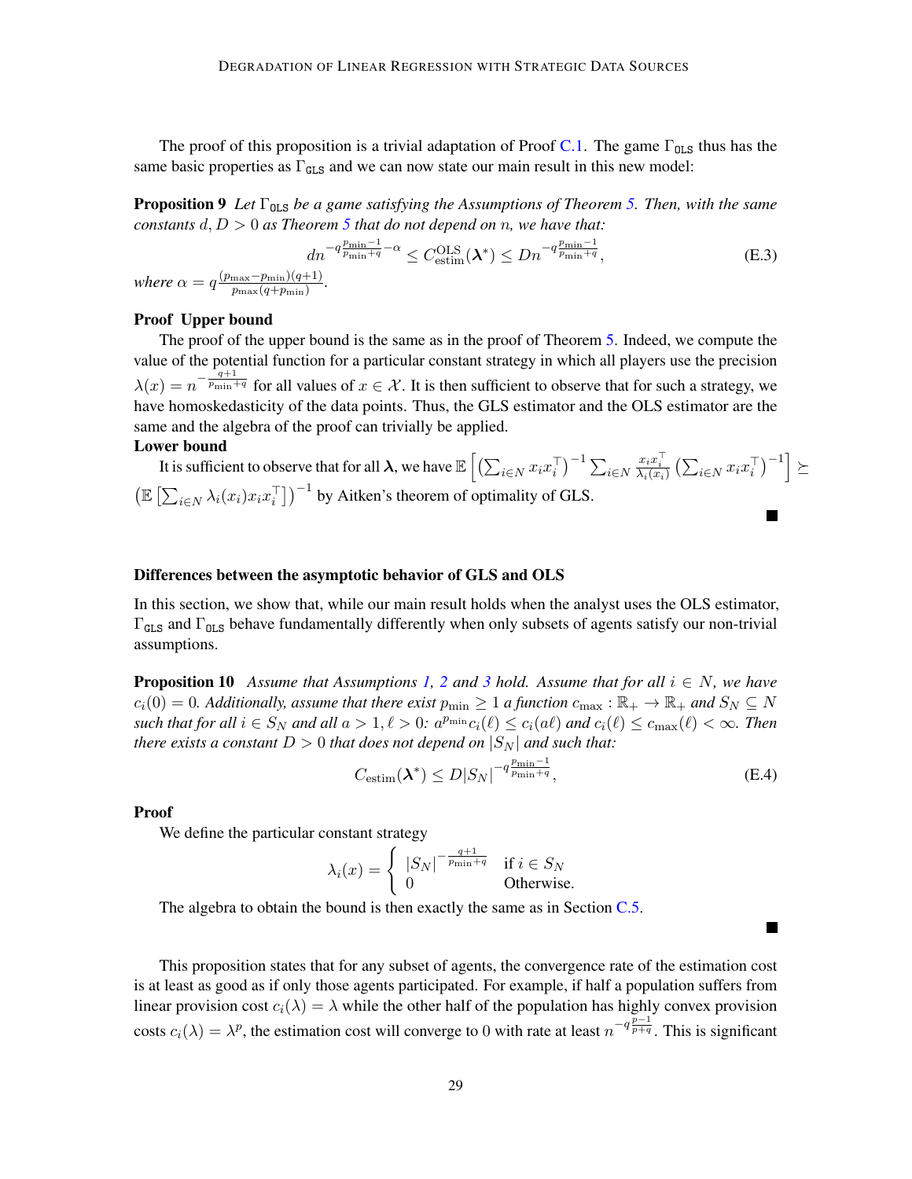The proof of this proposition is a trivial adaptation of Proof C.1. The game $\Gamma_{\texttt{OLS}}$ thus has the same basic properties as $\Gamma_{\texttt{GLS}}$ and we can now state our main result in this new model:

**Proposition 9** *Let $\Gamma_{\texttt{OLS}}$ be a game satisfying the Assumptions of Theorem 5. Then, with the same constants $d, D > 0$ as Theorem 5 that do not depend on $n$, we have that:*

$$dn^{-q\frac{p_{\min}-1}{p_{\min}+q}-\alpha} \leq C_{\text{estim}}^{\text{OLS}}(\boldsymbol{\lambda}^*) \leq Dn^{-q\frac{p_{\min}-1}{p_{\min}+q}}, \tag{E.3}$$

*where $\alpha = q\frac{(p_{\max}-p_{\min})(q+1)}{p_{\max}(q+p_{\min})}$.*

**Proof Upper bound**

The proof of the upper bound is the same as in the proof of Theorem 5. Indeed, we compute the value of the potential function for a particular constant strategy in which all players use the precision $\lambda(x) = n^{-\frac{q+1}{p_{\min}+q}}$ for all values of $x \in \mathcal{X}$. It is then sufficient to observe that for such a strategy, we have homoskedasticity of the data points. Thus, the GLS estimator and the OLS estimator are the same and the algebra of the proof can trivially be applied.

**Lower bound**

It is sufficient to observe that for all $\boldsymbol{\lambda}$, we have $\mathbb{E}\left[\left(\sum_{i\in N} x_i x_i^\top\right)^{-1} \sum_{i\in N} \frac{x_i x_i^\top}{\lambda_i(x_i)} \left(\sum_{i\in N} x_i x_i^\top\right)^{-1}\right] \succeq \left(\mathbb{E}\left[\sum_{i\in N} \lambda_i(x_i) x_i x_i^\top\right]\right)^{-1}$ by Aitken's theorem of optimality of GLS. ■

## Differences between the asymptotic behavior of GLS and OLS

In this section, we show that, while our main result holds when the analyst uses the OLS estimator, $\Gamma_{\texttt{GLS}}$ and $\Gamma_{\texttt{OLS}}$ behave fundamentally differently when only subsets of agents satisfy our non-trivial assumptions.

**Proposition 10** *Assume that Assumptions 1, 2 and 3 hold. Assume that for all $i \in N$, we have $c_i(0) = 0$. Additionally, assume that there exist $p_{\min} \geq 1$ a function $c_{\max} : \mathbb{R}_+ \to \mathbb{R}_+$ and $S_N \subseteq N$ such that for all $i \in S_N$ and all $a > 1, \ell > 0$: $a^{p_{\min}} c_i(\ell) \leq c_i(a\ell)$ and $c_i(\ell) \leq c_{\max}(\ell) < \infty$. Then there exists a constant $D > 0$ that does not depend on $|S_N|$ and such that:*

$$C_{\text{estim}}(\boldsymbol{\lambda}^*) \leq D|S_N|^{-q\frac{p_{\min}-1}{p_{\min}+q}}, \tag{E.4}$$

**Proof**

We define the particular constant strategy

$$\lambda_i(x) = \begin{cases} |S_N|^{-\frac{q+1}{p_{\min}+q}} & \text{if } i \in S_N \\ 0 & \text{Otherwise.} \end{cases}$$

The algebra to obtain the bound is then exactly the same as in Section C.5. ■

This proposition states that for any subset of agents, the convergence rate of the estimation cost is at least as good as if only those agents participated. For example, if half a population suffers from linear provision cost $c_i(\lambda) = \lambda$ while the other half of the population has highly convex provision costs $c_i(\lambda) = \lambda^p$, the estimation cost will converge to 0 with rate at least $n^{-q\frac{p-1}{p+q}}$. This is significant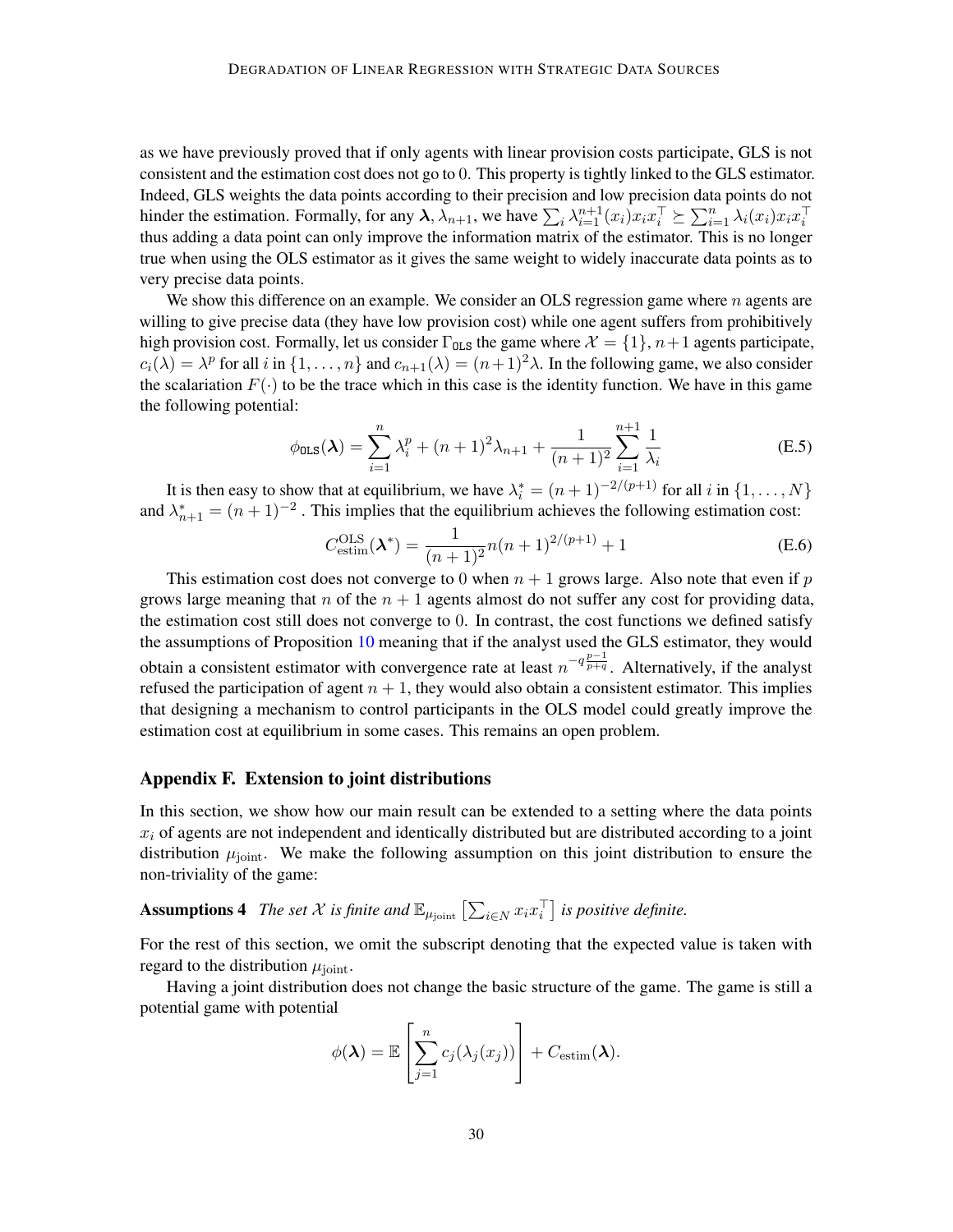as we have previously proved that if only agents with linear provision costs participate, GLS is not consistent and the estimation cost does not go to 0. This property is tightly linked to the GLS estimator. Indeed, GLS weights the data points according to their precision and low precision data points do not hinder the estimation. Formally, for any $\boldsymbol{\lambda}, \lambda_{n+1}$, we have $\sum_i \lambda_{i=1}^{n+1}(x_i)x_i x_i^\top \succeq \sum_{i=1}^n \lambda_i(x_i)x_i x_i^\top$ thus adding a data point can only improve the information matrix of the estimator. This is no longer true when using the OLS estimator as it gives the same weight to widely inaccurate data points as to very precise data points.

We show this difference on an example. We consider an OLS regression game where $n$ agents are willing to give precise data (they have low provision cost) while one agent suffers from prohibitively high provision cost. Formally, let us consider $\Gamma_{\texttt{OLS}}$ the game where $\mathcal{X} = \{1\}$, $n+1$ agents participate, $c_i(\lambda) = \lambda^p$ for all $i$ in $\{1, \dots, n\}$ and $c_{n+1}(\lambda) = (n+1)^2\lambda$. In the following game, we also consider the scalariation $F(\cdot)$ to be the trace which in this case is the identity function. We have in this game the following potential:

$$\phi_{\texttt{OLS}}(\boldsymbol{\lambda}) = \sum_{i=1}^n \lambda_i^p + (n+1)^2\lambda_{n+1} + \frac{1}{(n+1)^2}\sum_{i=1}^{n+1}\frac{1}{\lambda_i} \tag{E.5}$$

It is then easy to show that at equilibrium, we have $\lambda_i^* = (n+1)^{-2/(p+1)}$ for all $i$ in $\{1, \dots, N\}$ and $\lambda_{n+1}^* = (n+1)^{-2}$ . This implies that the equilibrium achieves the following estimation cost:

$$C_{\text{estim}}^{\text{OLS}}(\boldsymbol{\lambda}^*) = \frac{1}{(n+1)^2}n(n+1)^{2/(p+1)} + 1 \tag{E.6}$$

This estimation cost does not converge to 0 when $n+1$ grows large. Also note that even if $p$ grows large meaning that $n$ of the $n+1$ agents almost do not suffer any cost for providing data, the estimation cost still does not converge to 0. In contrast, the cost functions we defined satisfy the assumptions of Proposition 10 meaning that if the analyst used the GLS estimator, they would obtain a consistent estimator with convergence rate at least $n^{-q\frac{p-1}{p+q}}$. Alternatively, if the analyst refused the participation of agent $n+1$, they would also obtain a consistent estimator. This implies that designing a mechanism to control participants in the OLS model could greatly improve the estimation cost at equilibrium in some cases. This remains an open problem.

## Appendix F. Extension to joint distributions

In this section, we show how our main result can be extended to a setting where the data points $x_i$ of agents are not independent and identically distributed but are distributed according to a joint distribution $\mu_{\text{joint}}$. We make the following assumption on this joint distribution to ensure the non-triviality of the game:

**Assumptions 4** *The set $\mathcal{X}$ is finite and $\mathbb{E}_{\mu_{\text{joint}}}\left[\sum_{i \in N} x_i x_i^\top\right]$ is positive definite.*

For the rest of this section, we omit the subscript denoting that the expected value is taken with regard to the distribution $\mu_{\text{joint}}$.

Having a joint distribution does not change the basic structure of the game. The game is still a potential game with potential

$$\phi(\boldsymbol{\lambda}) = \mathbb{E}\left[\sum_{j=1}^n c_j(\lambda_j(x_j))\right] + C_{\text{estim}}(\boldsymbol{\lambda}).$$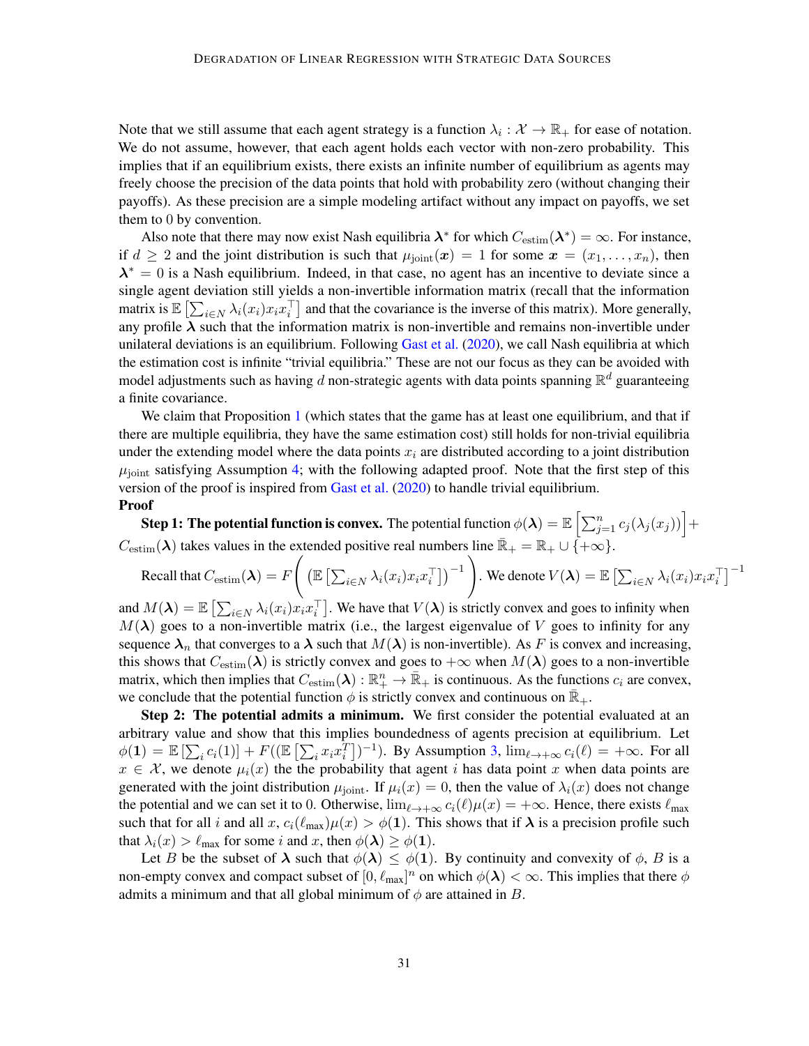Note that we still assume that each agent strategy is a function $\lambda_i : \mathcal{X} \to \mathbb{R}_+$ for ease of notation. We do not assume, however, that each agent holds each vector with non-zero probability. This implies that if an equilibrium exists, there exists an infinite number of equilibrium as agents may freely choose the precision of the data points that hold with probability zero (without changing their payoffs). As these precision are a simple modeling artifact without any impact on payoffs, we set them to 0 by convention.

Also note that there may now exist Nash equilibria $\boldsymbol{\lambda}^*$ for which $C_{\text{estim}}(\boldsymbol{\lambda}^*) = \infty$. For instance, if $d \geq 2$ and the joint distribution is such that $\mu_{\text{joint}}(\boldsymbol{x}) = 1$ for some $\boldsymbol{x} = (x_1, \dots, x_n)$, then $\boldsymbol{\lambda}^* = 0$ is a Nash equilibrium. Indeed, in that case, no agent has an incentive to deviate since a single agent deviation still yields a non-invertible information matrix (recall that the information matrix is $\mathbb{E}\left[\sum_{i \in N} \lambda_i(x_i) x_i x_i^\top\right]$ and that the covariance is the inverse of this matrix). More generally, any profile $\boldsymbol{\lambda}$ such that the information matrix is non-invertible and remains non-invertible under unilateral deviations is an equilibrium. Following Gast et al. (2020), we call Nash equilibria at which the estimation cost is infinite "trivial equilibria." These are not our focus as they can be avoided with model adjustments such as having $d$ non-strategic agents with data points spanning $\mathbb{R}^d$ guaranteeing a finite covariance.

We claim that Proposition 1 (which states that the game has at least one equilibrium, and that if there are multiple equilibria, they have the same estimation cost) still holds for non-trivial equilibria under the extending model where the data points $x_i$ are distributed according to a joint distribution $\mu_{\text{joint}}$ satisfying Assumption 4; with the following adapted proof. Note that the first step of this version of the proof is inspired from Gast et al. (2020) to handle trivial equilibrium.

**Proof**

**Step 1: The potential function is convex.** The potential function $\phi(\boldsymbol{\lambda}) = \mathbb{E}\left[\sum_{j=1}^n c_j(\lambda_j(x_j))\right] + C_{\text{estim}}(\boldsymbol{\lambda})$ takes values in the extended positive real numbers line $\bar{\mathbb{R}}_+ = \mathbb{R}_+ \cup \{+\infty\}$.

Recall that $C_{\text{estim}}(\boldsymbol{\lambda}) = F\left(\left(\mathbb{E}\left[\sum_{i \in N} \lambda_i(x_i) x_i x_i^\top\right]\right)^{-1}\right)$. We denote $V(\boldsymbol{\lambda}) = \mathbb{E}\left[\sum_{i \in N} \lambda_i(x_i) x_i x_i^\top\right]^{-1}$ and $M(\boldsymbol{\lambda}) = \mathbb{E}\left[\sum_{i \in N} \lambda_i(x_i) x_i x_i^\top\right]$. We have that $V(\boldsymbol{\lambda})$ is strictly convex and goes to infinity when $M(\boldsymbol{\lambda})$ goes to a non-invertible matrix (i.e., the largest eigenvalue of $V$ goes to infinity for any sequence $\boldsymbol{\lambda}_n$ that converges to a $\boldsymbol{\lambda}$ such that $M(\boldsymbol{\lambda})$ is non-invertible). As $F$ is convex and increasing, this shows that $C_{\text{estim}}(\boldsymbol{\lambda})$ is strictly convex and goes to $+\infty$ when $M(\boldsymbol{\lambda})$ goes to a non-invertible matrix, which then implies that $C_{\text{estim}}(\boldsymbol{\lambda}) : \mathbb{R}_+^n \to \bar{\mathbb{R}}_+$ is continuous. As the functions $c_i$ are convex, we conclude that the potential function $\phi$ is strictly convex and continuous on $\bar{\mathbb{R}}_+$.

**Step 2: The potential admits a minimum.** We first consider the potential evaluated at an arbitrary value and show that this implies boundedness of agents precision at equilibrium. Let $\phi(\mathbf{1}) = \mathbb{E}\left[\sum_i c_i(1)\right] + F((\mathbb{E}\left[\sum_i x_i x_i^T\right])^{-1})$. By Assumption 3, $\lim_{\ell \to +\infty} c_i(\ell) = +\infty$. For all $x \in \mathcal{X}$, we denote $\mu_i(x)$ the the probability that agent $i$ has data point $x$ when data points are generated with the joint distribution $\mu_{\text{joint}}$. If $\mu_i(x) = 0$, then the value of $\lambda_i(x)$ does not change the potential and we can set it to 0. Otherwise, $\lim_{\ell \to +\infty} c_i(\ell)\mu(x) = +\infty$. Hence, there exists $\ell_{\max}$ such that for all $i$ and all $x$, $c_i(\ell_{\max})\mu(x) > \phi(\mathbf{1})$. This shows that if $\boldsymbol{\lambda}$ is a precision profile such that $\lambda_i(x) > \ell_{\max}$ for some $i$ and $x$, then $\phi(\boldsymbol{\lambda}) \geq \phi(\mathbf{1})$.

Let $B$ be the subset of $\boldsymbol{\lambda}$ such that $\phi(\boldsymbol{\lambda}) \leq \phi(\mathbf{1})$. By continuity and convexity of $\phi$, $B$ is a non-empty convex and compact subset of $[0, \ell_{\max}]^n$ on which $\phi(\boldsymbol{\lambda}) < \infty$. This implies that there $\phi$ admits a minimum and that all global minimum of $\phi$ are attained in $B$.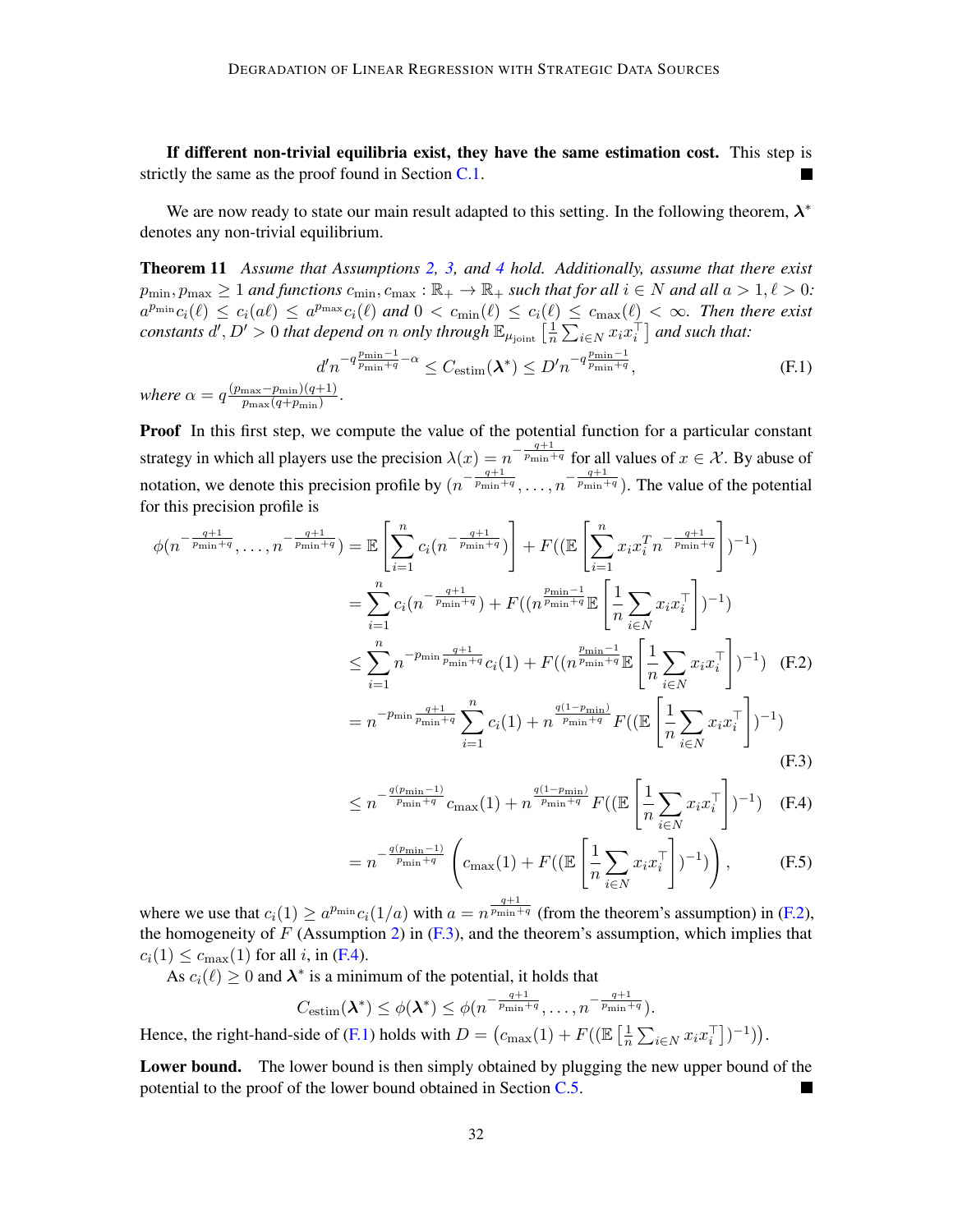**If different non-trivial equilibria exist, they have the same estimation cost.** This step is strictly the same as the proof found in Section C.1. ■

We are now ready to state our main result adapted to this setting. In the following theorem, $\boldsymbol{\lambda}^*$ denotes any non-trivial equilibrium.

**Theorem 11** *Assume that Assumptions 2, 3, and 4 hold. Additionally, assume that there exist $p_{\min}, p_{\max} \geq 1$ and functions $c_{\min}, c_{\max} : \mathbb{R}_+ \to \mathbb{R}_+$ such that for all $i \in N$ and all $a > 1, \ell > 0$: $a^{p_{\min}} c_i(\ell) \leq c_i(a\ell) \leq a^{p_{\max}} c_i(\ell)$ and $0 < c_{\min}(\ell) \leq c_i(\ell) \leq c_{\max}(\ell) < \infty$. Then there exist constants $d', D' > 0$ that depend on $n$ only through $\mathbb{E}_{\mu_{\text{joint}}}\left[\frac{1}{n}\sum_{i \in N} x_i x_i^\top\right]$ and such that:*

$$
d' n^{-q\frac{p_{\min}-1}{p_{\min}+q} - \alpha} \leq C_{\text{estim}}(\boldsymbol{\lambda}^*) \leq D' n^{-q\frac{p_{\min}-1}{p_{\min}+q}}, \tag{F.1}
$$

*where $\alpha = q\frac{(p_{\max}-p_{\min})(q+1)}{p_{\max}(q+p_{\min})}$.*

**Proof** In this first step, we compute the value of the potential function for a particular constant strategy in which all players use the precision $\lambda(x) = n^{-\frac{q+1}{p_{\min}+q}}$ for all values of $x \in \mathcal{X}$. By abuse of notation, we denote this precision profile by $(n^{-\frac{q+1}{p_{\min}+q}}, \ldots, n^{-\frac{q+1}{p_{\min}+q}})$. The value of the potential for this precision profile is

$$
\begin{aligned}
\phi(n^{-\frac{q+1}{p_{\min}+q}}, \ldots, n^{-\frac{q+1}{p_{\min}+q}}) &= \mathbb{E}\left[\sum_{i=1}^n c_i(n^{-\frac{q+1}{p_{\min}+q}})\right] + F((\mathbb{E}\left[\sum_{i=1}^n x_i x_i^T n^{-\frac{q+1}{p_{\min}+q}}\right])^{-1}) \\
&= \sum_{i=1}^n c_i(n^{-\frac{q+1}{p_{\min}+q}}) + F((n^{\frac{p_{\min}-1}{p_{\min}+q}}\mathbb{E}\left[\frac{1}{n}\sum_{i\in N} x_i x_i^\top\right])^{-1}) \\
&\leq \sum_{i=1}^n n^{-p_{\min}\frac{q+1}{p_{\min}+q}} c_i(1) + F((n^{\frac{p_{\min}-1}{p_{\min}+q}}\mathbb{E}\left[\frac{1}{n}\sum_{i\in N} x_i x_i^\top\right])^{-1}) \qquad \text{(F.2)} \\
&= n^{-p_{\min}\frac{q+1}{p_{\min}+q}} \sum_{i=1}^n c_i(1) + n^{\frac{q(1-p_{\min})}{p_{\min}+q}} F((\mathbb{E}\left[\frac{1}{n}\sum_{i\in N} x_i x_i^\top\right])^{-1}) \qquad \text{(F.3)} \\
&\leq n^{-\frac{q(p_{\min}-1)}{p_{\min}+q}} c_{\max}(1) + n^{\frac{q(1-p_{\min})}{p_{\min}+q}} F((\mathbb{E}\left[\frac{1}{n}\sum_{i\in N} x_i x_i^\top\right])^{-1}) \qquad \text{(F.4)} \\
&= n^{-\frac{q(p_{\min}-1)}{p_{\min}+q}} \left(c_{\max}(1) + F((\mathbb{E}\left[\frac{1}{n}\sum_{i\in N} x_i x_i^\top\right])^{-1})\right), \qquad \text{(F.5)}
\end{aligned}
$$

where we use that $c_i(1) \geq a^{p_{\min}} c_i(1/a)$ with $a = n^{\frac{q+1}{p_{\min}+q}}$ (from the theorem's assumption) in (F.2), the homogeneity of $F$ (Assumption 2) in (F.3), and the theorem's assumption, which implies that $c_i(1) \leq c_{\max}(1)$ for all $i$, in (F.4).

As $c_i(\ell) \geq 0$ and $\boldsymbol{\lambda}^*$ is a minimum of the potential, it holds that

$$
C_{\text{estim}}(\boldsymbol{\lambda}^*) \leq \phi(\boldsymbol{\lambda}^*) \leq \phi(n^{-\frac{q+1}{p_{\min}+q}}, \ldots, n^{-\frac{q+1}{p_{\min}+q}}).
$$

Hence, the right-hand-side of (F.1) holds with $D = \left(c_{\max}(1) + F((\mathbb{E}\left[\frac{1}{n}\sum_{i\in N} x_i x_i^\top\right])^{-1})\right)$.

**Lower bound.** The lower bound is then simply obtained by plugging the new upper bound of the potential to the proof of the lower bound obtained in Section C.5. ■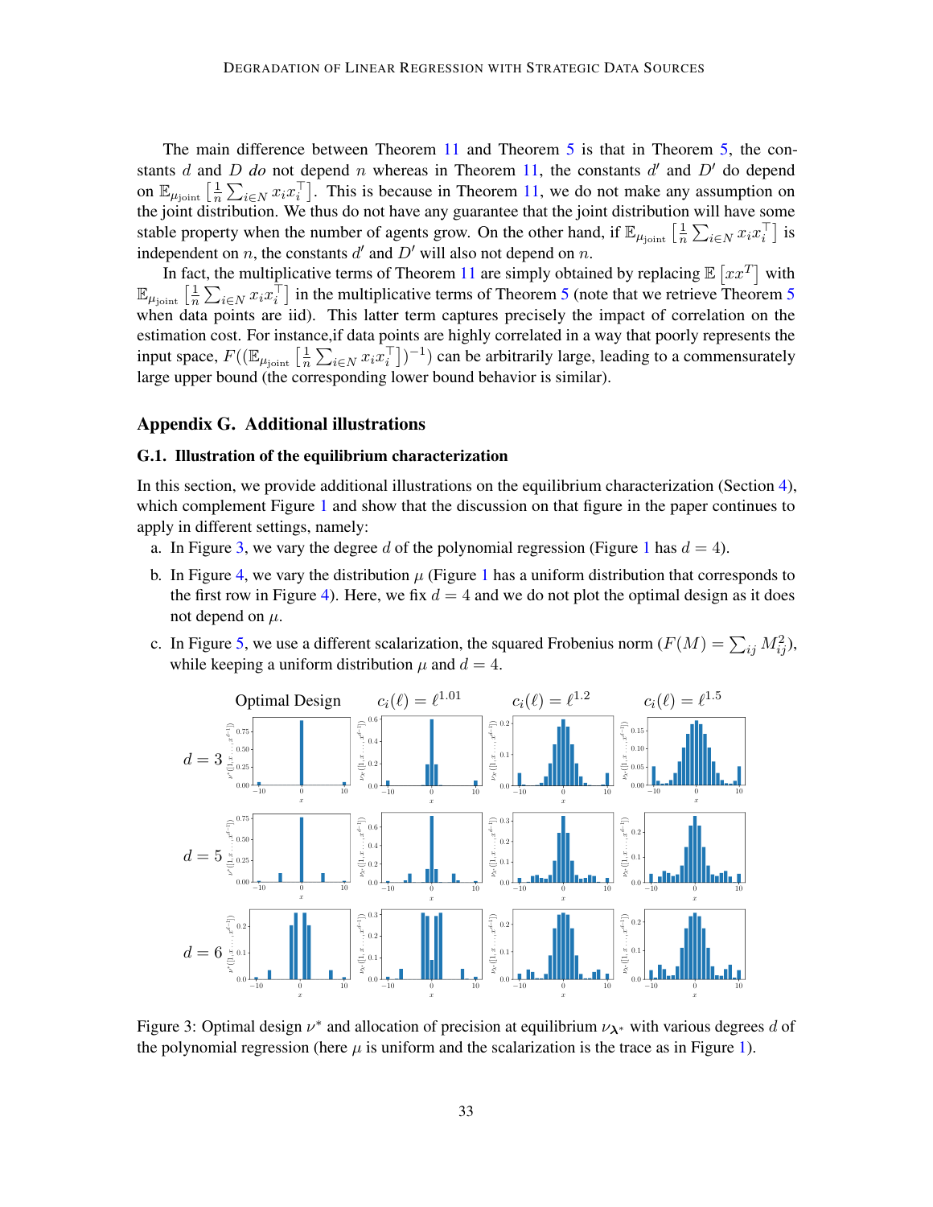The main difference between Theorem 11 and Theorem 5 is that in Theorem 5, the constants $d$ and $D$ *do* not depend $n$ whereas in Theorem 11, the constants $d'$ and $D'$ do depend on $\mathbb{E}_{\mu_{\text{joint}}}\left[\frac{1}{n}\sum_{i\in N} x_i x_i^\top\right]$. This is because in Theorem 11, we do not make any assumption on the joint distribution. We thus do not have any guarantee that the joint distribution will have some stable property when the number of agents grow. On the other hand, if $\mathbb{E}_{\mu_{\text{joint}}}\left[\frac{1}{n}\sum_{i\in N} x_i x_i^\top\right]$ is independent on $n$, the constants $d'$ and $D'$ will also not depend on $n$.

In fact, the multiplicative terms of Theorem 11 are simply obtained by replacing $\mathbb{E}\left[xx^T\right]$ with $\mathbb{E}_{\mu_{\text{joint}}}\left[\frac{1}{n}\sum_{i\in N} x_i x_i^\top\right]$ in the multiplicative terms of Theorem 5 (note that we retrieve Theorem 5 when data points are iid). This latter term captures precisely the impact of correlation on the estimation cost. For instance,if data points are highly correlated in a way that poorly represents the input space, $F((\mathbb{E}_{\mu_{\text{joint}}}\left[\frac{1}{n}\sum_{i\in N} x_i x_i^\top\right])^{-1})$ can be arbitrarily large, leading to a commensurately large upper bound (the corresponding lower bound behavior is similar).

## Appendix G. Additional illustrations

### G.1. Illustration of the equilibrium characterization

In this section, we provide additional illustrations on the equilibrium characterization (Section 4), which complement Figure 1 and show that the discussion on that figure in the paper continues to apply in different settings, namely:

a. In Figure 3, we vary the degree $d$ of the polynomial regression (Figure 1 has $d = 4$).

b. In Figure 4, we vary the distribution $\mu$ (Figure 1 has a uniform distribution that corresponds to the first row in Figure 4). Here, we fix $d = 4$ and we do not plot the optimal design as it does not depend on $\mu$.

c. In Figure 5, we use a different scalarization, the squared Frobenius norm ($F(M) = \sum_{ij} M_{ij}^2$), while keeping a uniform distribution $\mu$ and $d = 4$.

Figure 3: Optimal design $\nu^*$ and allocation of precision at equilibrium $\nu_{\boldsymbol{\lambda}^*}$ with various degrees $d$ of the polynomial regression (here $\mu$ is uniform and the scalarization is the trace as in Figure 1).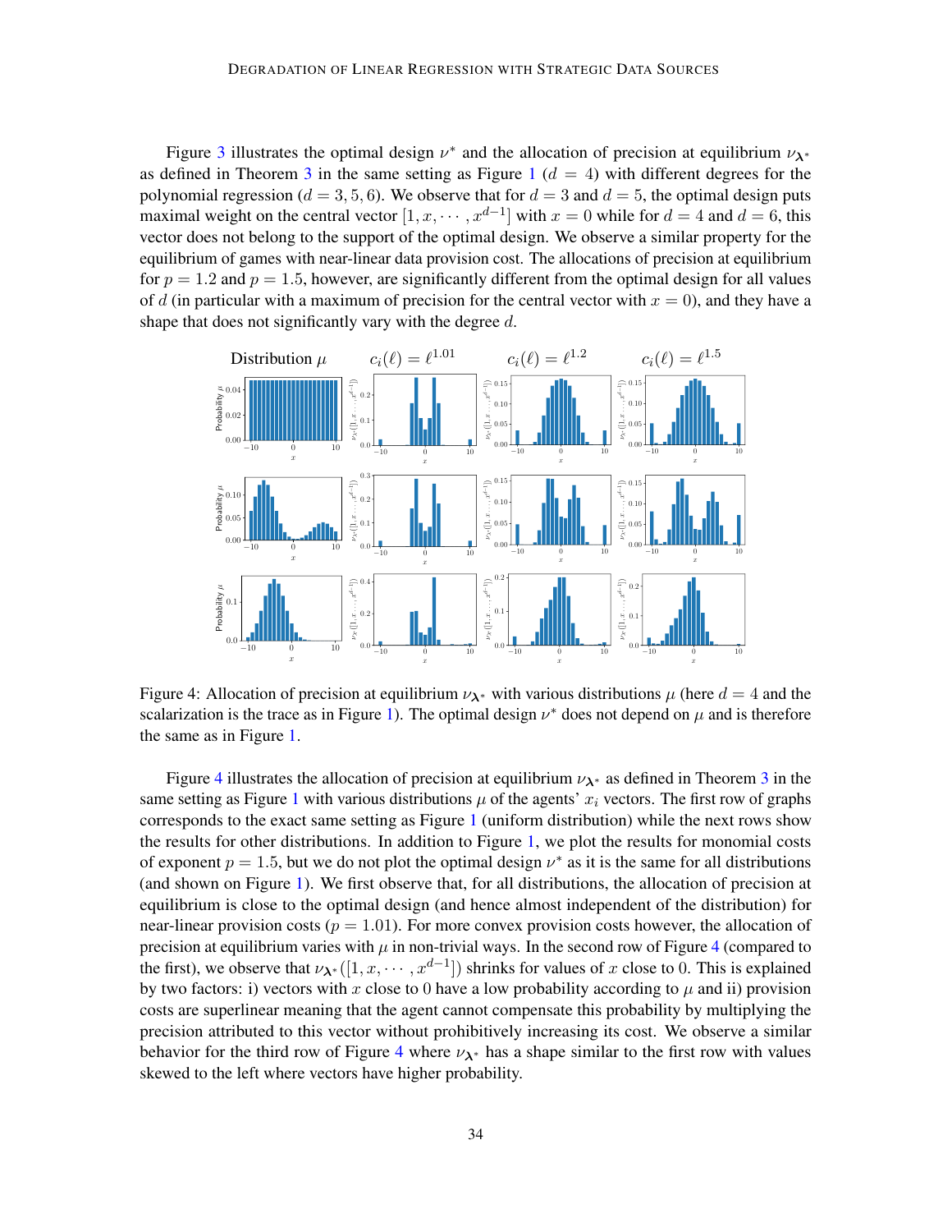Figure 3 illustrates the optimal design $\nu^*$ and the allocation of precision at equilibrium $\nu_{\boldsymbol{\lambda}^*}$ as defined in Theorem 3 in the same setting as Figure 1 ($d = 4$) with different degrees for the polynomial regression ($d = 3, 5, 6$). We observe that for $d = 3$ and $d = 5$, the optimal design puts maximal weight on the central vector $[1, x, \cdots, x^{d-1}]$ with $x = 0$ while for $d = 4$ and $d = 6$, this vector does not belong to the support of the optimal design. We observe a similar property for the equilibrium of games with near-linear data provision cost. The allocations of precision at equilibrium for $p = 1.2$ and $p = 1.5$, however, are significantly different from the optimal design for all values of $d$ (in particular with a maximum of precision for the central vector with $x = 0$), and they have a shape that does not significantly vary with the degree $d$.

Figure 4: Allocation of precision at equilibrium $\nu_{\boldsymbol{\lambda}^*}$ with various distributions $\mu$ (here $d = 4$ and the scalarization is the trace as in Figure 1). The optimal design $\nu^*$ does not depend on $\mu$ and is therefore the same as in Figure 1.

Figure 4 illustrates the allocation of precision at equilibrium $\nu_{\boldsymbol{\lambda}^*}$ as defined in Theorem 3 in the same setting as Figure 1 with various distributions $\mu$ of the agents' $x_i$ vectors. The first row of graphs corresponds to the exact same setting as Figure 1 (uniform distribution) while the next rows show the results for other distributions. In addition to Figure 1, we plot the results for monomial costs of exponent $p = 1.5$, but we do not plot the optimal design $\nu^*$ as it is the same for all distributions (and shown on Figure 1). We first observe that, for all distributions, the allocation of precision at equilibrium is close to the optimal design (and hence almost independent of the distribution) for near-linear provision costs ($p = 1.01$). For more convex provision costs however, the allocation of precision at equilibrium varies with $\mu$ in non-trivial ways. In the second row of Figure 4 (compared to the first), we observe that $\nu_{\boldsymbol{\lambda}^*}([1, x, \cdots, x^{d-1}])$ shrinks for values of $x$ close to 0. This is explained by two factors: i) vectors with $x$ close to 0 have a low probability according to $\mu$ and ii) provision costs are superlinear meaning that the agent cannot compensate this probability by multiplying the precision attributed to this vector without prohibitively increasing its cost. We observe a similar behavior for the third row of Figure 4 where $\nu_{\boldsymbol{\lambda}^*}$ has a shape similar to the first row with values skewed to the left where vectors have higher probability.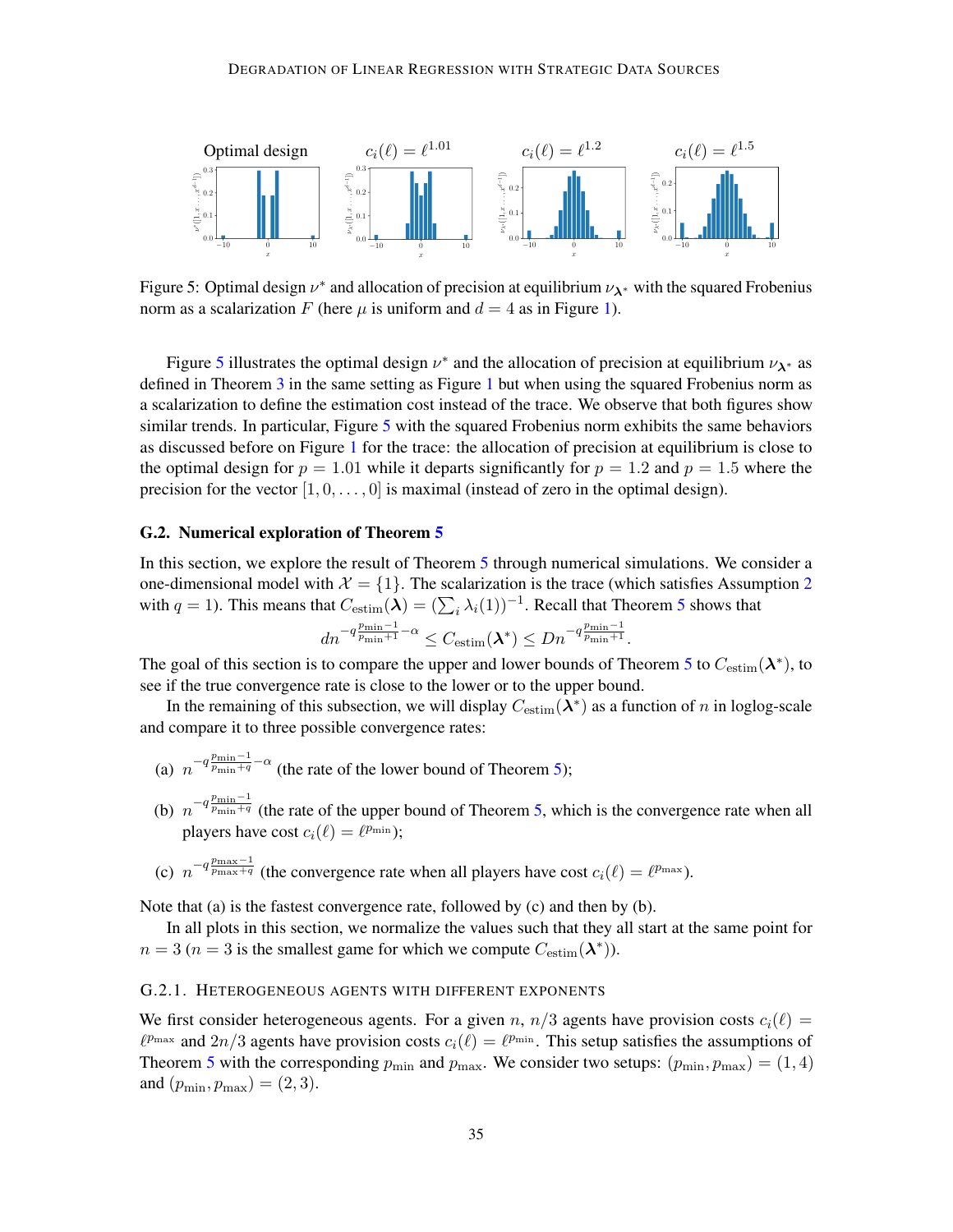Figure 5: Optimal design $\nu^*$ and allocation of precision at equilibrium $\nu_{\boldsymbol{\lambda}^*}$ with the squared Frobenius norm as a scalarization $F$ (here $\mu$ is uniform and $d = 4$ as in Figure 1).

Figure 5 illustrates the optimal design $\nu^*$ and the allocation of precision at equilibrium $\nu_{\boldsymbol{\lambda}^*}$ as defined in Theorem 3 in the same setting as Figure 1 but when using the squared Frobenius norm as a scalarization to define the estimation cost instead of the trace. We observe that both figures show similar trends. In particular, Figure 5 with the squared Frobenius norm exhibits the same behaviors as discussed before on Figure 1 for the trace: the allocation of precision at equilibrium is close to the optimal design for $p = 1.01$ while it departs significantly for $p = 1.2$ and $p = 1.5$ where the precision for the vector $[1, 0, \dots, 0]$ is maximal (instead of zero in the optimal design).

### G.2. Numerical exploration of Theorem 5

In this section, we explore the result of Theorem 5 through numerical simulations. We consider a one-dimensional model with $\mathcal{X} = \{1\}$. The scalarization is the trace (which satisfies Assumption 2 with $q = 1$). This means that $C_{\text{estim}}(\boldsymbol{\lambda}) = (\sum_i \lambda_i(1))^{-1}$. Recall that Theorem 5 shows that

$$dn^{-q\frac{p_{\min}-1}{p_{\min}+1}-\alpha} \leq C_{\text{estim}}(\boldsymbol{\lambda}^*) \leq Dn^{-q\frac{p_{\min}-1}{p_{\min}+1}}.$$

The goal of this section is to compare the upper and lower bounds of Theorem 5 to $C_{\text{estim}}(\boldsymbol{\lambda}^*)$, to see if the true convergence rate is close to the lower or to the upper bound.

In the remaining of this subsection, we will display $C_{\text{estim}}(\boldsymbol{\lambda}^*)$ as a function of $n$ in loglog-scale and compare it to three possible convergence rates:

(a) $n^{-q\frac{p_{\min}-1}{p_{\min}+q}-\alpha}$ (the rate of the lower bound of Theorem 5);

(b) $n^{-q\frac{p_{\min}-1}{p_{\min}+q}}$ (the rate of the upper bound of Theorem 5, which is the convergence rate when all players have cost $c_i(\ell) = \ell^{p_{\min}}$);

(c) $n^{-q\frac{p_{\max}-1}{p_{\max}+q}}$ (the convergence rate when all players have cost $c_i(\ell) = \ell^{p_{\max}}$).

Note that (a) is the fastest convergence rate, followed by (c) and then by (b).

In all plots in this section, we normalize the values such that they all start at the same point for $n = 3$ ($n = 3$ is the smallest game for which we compute $C_{\text{estim}}(\boldsymbol{\lambda}^*)$).

#### G.2.1. Heterogeneous agents with different exponents

We first consider heterogeneous agents. For a given $n$, $n/3$ agents have provision costs $c_i(\ell) = \ell^{p_{\max}}$ and $2n/3$ agents have provision costs $c_i(\ell) = \ell^{p_{\min}}$. This setup satisfies the assumptions of Theorem 5 with the corresponding $p_{\min}$ and $p_{\max}$. We consider two setups: $(p_{\min}, p_{\max}) = (1, 4)$ and $(p_{\min}, p_{\max}) = (2, 3)$.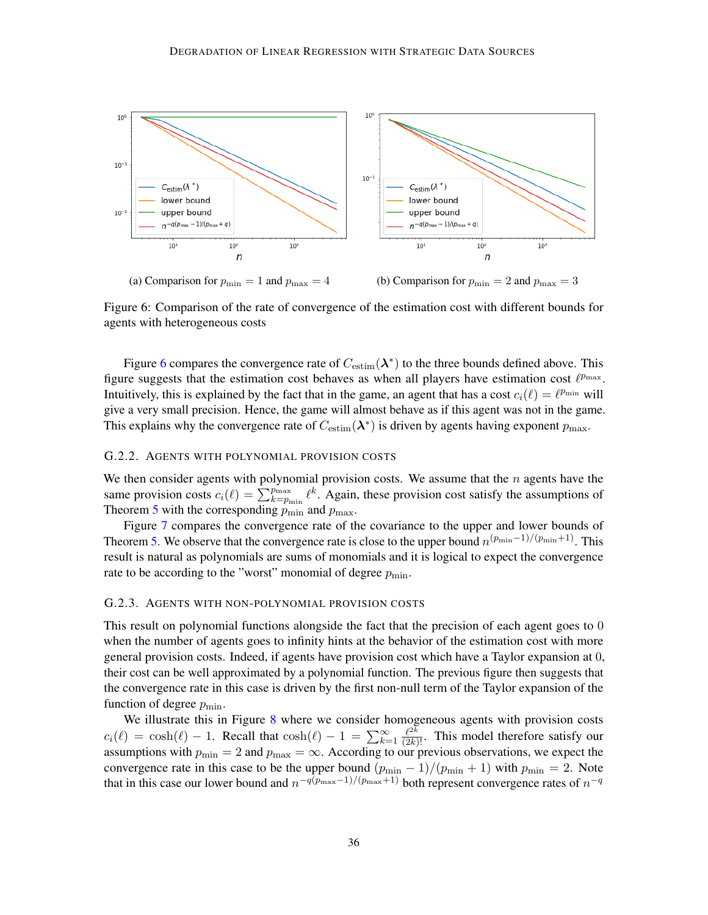(a) Comparison for $p_{\min} = 1$ and $p_{\max} = 4$

(b) Comparison for $p_{\min} = 2$ and $p_{\max} = 3$

Figure 6: Comparison of the rate of convergence of the estimation cost with different bounds for agents with heterogeneous costs

Figure 6 compares the convergence rate of $C_{\text{estim}}(\boldsymbol{\lambda}^*)$ to the three bounds defined above. This figure suggests that the estimation cost behaves as when all players have estimation cost $\ell^{p_{\max}}$. Intuitively, this is explained by the fact that in the game, an agent that has a cost $c_i(\ell) = \ell^{p_{\min}}$ will give a very small precision. Hence, the game will almost behave as if this agent was not in the game. This explains why the convergence rate of $C_{\text{estim}}(\boldsymbol{\lambda}^*)$ is driven by agents having exponent $p_{\max}$.

### G.2.2. Agents with polynomial provision costs

We then consider agents with polynomial provision costs. We assume that the $n$ agents have the same provision costs $c_i(\ell) = \sum_{k=p_{\min}}^{p_{\max}} \ell^k$. Again, these provision cost satisfy the assumptions of Theorem 5 with the corresponding $p_{\min}$ and $p_{\max}$.

Figure 7 compares the convergence rate of the covariance to the upper and lower bounds of Theorem 5. We observe that the convergence rate is close to the upper bound $n^{(p_{\min}-1)/(p_{\min}+1)}$. This result is natural as polynomials are sums of monomials and it is logical to expect the convergence rate to be according to the "worst" monomial of degree $p_{\min}$.

### G.2.3. Agents with non-polynomial provision costs

This result on polynomial functions alongside the fact that the precision of each agent goes to 0 when the number of agents goes to infinity hints at the behavior of the estimation cost with more general provision costs. Indeed, if agents have provision cost which have a Taylor expansion at 0, their cost can be well approximated by a polynomial function. The previous figure then suggests that the convergence rate in this case is driven by the first non-null term of the Taylor expansion of the function of degree $p_{\min}$.

We illustrate this in Figure 8 where we consider homogeneous agents with provision costs $c_i(\ell) = \cosh(\ell) - 1$. Recall that $\cosh(\ell) - 1 = \sum_{k=1}^{\infty} \frac{\ell^{2k}}{(2k)!}$. This model therefore satisfy our assumptions with $p_{\min} = 2$ and $p_{\max} = \infty$. According to our previous observations, we expect the convergence rate in this case to be the upper bound $(p_{\min} - 1)/(p_{\min} + 1)$ with $p_{\min} = 2$. Note that in this case our lower bound and $n^{-q(p_{\max}-1)/(p_{\max}+1)}$ both represent convergence rates of $n^{-q}$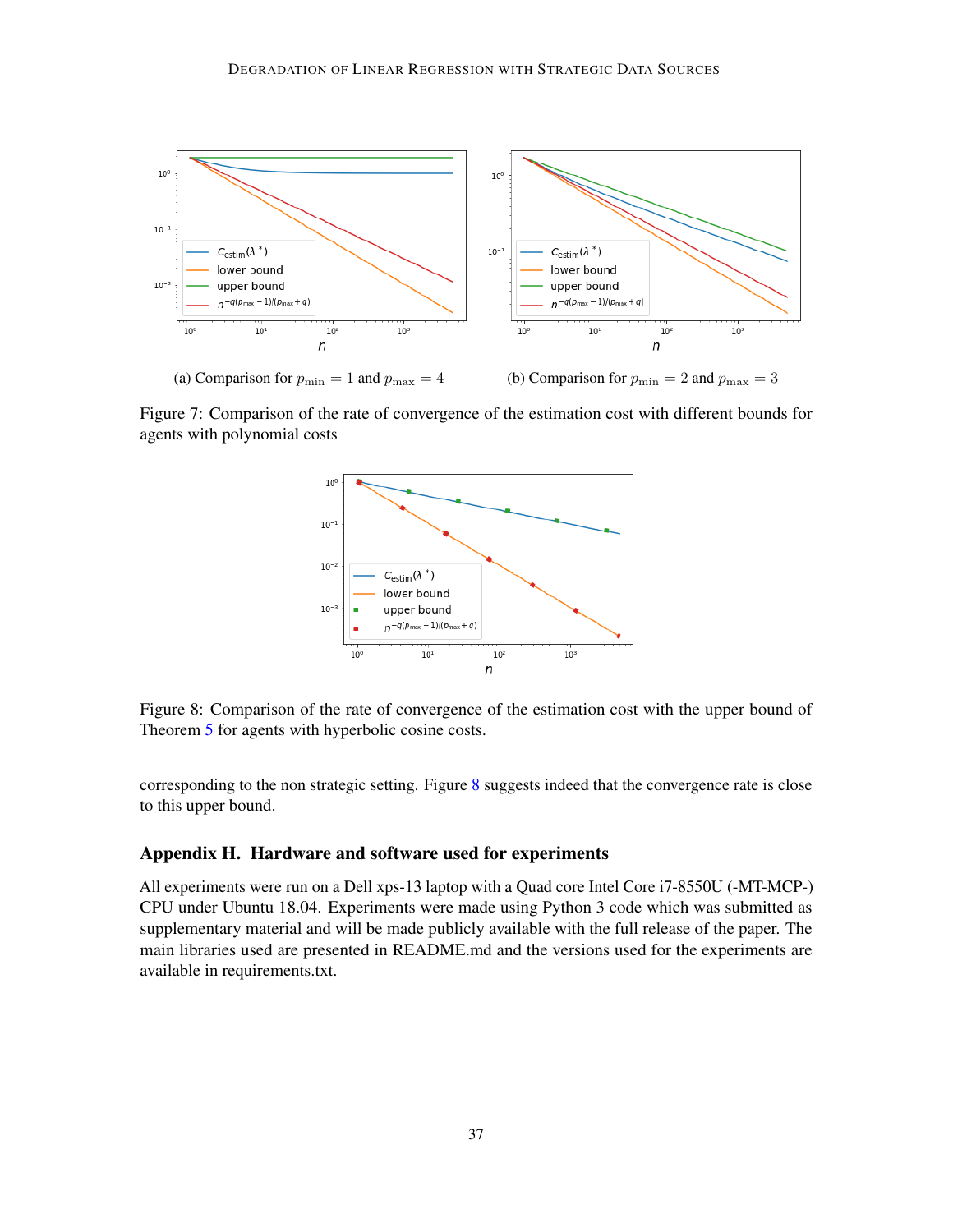$10^0$

$10^{-1}$

$10^{-2}$

$C_{\text{estim}}(\lambda^*)$

lower bound

upper bound

$n^{-q(p_{\max}-1)/(p_{\max}+q)}$

$10^0$ $10^1$ $10^2$ $10^3$

$n$

(a) Comparison for $p_{\min} = 1$ and $p_{\max} = 4$

$10^0$

$10^{-1}$

$C_{\text{estim}}(\lambda^*)$

lower bound

upper bound

$n^{-q(p_{\max}-1)/(p_{\max}+q)}$

$10^0$ $10^1$ $10^2$ $10^3$

$n$

(b) Comparison for $p_{\min} = 2$ and $p_{\max} = 3$

Figure 7: Comparison of the rate of convergence of the estimation cost with different bounds for agents with polynomial costs

$10^0$

$10^{-1}$

$10^{-2}$

$10^{-3}$

$C_{\text{estim}}(\lambda^*)$

lower bound

upper bound

$n^{-q(p_{\max}-1)/(p_{\max}+q)}$

$10^0$ $10^1$ $10^2$ $10^3$

$n$

Figure 8: Comparison of the rate of convergence of the estimation cost with the upper bound of Theorem 5 for agents with hyperbolic cosine costs.

corresponding to the non strategic setting. Figure 8 suggests indeed that the convergence rate is close to this upper bound.

## Appendix H. Hardware and software used for experiments

All experiments were run on a Dell xps-13 laptop with a Quad core Intel Core i7-8550U (-MT-MCP-) CPU under Ubuntu 18.04. Experiments were made using Python 3 code which was submitted as supplementary material and will be made publicly available with the full release of the paper. The main libraries used are presented in README.md and the versions used for the experiments are available in requirements.txt.